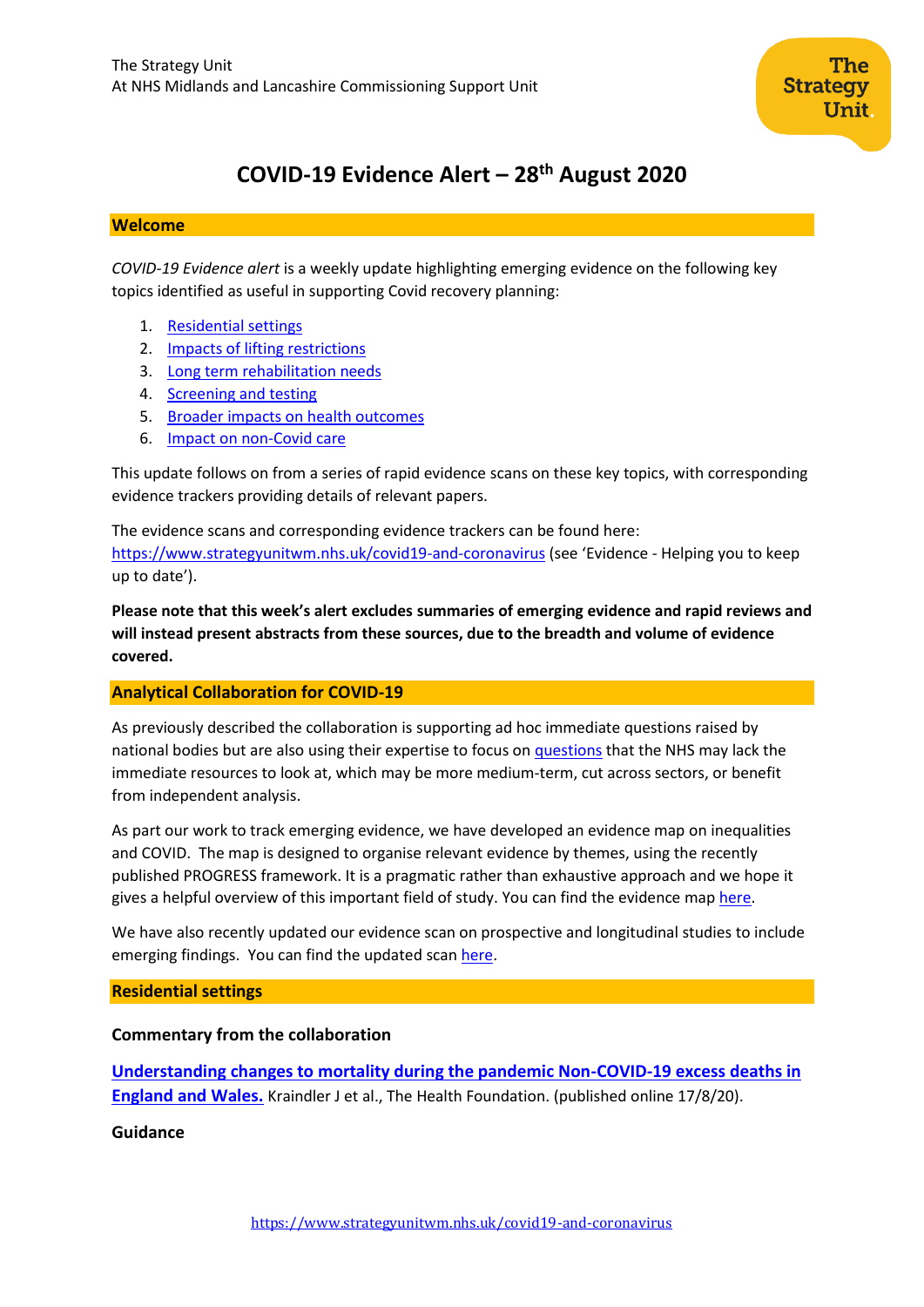The Strategy Unit
At NHS Midlands and Lancashire Commissioning Support Unit

# COVID-19 Evidence Alert – 28th August 2020

## Welcome

*COVID-19 Evidence alert* is a weekly update highlighting emerging evidence on the following key topics identified as useful in supporting Covid recovery planning:

1. Residential settings
2. Impacts of lifting restrictions
3. Long term rehabilitation needs
4. Screening and testing
5. Broader impacts on health outcomes
6. Impact on non-Covid care

This update follows on from a series of rapid evidence scans on these key topics, with corresponding evidence trackers providing details of relevant papers.

The evidence scans and corresponding evidence trackers can be found here: https://www.strategyunitwm.nhs.uk/covid19-and-coronavirus (see 'Evidence - Helping you to keep up to date').

**Please note that this week's alert excludes summaries of emerging evidence and rapid reviews and will instead present abstracts from these sources, due to the breadth and volume of evidence covered.**

## Analytical Collaboration for COVID-19

As previously described the collaboration is supporting ad hoc immediate questions raised by national bodies but are also using their expertise to focus on questions that the NHS may lack the immediate resources to look at, which may be more medium-term, cut across sectors, or benefit from independent analysis.

As part our work to track emerging evidence, we have developed an evidence map on inequalities and COVID. The map is designed to organise relevant evidence by themes, using the recently published PROGRESS framework. It is a pragmatic rather than exhaustive approach and we hope it gives a helpful overview of this important field of study. You can find the evidence map here.

We have also recently updated our evidence scan on prospective and longitudinal studies to include emerging findings. You can find the updated scan here.

## Residential settings

### Commentary from the collaboration

**Understanding changes to mortality during the pandemic Non-COVID-19 excess deaths in England and Wales.** Kraindler J et al., The Health Foundation. (published online 17/8/20).

### Guidance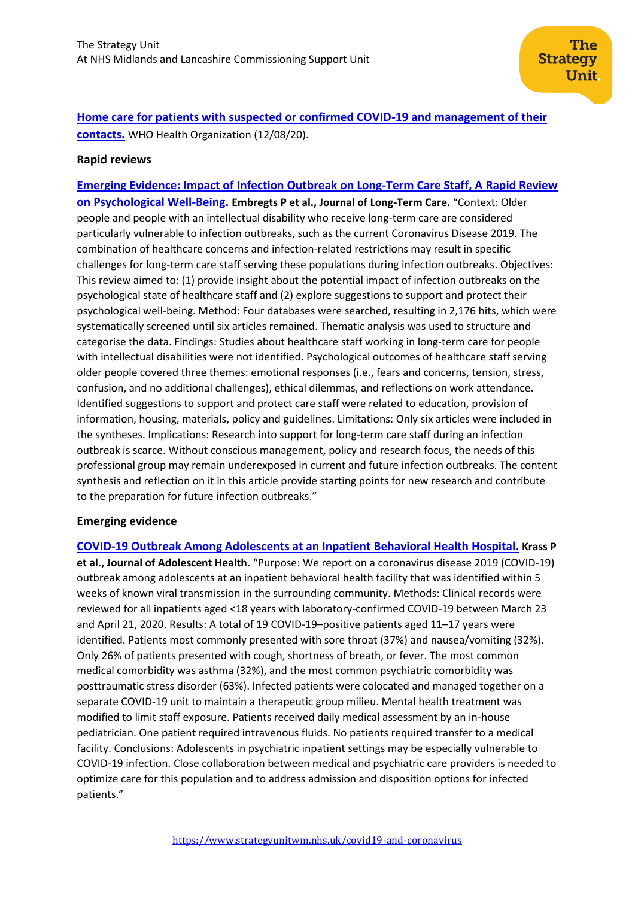**Home care for patients with suspected or confirmed COVID-19 and management of their contacts.** WHO Health Organization (12/08/20).

## Rapid reviews

**Emerging Evidence: Impact of Infection Outbreak on Long-Term Care Staff, A Rapid Review on Psychological Well-Being.** **Embregts P et al., Journal of Long-Term Care.** "Context: Older people and people with an intellectual disability who receive long-term care are considered particularly vulnerable to infection outbreaks, such as the current Coronavirus Disease 2019. The combination of healthcare concerns and infection-related restrictions may result in specific challenges for long-term care staff serving these populations during infection outbreaks. Objectives: This review aimed to: (1) provide insight about the potential impact of infection outbreaks on the psychological state of healthcare staff and (2) explore suggestions to support and protect their psychological well-being. Method: Four databases were searched, resulting in 2,176 hits, which were systematically screened until six articles remained. Thematic analysis was used to structure and categorise the data. Findings: Studies about healthcare staff working in long-term care for people with intellectual disabilities were not identified. Psychological outcomes of healthcare staff serving older people covered three themes: emotional responses (i.e., fears and concerns, tension, stress, confusion, and no additional challenges), ethical dilemmas, and reflections on work attendance. Identified suggestions to support and protect care staff were related to education, provision of information, housing, materials, policy and guidelines. Limitations: Only six articles were included in the syntheses. Implications: Research into support for long-term care staff during an infection outbreak is scarce. Without conscious management, policy and research focus, the needs of this professional group may remain underexposed in current and future infection outbreaks. The content synthesis and reflection on it in this article provide starting points for new research and contribute to the preparation for future infection outbreaks."

## Emerging evidence

**COVID-19 Outbreak Among Adolescents at an Inpatient Behavioral Health Hospital.** **Krass P et al., Journal of Adolescent Health.** "Purpose: We report on a coronavirus disease 2019 (COVID-19) outbreak among adolescents at an inpatient behavioral health facility that was identified within 5 weeks of known viral transmission in the surrounding community. Methods: Clinical records were reviewed for all inpatients aged <18 years with laboratory-confirmed COVID-19 between March 23 and April 21, 2020. Results: A total of 19 COVID-19–positive patients aged 11–17 years were identified. Patients most commonly presented with sore throat (37%) and nausea/vomiting (32%). Only 26% of patients presented with cough, shortness of breath, or fever. The most common medical comorbidity was asthma (32%), and the most common psychiatric comorbidity was posttraumatic stress disorder (63%). Infected patients were colocated and managed together on a separate COVID-19 unit to maintain a therapeutic group milieu. Mental health treatment was modified to limit staff exposure. Patients received daily medical assessment by an in-house pediatrician. One patient required intravenous fluids. No patients required transfer to a medical facility. Conclusions: Adolescents in psychiatric inpatient settings may be especially vulnerable to COVID-19 infection. Close collaboration between medical and psychiatric care providers is needed to optimize care for this population and to address admission and disposition options for infected patients."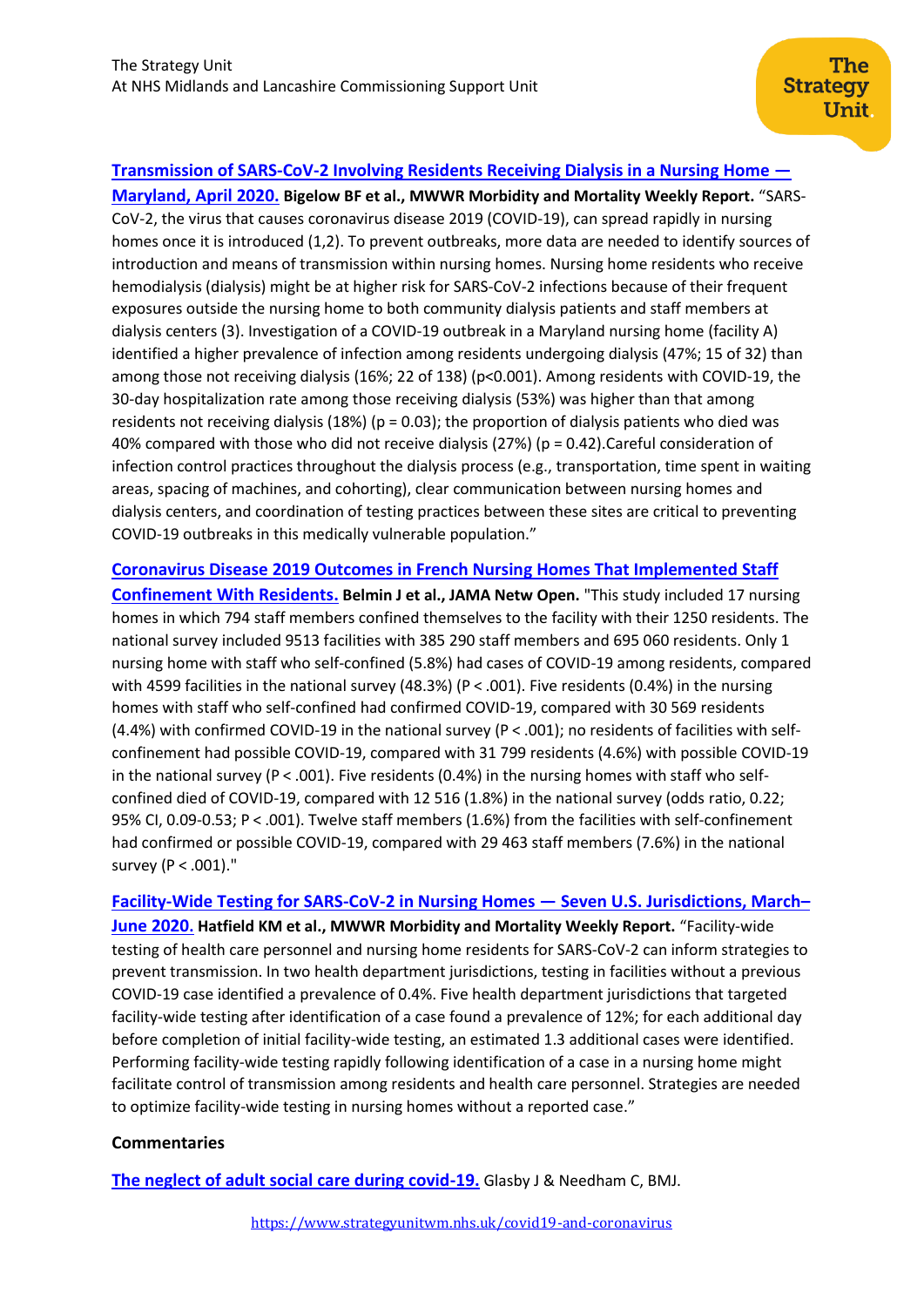**[Transmission of SARS-CoV-2 Involving Residents Receiving Dialysis in a Nursing Home — Maryland, April 2020.](#)** **Bigelow BF et al., MWWR Morbidity and Mortality Weekly Report.** "SARS-CoV-2, the virus that causes coronavirus disease 2019 (COVID-19), can spread rapidly in nursing homes once it is introduced (1,2). To prevent outbreaks, more data are needed to identify sources of introduction and means of transmission within nursing homes. Nursing home residents who receive hemodialysis (dialysis) might be at higher risk for SARS-CoV-2 infections because of their frequent exposures outside the nursing home to both community dialysis patients and staff members at dialysis centers (3). Investigation of a COVID-19 outbreak in a Maryland nursing home (facility A) identified a higher prevalence of infection among residents undergoing dialysis (47%; 15 of 32) than among those not receiving dialysis (16%; 22 of 138) ($p<0.001$). Among residents with COVID-19, the 30-day hospitalization rate among those receiving dialysis (53%) was higher than that among residents not receiving dialysis (18%) ($p = 0.03$); the proportion of dialysis patients who died was 40% compared with those who did not receive dialysis (27%) ($p = 0.42$).Careful consideration of infection control practices throughout the dialysis process (e.g., transportation, time spent in waiting areas, spacing of machines, and cohorting), clear communication between nursing homes and dialysis centers, and coordination of testing practices between these sites are critical to preventing COVID-19 outbreaks in this medically vulnerable population."

**[Coronavirus Disease 2019 Outcomes in French Nursing Homes That Implemented Staff Confinement With Residents.](#)** **Belmin J et al., JAMA Netw Open.** "This study included 17 nursing homes in which 794 staff members confined themselves to the facility with their 1250 residents. The national survey included 9513 facilities with 385 290 staff members and 695 060 residents. Only 1 nursing home with staff who self-confined (5.8%) had cases of COVID-19 among residents, compared with 4599 facilities in the national survey (48.3%) ($P < .001$). Five residents (0.4%) in the nursing homes with staff who self-confined had confirmed COVID-19, compared with 30 569 residents (4.4%) with confirmed COVID-19 in the national survey ($P < .001$); no residents of facilities with self-confinement had possible COVID-19, compared with 31 799 residents (4.6%) with possible COVID-19 in the national survey ($P < .001$). Five residents (0.4%) in the nursing homes with staff who self-confined died of COVID-19, compared with 12 516 (1.8%) in the national survey (odds ratio, 0.22; 95% CI, 0.09-0.53; $P < .001$). Twelve staff members (1.6%) from the facilities with self-confinement had confirmed or possible COVID-19, compared with 29 463 staff members (7.6%) in the national survey ($P < .001$)."

**[Facility-Wide Testing for SARS-CoV-2 in Nursing Homes — Seven U.S. Jurisdictions, March–June 2020.](#)** **Hatfield KM et al., MWWR Morbidity and Mortality Weekly Report.** "Facility-wide testing of health care personnel and nursing home residents for SARS-CoV-2 can inform strategies to prevent transmission. In two health department jurisdictions, testing in facilities without a previous COVID-19 case identified a prevalence of 0.4%. Five health department jurisdictions that targeted facility-wide testing after identification of a case found a prevalence of 12%; for each additional day before completion of initial facility-wide testing, an estimated 1.3 additional cases were identified. Performing facility-wide testing rapidly following identification of a case in a nursing home might facilitate control of transmission among residents and health care personnel. Strategies are needed to optimize facility-wide testing in nursing homes without a reported case."

**Commentaries**

[The neglect of adult social care during covid-19.](#) Glasby J & Needham C, BMJ.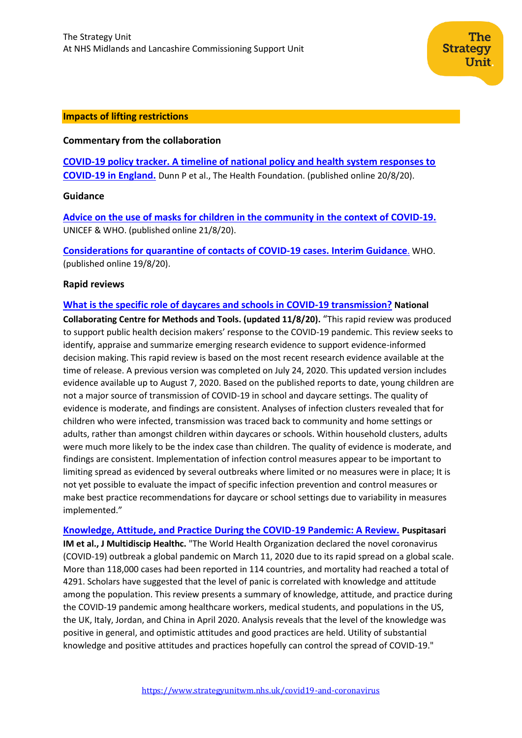## Impacts of lifting restrictions

### Commentary from the collaboration

**COVID-19 policy tracker. A timeline of national policy and health system responses to COVID-19 in England.** Dunn P et al., The Health Foundation. (published online 20/8/20).

### Guidance

**Advice on the use of masks for children in the community in the context of COVID-19.** UNICEF & WHO. (published online 21/8/20).

**Considerations for quarantine of contacts of COVID-19 cases. Interim Guidance.** WHO. (published online 19/8/20).

### Rapid reviews

**What is the specific role of daycares and schools in COVID-19 transmission? National Collaborating Centre for Methods and Tools. (updated 11/8/20).** "This rapid review was produced to support public health decision makers' response to the COVID-19 pandemic. This review seeks to identify, appraise and summarize emerging research evidence to support evidence-informed decision making. This rapid review is based on the most recent research evidence available at the time of release. A previous version was completed on July 24, 2020. This updated version includes evidence available up to August 7, 2020. Based on the published reports to date, young children are not a major source of transmission of COVID-19 in school and daycare settings. The quality of evidence is moderate, and findings are consistent. Analyses of infection clusters revealed that for children who were infected, transmission was traced back to community and home settings or adults, rather than amongst children within daycares or schools. Within household clusters, adults were much more likely to be the index case than children. The quality of evidence is moderate, and findings are consistent. Implementation of infection control measures appear to be important to limiting spread as evidenced by several outbreaks where limited or no measures were in place; It is not yet possible to evaluate the impact of specific infection prevention and control measures or make best practice recommendations for daycare or school settings due to variability in measures implemented."

**Knowledge, Attitude, and Practice During the COVID-19 Pandemic: A Review. Puspitasari IM et al., J Multidiscip Healthc.** "The World Health Organization declared the novel coronavirus (COVID-19) outbreak a global pandemic on March 11, 2020 due to its rapid spread on a global scale. More than 118,000 cases had been reported in 114 countries, and mortality had reached a total of 4291. Scholars have suggested that the level of panic is correlated with knowledge and attitude among the population. This review presents a summary of knowledge, attitude, and practice during the COVID-19 pandemic among healthcare workers, medical students, and populations in the US, the UK, Italy, Jordan, and China in April 2020. Analysis reveals that the level of the knowledge was positive in general, and optimistic attitudes and good practices are held. Utility of substantial knowledge and positive attitudes and practices hopefully can control the spread of COVID-19."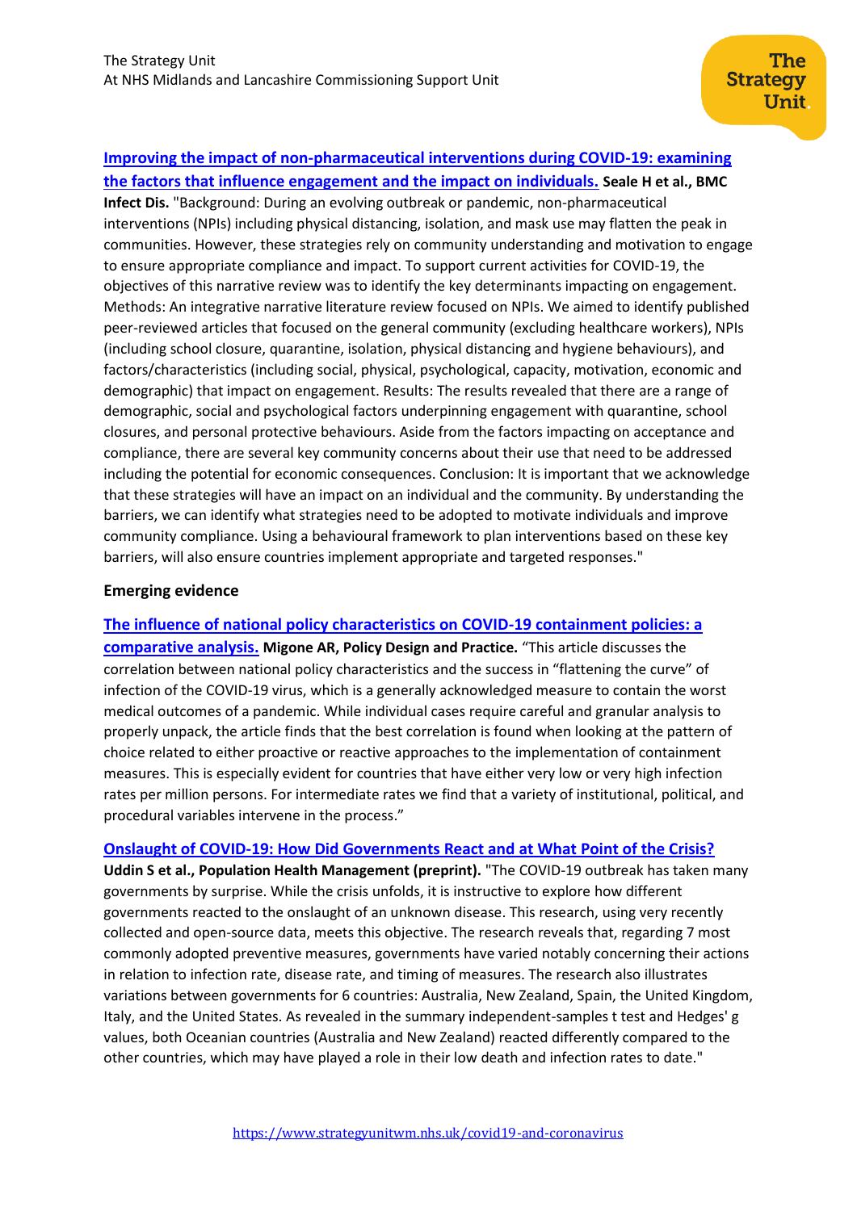**[Improving the impact of non-pharmaceutical interventions during COVID-19: examining the factors that influence engagement and the impact on individuals.](#)** **Seale H et al., BMC Infect Dis.** "Background: During an evolving outbreak or pandemic, non-pharmaceutical interventions (NPIs) including physical distancing, isolation, and mask use may flatten the peak in communities. However, these strategies rely on community understanding and motivation to engage to ensure appropriate compliance and impact. To support current activities for COVID-19, the objectives of this narrative review was to identify the key determinants impacting on engagement. Methods: An integrative narrative literature review focused on NPIs. We aimed to identify published peer-reviewed articles that focused on the general community (excluding healthcare workers), NPIs (including school closure, quarantine, isolation, physical distancing and hygiene behaviours), and factors/characteristics (including social, physical, psychological, capacity, motivation, economic and demographic) that impact on engagement. Results: The results revealed that there are a range of demographic, social and psychological factors underpinning engagement with quarantine, school closures, and personal protective behaviours. Aside from the factors impacting on acceptance and compliance, there are several key community concerns about their use that need to be addressed including the potential for economic consequences. Conclusion: It is important that we acknowledge that these strategies will have an impact on an individual and the community. By understanding the barriers, we can identify what strategies need to be adopted to motivate individuals and improve community compliance. Using a behavioural framework to plan interventions based on these key barriers, will also ensure countries implement appropriate and targeted responses."

**Emerging evidence**

**[The influence of national policy characteristics on COVID-19 containment policies: a comparative analysis.](#)** **Migone AR, Policy Design and Practice.** "This article discusses the correlation between national policy characteristics and the success in "flattening the curve" of infection of the COVID-19 virus, which is a generally acknowledged measure to contain the worst medical outcomes of a pandemic. While individual cases require careful and granular analysis to properly unpack, the article finds that the best correlation is found when looking at the pattern of choice related to either proactive or reactive approaches to the implementation of containment measures. This is especially evident for countries that have either very low or very high infection rates per million persons. For intermediate rates we find that a variety of institutional, political, and procedural variables intervene in the process."

**[Onslaught of COVID-19: How Did Governments React and at What Point of the Crisis?](#)** **Uddin S et al., Population Health Management (preprint).** "The COVID-19 outbreak has taken many governments by surprise. While the crisis unfolds, it is instructive to explore how different governments reacted to the onslaught of an unknown disease. This research, using very recently collected and open-source data, meets this objective. The research reveals that, regarding 7 most commonly adopted preventive measures, governments have varied notably concerning their actions in relation to infection rate, disease rate, and timing of measures. The research also illustrates variations between governments for 6 countries: Australia, New Zealand, Spain, the United Kingdom, Italy, and the United States. As revealed in the summary independent-samples t test and Hedges' g values, both Oceanian countries (Australia and New Zealand) reacted differently compared to the other countries, which may have played a role in their low death and infection rates to date."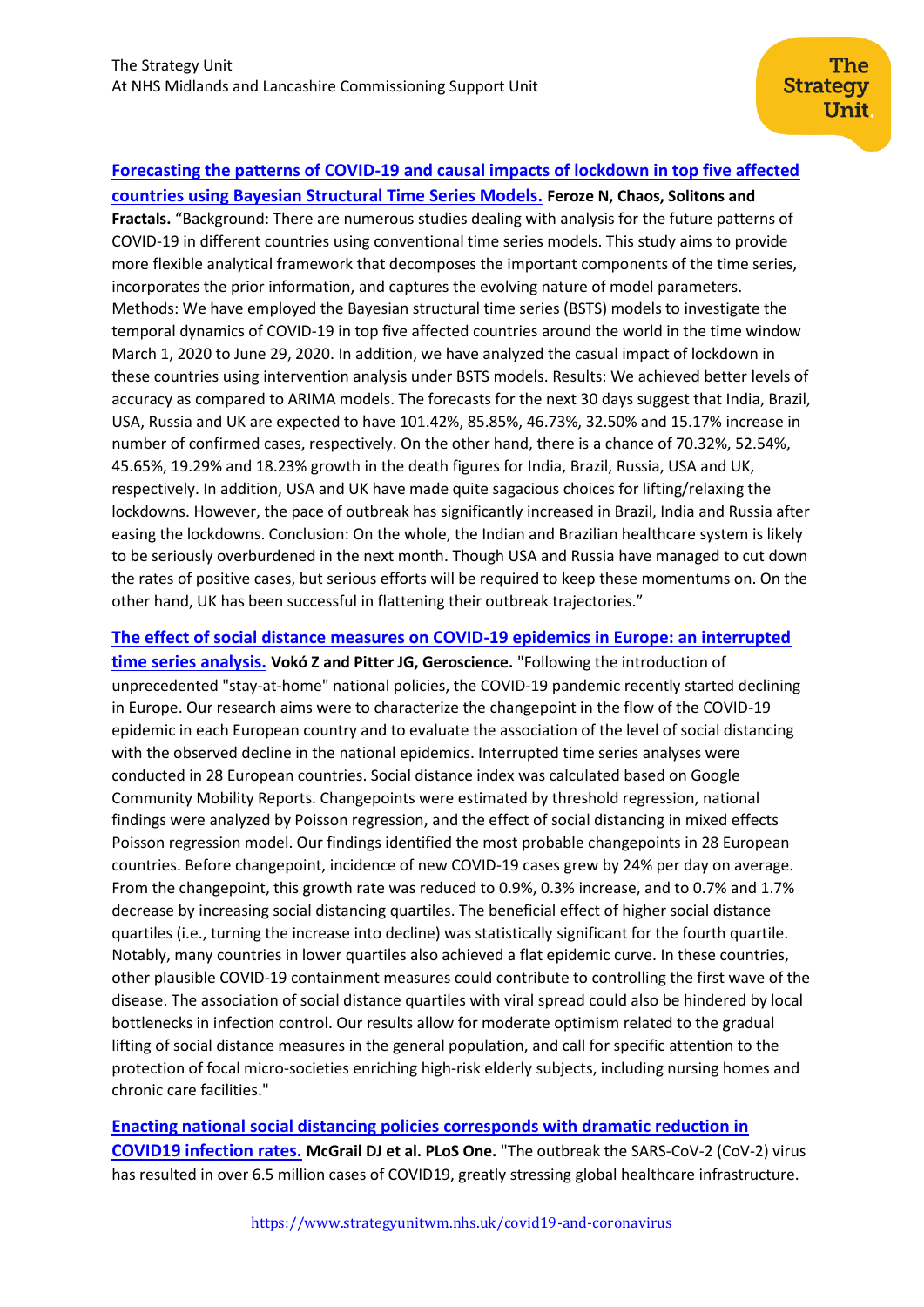[**Forecasting the patterns of COVID-19 and causal impacts of lockdown in top five affected countries using Bayesian Structural Time Series Models.**]() **Feroze N, Chaos, Solitons and Fractals.** "Background: There are numerous studies dealing with analysis for the future patterns of COVID-19 in different countries using conventional time series models. This study aims to provide more flexible analytical framework that decomposes the important components of the time series, incorporates the prior information, and captures the evolving nature of model parameters. Methods: We have employed the Bayesian structural time series (BSTS) models to investigate the temporal dynamics of COVID-19 in top five affected countries around the world in the time window March 1, 2020 to June 29, 2020. In addition, we have analyzed the casual impact of lockdown in these countries using intervention analysis under BSTS models. Results: We achieved better levels of accuracy as compared to ARIMA models. The forecasts for the next 30 days suggest that India, Brazil, USA, Russia and UK are expected to have 101.42%, 85.85%, 46.73%, 32.50% and 15.17% increase in number of confirmed cases, respectively. On the other hand, there is a chance of 70.32%, 52.54%, 45.65%, 19.29% and 18.23% growth in the death figures for India, Brazil, Russia, USA and UK, respectively. In addition, USA and UK have made quite sagacious choices for lifting/relaxing the lockdowns. However, the pace of outbreak has significantly increased in Brazil, India and Russia after easing the lockdowns. Conclusion: On the whole, the Indian and Brazilian healthcare system is likely to be seriously overburdened in the next month. Though USA and Russia have managed to cut down the rates of positive cases, but serious efforts will be required to keep these momentums on. On the other hand, UK has been successful in flattening their outbreak trajectories."

[**The effect of social distance measures on COVID-19 epidemics in Europe: an interrupted time series analysis.**]() **Vokó Z and Pitter JG, Geroscience.** "Following the introduction of unprecedented "stay-at-home" national policies, the COVID-19 pandemic recently started declining in Europe. Our research aims were to characterize the changepoint in the flow of the COVID-19 epidemic in each European country and to evaluate the association of the level of social distancing with the observed decline in the national epidemics. Interrupted time series analyses were conducted in 28 European countries. Social distance index was calculated based on Google Community Mobility Reports. Changepoints were estimated by threshold regression, national findings were analyzed by Poisson regression, and the effect of social distancing in mixed effects Poisson regression model. Our findings identified the most probable changepoints in 28 European countries. Before changepoint, incidence of new COVID-19 cases grew by 24% per day on average. From the changepoint, this growth rate was reduced to 0.9%, 0.3% increase, and to 0.7% and 1.7% decrease by increasing social distancing quartiles. The beneficial effect of higher social distance quartiles (i.e., turning the increase into decline) was statistically significant for the fourth quartile. Notably, many countries in lower quartiles also achieved a flat epidemic curve. In these countries, other plausible COVID-19 containment measures could contribute to controlling the first wave of the disease. The association of social distance quartiles with viral spread could also be hindered by local bottlenecks in infection control. Our results allow for moderate optimism related to the gradual lifting of social distance measures in the general population, and call for specific attention to the protection of focal micro-societies enriching high-risk elderly subjects, including nursing homes and chronic care facilities."

[**Enacting national social distancing policies corresponds with dramatic reduction in COVID19 infection rates.**]() **McGrail DJ et al. PLoS One.** "The outbreak the SARS-CoV-2 (CoV-2) virus has resulted in over 6.5 million cases of COVID19, greatly stressing global healthcare infrastructure.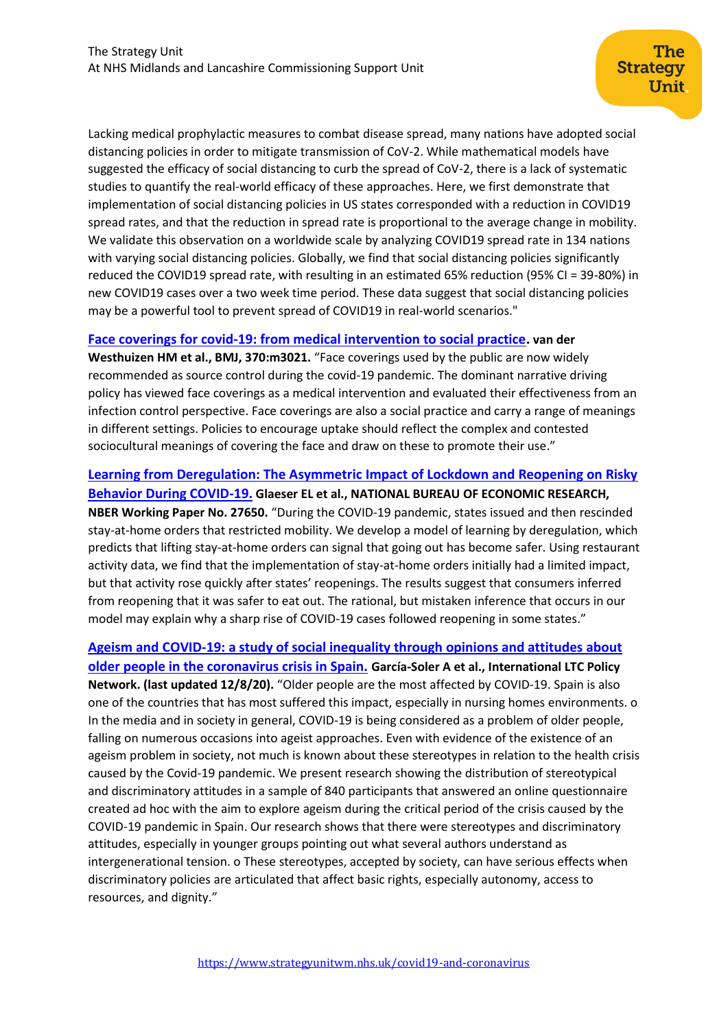Lacking medical prophylactic measures to combat disease spread, many nations have adopted social distancing policies in order to mitigate transmission of CoV-2. While mathematical models have suggested the efficacy of social distancing to curb the spread of CoV-2, there is a lack of systematic studies to quantify the real-world efficacy of these approaches. Here, we first demonstrate that implementation of social distancing policies in US states corresponded with a reduction in COVID19 spread rates, and that the reduction in spread rate is proportional to the average change in mobility. We validate this observation on a worldwide scale by analyzing COVID19 spread rate in 134 nations with varying social distancing policies. Globally, we find that social distancing policies significantly reduced the COVID19 spread rate, with resulting in an estimated 65% reduction (95% CI = 39-80%) in new COVID19 cases over a two week time period. These data suggest that social distancing policies may be a powerful tool to prevent spread of COVID19 in real-world scenarios."

**[Face coverings for covid-19: from medical intervention to social practice](). van der Westhuizen HM et al., BMJ, 370:m3021.** "Face coverings used by the public are now widely recommended as source control during the covid-19 pandemic. The dominant narrative driving policy has viewed face coverings as a medical intervention and evaluated their effectiveness from an infection control perspective. Face coverings are also a social practice and carry a range of meanings in different settings. Policies to encourage uptake should reflect the complex and contested sociocultural meanings of covering the face and draw on these to promote their use."

**[Learning from Deregulation: The Asymmetric Impact of Lockdown and Reopening on Risky Behavior During COVID-19.]() Glaeser EL et al., NATIONAL BUREAU OF ECONOMIC RESEARCH, NBER Working Paper No. 27650.** "During the COVID-19 pandemic, states issued and then rescinded stay-at-home orders that restricted mobility. We develop a model of learning by deregulation, which predicts that lifting stay-at-home orders can signal that going out has become safer. Using restaurant activity data, we find that the implementation of stay-at-home orders initially had a limited impact, but that activity rose quickly after states' reopenings. The results suggest that consumers inferred from reopening that it was safer to eat out. The rational, but mistaken inference that occurs in our model may explain why a sharp rise of COVID-19 cases followed reopening in some states."

**[Ageism and COVID-19: a study of social inequality through opinions and attitudes about older people in the coronavirus crisis in Spain.]() García-Soler A et al., International LTC Policy Network. (last updated 12/8/20).** "Older people are the most affected by COVID-19. Spain is also one of the countries that has most suffered this impact, especially in nursing homes environments. o In the media and in society in general, COVID-19 is being considered as a problem of older people, falling on numerous occasions into ageist approaches. Even with evidence of the existence of an ageism problem in society, not much is known about these stereotypes in relation to the health crisis caused by the Covid-19 pandemic. We present research showing the distribution of stereotypical and discriminatory attitudes in a sample of 840 participants that answered an online questionnaire created ad hoc with the aim to explore ageism during the critical period of the crisis caused by the COVID-19 pandemic in Spain. Our research shows that there were stereotypes and discriminatory attitudes, especially in younger groups pointing out what several authors understand as intergenerational tension. o These stereotypes, accepted by society, can have serious effects when discriminatory policies are articulated that affect basic rights, especially autonomy, access to resources, and dignity."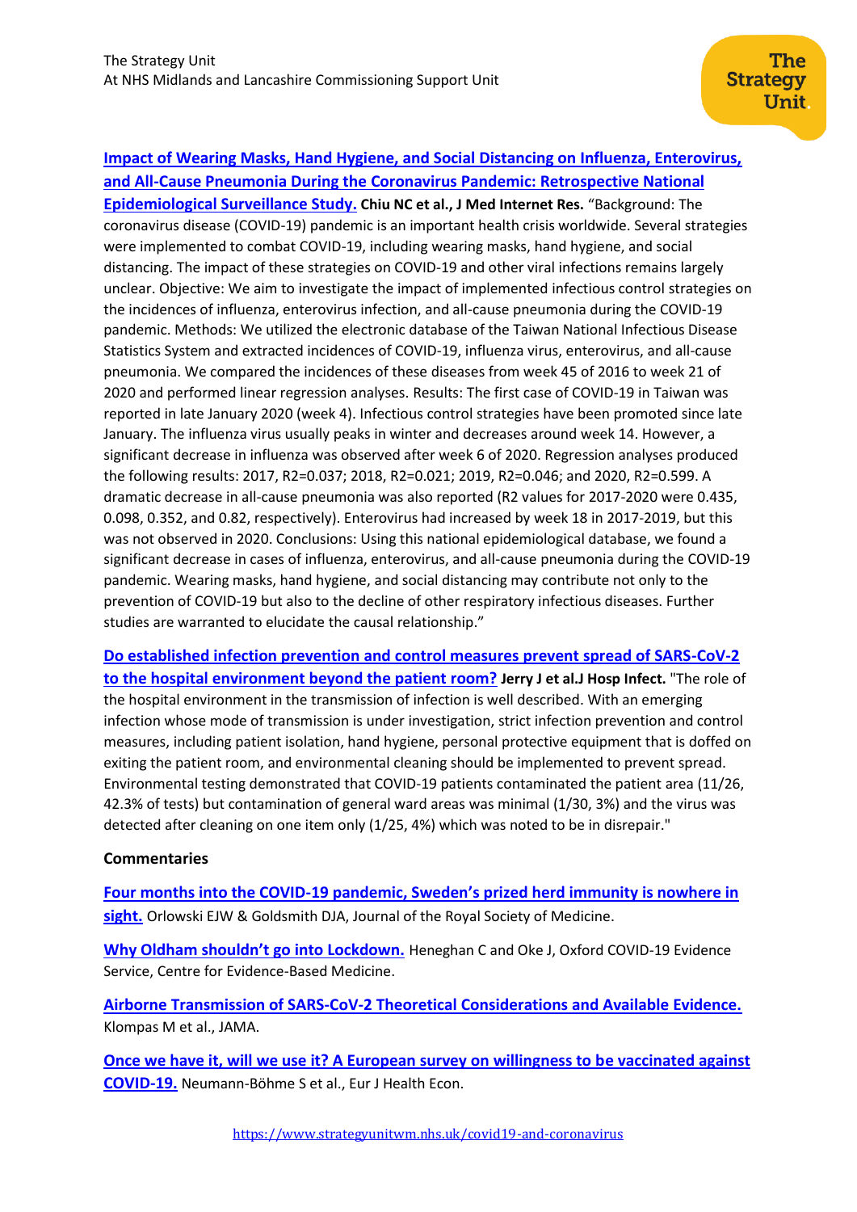**[Impact of Wearing Masks, Hand Hygiene, and Social Distancing on Influenza, Enterovirus, and All-Cause Pneumonia During the Coronavirus Pandemic: Retrospective National Epidemiological Surveillance Study.](#)** **Chiu NC et al., J Med Internet Res.** "Background: The coronavirus disease (COVID-19) pandemic is an important health crisis worldwide. Several strategies were implemented to combat COVID-19, including wearing masks, hand hygiene, and social distancing. The impact of these strategies on COVID-19 and other viral infections remains largely unclear. Objective: We aim to investigate the impact of implemented infectious control strategies on the incidences of influenza, enterovirus infection, and all-cause pneumonia during the COVID-19 pandemic. Methods: We utilized the electronic database of the Taiwan National Infectious Disease Statistics System and extracted incidences of COVID-19, influenza virus, enterovirus, and all-cause pneumonia. We compared the incidences of these diseases from week 45 of 2016 to week 21 of 2020 and performed linear regression analyses. Results: The first case of COVID-19 in Taiwan was reported in late January 2020 (week 4). Infectious control strategies have been promoted since late January. The influenza virus usually peaks in winter and decreases around week 14. However, a significant decrease in influenza was observed after week 6 of 2020. Regression analyses produced the following results: 2017, $R^2=0.037$; 2018, $R^2=0.021$; 2019, $R^2=0.046$; and 2020, $R^2=0.599$. A dramatic decrease in all-cause pneumonia was also reported ($R^2$ values for 2017-2020 were 0.435, 0.098, 0.352, and 0.82, respectively). Enterovirus had increased by week 18 in 2017-2019, but this was not observed in 2020. Conclusions: Using this national epidemiological database, we found a significant decrease in cases of influenza, enterovirus, and all-cause pneumonia during the COVID-19 pandemic. Wearing masks, hand hygiene, and social distancing may contribute not only to the prevention of COVID-19 but also to the decline of other respiratory infectious diseases. Further studies are warranted to elucidate the causal relationship."

**[Do established infection prevention and control measures prevent spread of SARS-CoV-2 to the hospital environment beyond the patient room?](#)** **Jerry J et al.J Hosp Infect.** "The role of the hospital environment in the transmission of infection is well described. With an emerging infection whose mode of transmission is under investigation, strict infection prevention and control measures, including patient isolation, hand hygiene, personal protective equipment that is doffed on exiting the patient room, and environmental cleaning should be implemented to prevent spread. Environmental testing demonstrated that COVID-19 patients contaminated the patient area (11/26, 42.3% of tests) but contamination of general ward areas was minimal (1/30, 3%) and the virus was detected after cleaning on one item only (1/25, 4%) which was noted to be in disrepair."

**Commentaries**

**[Four months into the COVID-19 pandemic, Sweden's prized herd immunity is nowhere in sight.](#)** Orlowski EJW & Goldsmith DJA, Journal of the Royal Society of Medicine.

**[Why Oldham shouldn't go into Lockdown.](#)** Heneghan C and Oke J, Oxford COVID-19 Evidence Service, Centre for Evidence-Based Medicine.

**[Airborne Transmission of SARS-CoV-2 Theoretical Considerations and Available Evidence.](#)** Klompas M et al., JAMA.

**[Once we have it, will we use it? A European survey on willingness to be vaccinated against COVID-19.](#)** Neumann-Böhme S et al., Eur J Health Econ.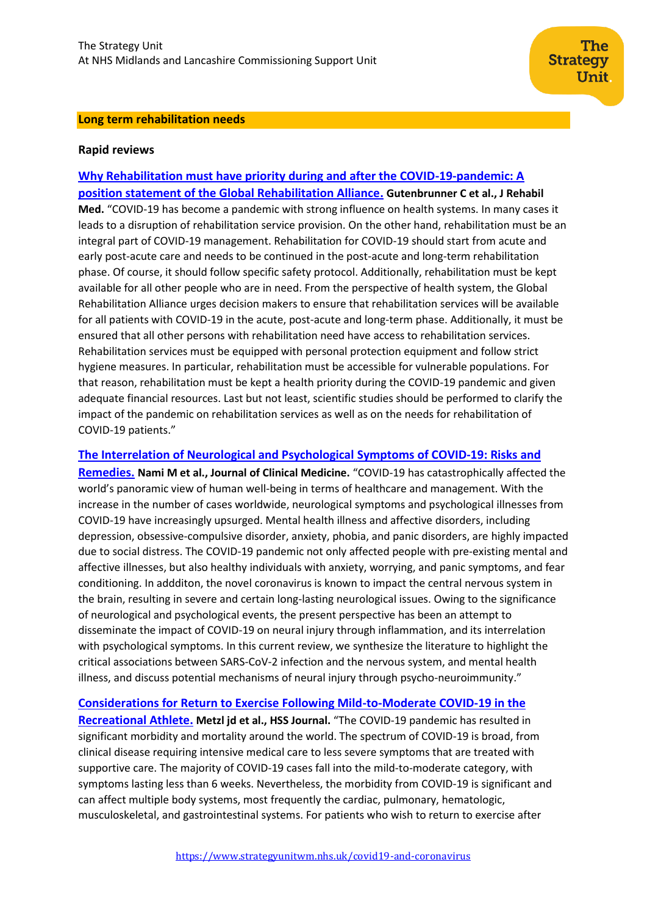## Long term rehabilitation needs

### Rapid reviews

**Why Rehabilitation must have priority during and after the COVID-19-pandemic: A position statement of the Global Rehabilitation Alliance.** **Gutenbrunner C et al., J Rehabil Med.** "COVID-19 has become a pandemic with strong influence on health systems. In many cases it leads to a disruption of rehabilitation service provision. On the other hand, rehabilitation must be an integral part of COVID-19 management. Rehabilitation for COVID-19 should start from acute and early post-acute care and needs to be continued in the post-acute and long-term rehabilitation phase. Of course, it should follow specific safety protocol. Additionally, rehabilitation must be kept available for all other people who are in need. From the perspective of health system, the Global Rehabilitation Alliance urges decision makers to ensure that rehabilitation services will be available for all patients with COVID-19 in the acute, post-acute and long-term phase. Additionally, it must be ensured that all other persons with rehabilitation need have access to rehabilitation services. Rehabilitation services must be equipped with personal protection equipment and follow strict hygiene measures. In particular, rehabilitation must be accessible for vulnerable populations. For that reason, rehabilitation must be kept a health priority during the COVID-19 pandemic and given adequate financial resources. Last but not least, scientific studies should be performed to clarify the impact of the pandemic on rehabilitation services as well as on the needs for rehabilitation of COVID-19 patients."

**The Interrelation of Neurological and Psychological Symptoms of COVID-19: Risks and Remedies.** **Nami M et al., Journal of Clinical Medicine.** "COVID-19 has catastrophically affected the world's panoramic view of human well-being in terms of healthcare and management. With the increase in the number of cases worldwide, neurological symptoms and psychological illnesses from COVID-19 have increasingly upsurged. Mental health illness and affective disorders, including depression, obsessive-compulsive disorder, anxiety, phobia, and panic disorders, are highly impacted due to social distress. The COVID-19 pandemic not only affected people with pre-existing mental and affective illnesses, but also healthy individuals with anxiety, worrying, and panic symptoms, and fear conditioning. In addditon, the novel coronavirus is known to impact the central nervous system in the brain, resulting in severe and certain long-lasting neurological issues. Owing to the significance of neurological and psychological events, the present perspective has been an attempt to disseminate the impact of COVID-19 on neural injury through inflammation, and its interrelation with psychological symptoms. In this current review, we synthesize the literature to highlight the critical associations between SARS-CoV-2 infection and the nervous system, and mental health illness, and discuss potential mechanisms of neural injury through psycho-neuroimmunity."

**Considerations for Return to Exercise Following Mild-to-Moderate COVID-19 in the Recreational Athlete.** **Metzl jd et al., HSS Journal.** "The COVID-19 pandemic has resulted in significant morbidity and mortality around the world. The spectrum of COVID-19 is broad, from clinical disease requiring intensive medical care to less severe symptoms that are treated with supportive care. The majority of COVID-19 cases fall into the mild-to-moderate category, with symptoms lasting less than 6 weeks. Nevertheless, the morbidity from COVID-19 is significant and can affect multiple body systems, most frequently the cardiac, pulmonary, hematologic, musculoskeletal, and gastrointestinal systems. For patients who wish to return to exercise after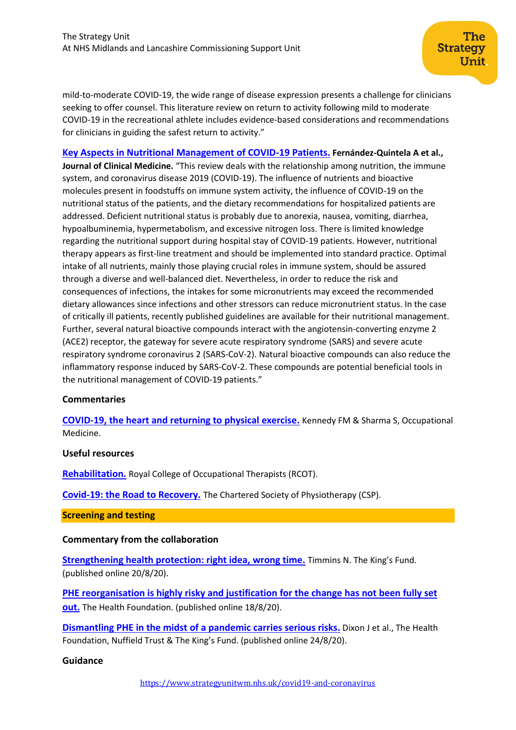mild-to-moderate COVID-19, the wide range of disease expression presents a challenge for clinicians seeking to offer counsel. This literature review on return to activity following mild to moderate COVID-19 in the recreational athlete includes evidence-based considerations and recommendations for clinicians in guiding the safest return to activity."

**Key Aspects in Nutritional Management of COVID-19 Patients.** **Fernández-Quintela A et al., Journal of Clinical Medicine.** "This review deals with the relationship among nutrition, the immune system, and coronavirus disease 2019 (COVID-19). The influence of nutrients and bioactive molecules present in foodstuffs on immune system activity, the influence of COVID-19 on the nutritional status of the patients, and the dietary recommendations for hospitalized patients are addressed. Deficient nutritional status is probably due to anorexia, nausea, vomiting, diarrhea, hypoalbuminemia, hypermetabolism, and excessive nitrogen loss. There is limited knowledge regarding the nutritional support during hospital stay of COVID-19 patients. However, nutritional therapy appears as first-line treatment and should be implemented into standard practice. Optimal intake of all nutrients, mainly those playing crucial roles in immune system, should be assured through a diverse and well-balanced diet. Nevertheless, in order to reduce the risk and consequences of infections, the intakes for some micronutrients may exceed the recommended dietary allowances since infections and other stressors can reduce micronutrient status. In the case of critically ill patients, recently published guidelines are available for their nutritional management. Further, several natural bioactive compounds interact with the angiotensin-converting enzyme 2 (ACE2) receptor, the gateway for severe acute respiratory syndrome (SARS) and severe acute respiratory syndrome coronavirus 2 (SARS-CoV-2). Natural bioactive compounds can also reduce the inflammatory response induced by SARS-CoV-2. These compounds are potential beneficial tools in the nutritional management of COVID-19 patients."

**Commentaries**

**COVID-19, the heart and returning to physical exercise.** Kennedy FM & Sharma S, Occupational Medicine.

**Useful resources**

**Rehabilitation.** Royal College of Occupational Therapists (RCOT).

**Covid-19: the Road to Recovery.** The Chartered Society of Physiotherapy (CSP).

## Screening and testing

**Commentary from the collaboration**

**Strengthening health protection: right idea, wrong time.** Timmins N. The King's Fund. (published online 20/8/20).

**PHE reorganisation is highly risky and justification for the change has not been fully set out.** The Health Foundation. (published online 18/8/20).

**Dismantling PHE in the midst of a pandemic carries serious risks.** Dixon J et al., The Health Foundation, Nuffield Trust & The King's Fund. (published online 24/8/20).

**Guidance**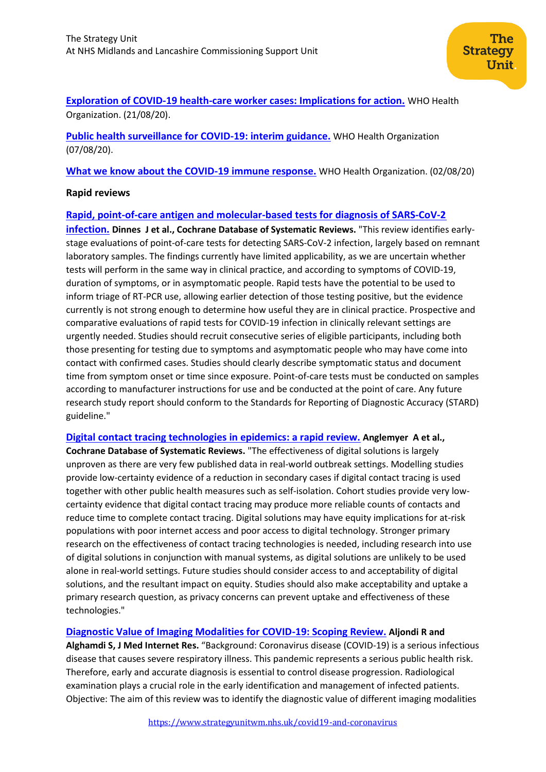**Exploration of COVID-19 health-care worker cases: Implications for action.** WHO Health Organization. (21/08/20).

**Public health surveillance for COVID-19: interim guidance.** WHO Health Organization (07/08/20).

**What we know about the COVID-19 immune response.** WHO Health Organization. (02/08/20)

### Rapid reviews

**Rapid, point-of-care antigen and molecular-based tests for diagnosis of SARS-CoV-2 infection.** **Dinnes J et al., Cochrane Database of Systematic Reviews.** "This review identifies early-stage evaluations of point-of-care tests for detecting SARS-CoV-2 infection, largely based on remnant laboratory samples. The findings currently have limited applicability, as we are uncertain whether tests will perform in the same way in clinical practice, and according to symptoms of COVID-19, duration of symptoms, or in asymptomatic people. Rapid tests have the potential to be used to inform triage of RT-PCR use, allowing earlier detection of those testing positive, but the evidence currently is not strong enough to determine how useful they are in clinical practice. Prospective and comparative evaluations of rapid tests for COVID-19 infection in clinically relevant settings are urgently needed. Studies should recruit consecutive series of eligible participants, including both those presenting for testing due to symptoms and asymptomatic people who may have come into contact with confirmed cases. Studies should clearly describe symptomatic status and document time from symptom onset or time since exposure. Point-of-care tests must be conducted on samples according to manufacturer instructions for use and be conducted at the point of care. Any future research study report should conform to the Standards for Reporting of Diagnostic Accuracy (STARD) guideline."

**Digital contact tracing technologies in epidemics: a rapid review.** **Anglemyer A et al., Cochrane Database of Systematic Reviews.** "The effectiveness of digital solutions is largely unproven as there are very few published data in real-world outbreak settings. Modelling studies provide low-certainty evidence of a reduction in secondary cases if digital contact tracing is used together with other public health measures such as self-isolation. Cohort studies provide very low-certainty evidence that digital contact tracing may produce more reliable counts of contacts and reduce time to complete contact tracing. Digital solutions may have equity implications for at-risk populations with poor internet access and poor access to digital technology. Stronger primary research on the effectiveness of contact tracing technologies is needed, including research into use of digital solutions in conjunction with manual systems, as digital solutions are unlikely to be used alone in real-world settings. Future studies should consider access to and acceptability of digital solutions, and the resultant impact on equity. Studies should also make acceptability and uptake a primary research question, as privacy concerns can prevent uptake and effectiveness of these technologies."

**Diagnostic Value of Imaging Modalities for COVID-19: Scoping Review.** **Aljondi R and Alghamdi S, J Med Internet Res.** "Background: Coronavirus disease (COVID-19) is a serious infectious disease that causes severe respiratory illness. This pandemic represents a serious public health risk. Therefore, early and accurate diagnosis is essential to control disease progression. Radiological examination plays a crucial role in the early identification and management of infected patients. Objective: The aim of this review was to identify the diagnostic value of different imaging modalities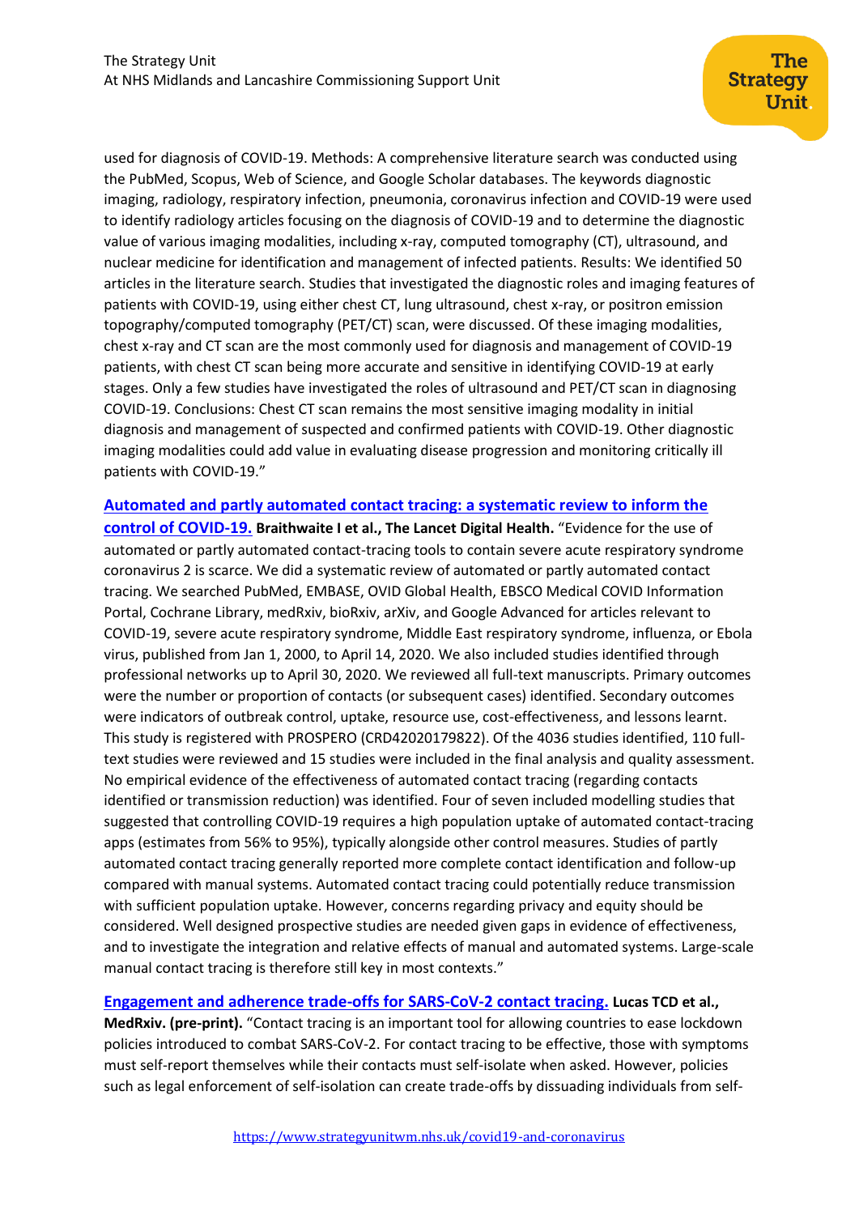used for diagnosis of COVID-19. Methods: A comprehensive literature search was conducted using the PubMed, Scopus, Web of Science, and Google Scholar databases. The keywords diagnostic imaging, radiology, respiratory infection, pneumonia, coronavirus infection and COVID-19 were used to identify radiology articles focusing on the diagnosis of COVID-19 and to determine the diagnostic value of various imaging modalities, including x-ray, computed tomography (CT), ultrasound, and nuclear medicine for identification and management of infected patients. Results: We identified 50 articles in the literature search. Studies that investigated the diagnostic roles and imaging features of patients with COVID-19, using either chest CT, lung ultrasound, chest x-ray, or positron emission topography/computed tomography (PET/CT) scan, were discussed. Of these imaging modalities, chest x-ray and CT scan are the most commonly used for diagnosis and management of COVID-19 patients, with chest CT scan being more accurate and sensitive in identifying COVID-19 at early stages. Only a few studies have investigated the roles of ultrasound and PET/CT scan in diagnosing COVID-19. Conclusions: Chest CT scan remains the most sensitive imaging modality in initial diagnosis and management of suspected and confirmed patients with COVID-19. Other diagnostic imaging modalities could add value in evaluating disease progression and monitoring critically ill patients with COVID-19."

**Automated and partly automated contact tracing: a systematic review to inform the control of COVID-19.** **Braithwaite I et al., The Lancet Digital Health.** "Evidence for the use of automated or partly automated contact-tracing tools to contain severe acute respiratory syndrome coronavirus 2 is scarce. We did a systematic review of automated or partly automated contact tracing. We searched PubMed, EMBASE, OVID Global Health, EBSCO Medical COVID Information Portal, Cochrane Library, medRxiv, bioRxiv, arXiv, and Google Advanced for articles relevant to COVID-19, severe acute respiratory syndrome, Middle East respiratory syndrome, influenza, or Ebola virus, published from Jan 1, 2000, to April 14, 2020. We also included studies identified through professional networks up to April 30, 2020. We reviewed all full-text manuscripts. Primary outcomes were the number or proportion of contacts (or subsequent cases) identified. Secondary outcomes were indicators of outbreak control, uptake, resource use, cost-effectiveness, and lessons learnt. This study is registered with PROSPERO (CRD42020179822). Of the 4036 studies identified, 110 full-text studies were reviewed and 15 studies were included in the final analysis and quality assessment. No empirical evidence of the effectiveness of automated contact tracing (regarding contacts identified or transmission reduction) was identified. Four of seven included modelling studies that suggested that controlling COVID-19 requires a high population uptake of automated contact-tracing apps (estimates from 56% to 95%), typically alongside other control measures. Studies of partly automated contact tracing generally reported more complete contact identification and follow-up compared with manual systems. Automated contact tracing could potentially reduce transmission with sufficient population uptake. However, concerns regarding privacy and equity should be considered. Well designed prospective studies are needed given gaps in evidence of effectiveness, and to investigate the integration and relative effects of manual and automated systems. Large-scale manual contact tracing is therefore still key in most contexts."

**Engagement and adherence trade-offs for SARS-CoV-2 contact tracing.** **Lucas TCD et al., MedRxiv. (pre-print).** "Contact tracing is an important tool for allowing countries to ease lockdown policies introduced to combat SARS-CoV-2. For contact tracing to be effective, those with symptoms must self-report themselves while their contacts must self-isolate when asked. However, policies such as legal enforcement of self-isolation can create trade-offs by dissuading individuals from self-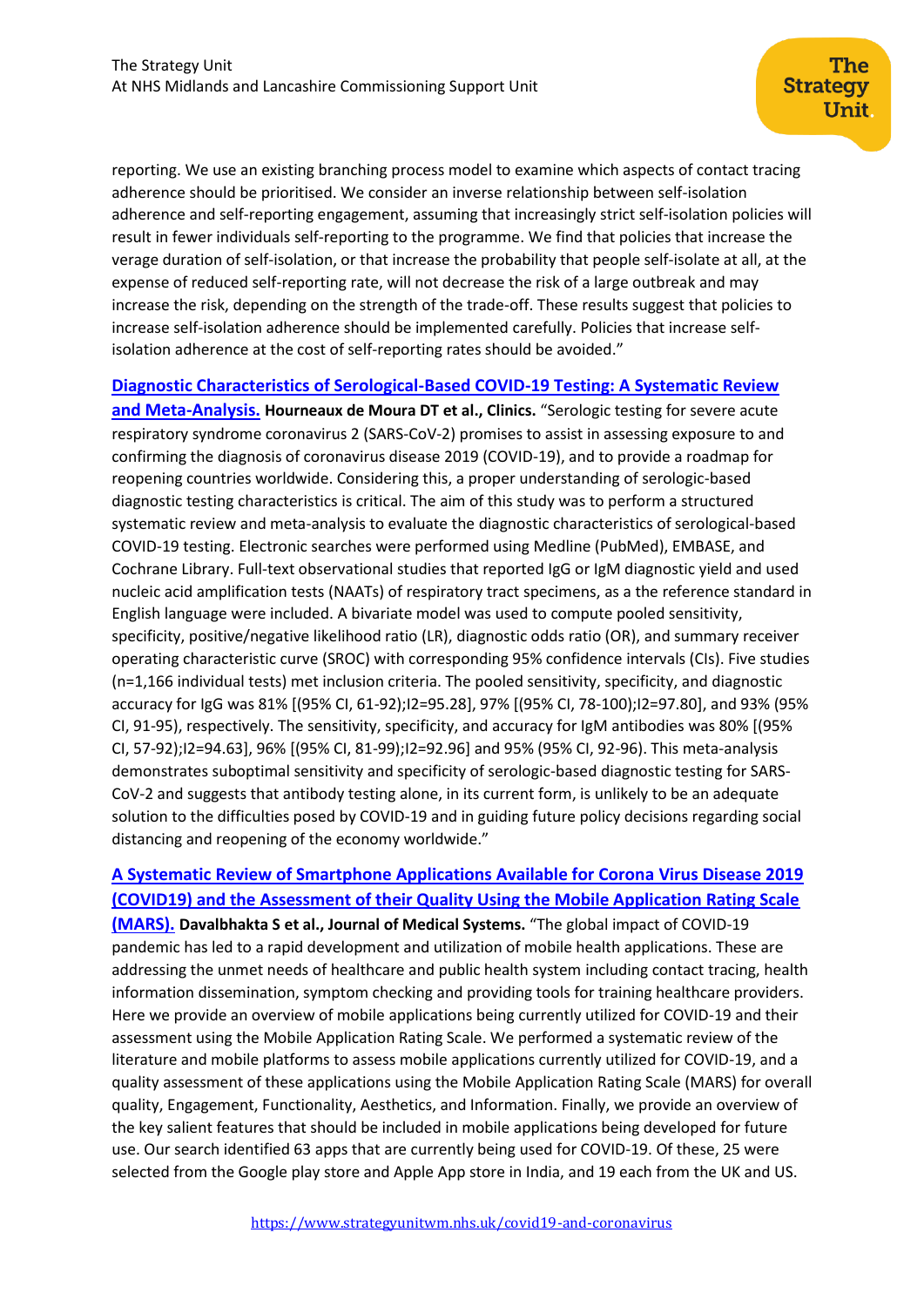reporting. We use an existing branching process model to examine which aspects of contact tracing adherence should be prioritised. We consider an inverse relationship between self-isolation adherence and self-reporting engagement, assuming that increasingly strict self-isolation policies will result in fewer individuals self-reporting to the programme. We find that policies that increase the verage duration of self-isolation, or that increase the probability that people self-isolate at all, at the expense of reduced self-reporting rate, will not decrease the risk of a large outbreak and may increase the risk, depending on the strength of the trade-off. These results suggest that policies to increase self-isolation adherence should be implemented carefully. Policies that increase self-isolation adherence at the cost of self-reporting rates should be avoided."

[Diagnostic Characteristics of Serological-Based COVID-19 Testing: A Systematic Review and Meta-Analysis.]() **Hourneaux de Moura DT et al., Clinics.** "Serologic testing for severe acute respiratory syndrome coronavirus 2 (SARS-CoV-2) promises to assist in assessing exposure to and confirming the diagnosis of coronavirus disease 2019 (COVID-19), and to provide a roadmap for reopening countries worldwide. Considering this, a proper understanding of serologic-based diagnostic testing characteristics is critical. The aim of this study was to perform a structured systematic review and meta-analysis to evaluate the diagnostic characteristics of serological-based COVID-19 testing. Electronic searches were performed using Medline (PubMed), EMBASE, and Cochrane Library. Full-text observational studies that reported IgG or IgM diagnostic yield and used nucleic acid amplification tests (NAATs) of respiratory tract specimens, as a the reference standard in English language were included. A bivariate model was used to compute pooled sensitivity, specificity, positive/negative likelihood ratio (LR), diagnostic odds ratio (OR), and summary receiver operating characteristic curve (SROC) with corresponding 95% confidence intervals (CIs). Five studies (n=1,166 individual tests) met inclusion criteria. The pooled sensitivity, specificity, and diagnostic accuracy for IgG was 81% [(95% CI, 61-92);I2=95.28], 97% [(95% CI, 78-100);I2=97.80], and 93% (95% CI, 91-95), respectively. The sensitivity, specificity, and accuracy for IgM antibodies was 80% [(95% CI, 57-92);I2=94.63], 96% [(95% CI, 81-99);I2=92.96] and 95% (95% CI, 92-96). This meta-analysis demonstrates suboptimal sensitivity and specificity of serologic-based diagnostic testing for SARS-CoV-2 and suggests that antibody testing alone, in its current form, is unlikely to be an adequate solution to the difficulties posed by COVID-19 and in guiding future policy decisions regarding social distancing and reopening of the economy worldwide."

[A Systematic Review of Smartphone Applications Available for Corona Virus Disease 2019 (COVID19) and the Assessment of their Quality Using the Mobile Application Rating Scale (MARS).]() **Davalbhakta S et al., Journal of Medical Systems.** "The global impact of COVID-19 pandemic has led to a rapid development and utilization of mobile health applications. These are addressing the unmet needs of healthcare and public health system including contact tracing, health information dissemination, symptom checking and providing tools for training healthcare providers. Here we provide an overview of mobile applications being currently utilized for COVID-19 and their assessment using the Mobile Application Rating Scale. We performed a systematic review of the literature and mobile platforms to assess mobile applications currently utilized for COVID-19, and a quality assessment of these applications using the Mobile Application Rating Scale (MARS) for overall quality, Engagement, Functionality, Aesthetics, and Information. Finally, we provide an overview of the key salient features that should be included in mobile applications being developed for future use. Our search identified 63 apps that are currently being used for COVID-19. Of these, 25 were selected from the Google play store and Apple App store in India, and 19 each from the UK and US.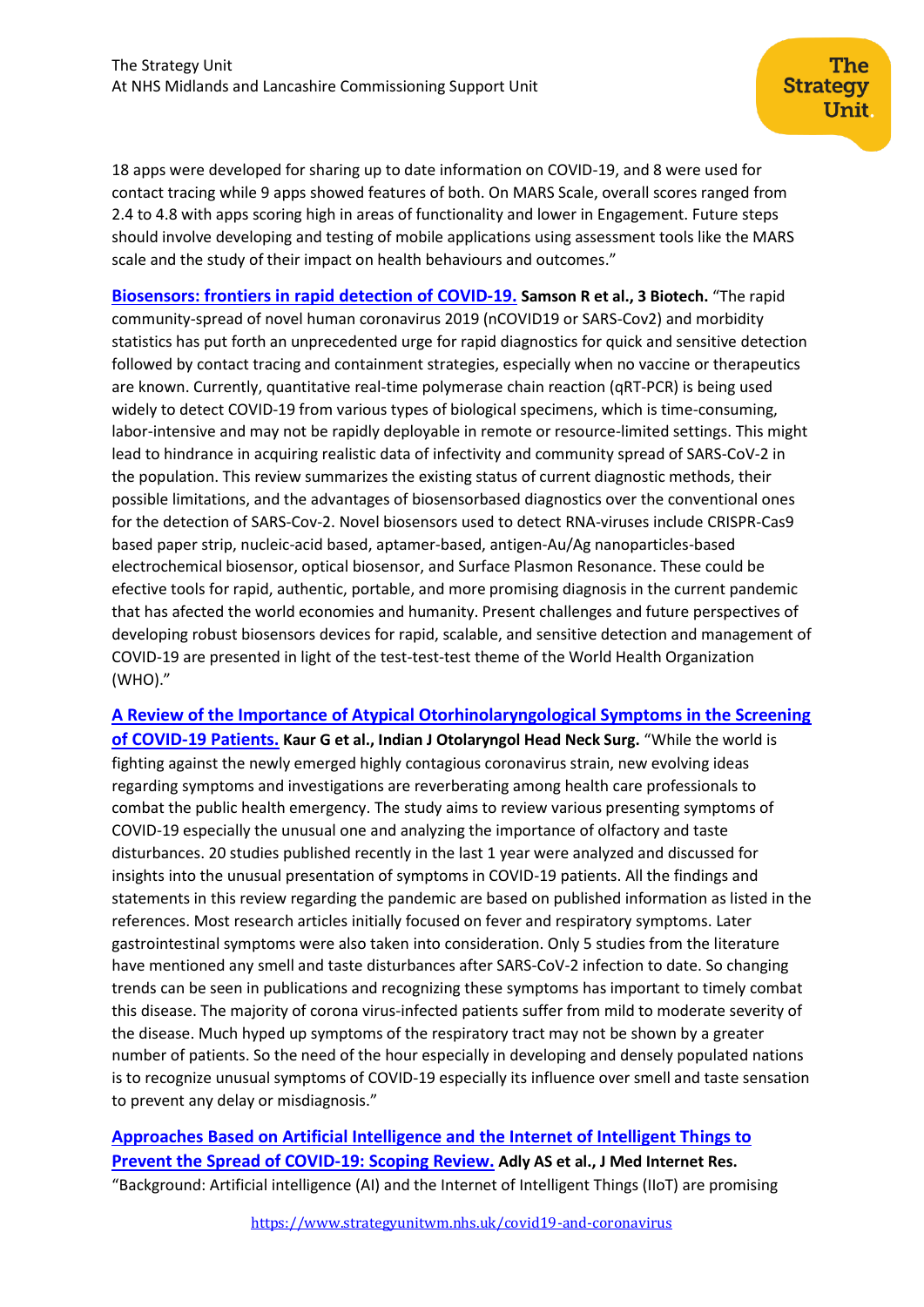18 apps were developed for sharing up to date information on COVID-19, and 8 were used for contact tracing while 9 apps showed features of both. On MARS Scale, overall scores ranged from 2.4 to 4.8 with apps scoring high in areas of functionality and lower in Engagement. Future steps should involve developing and testing of mobile applications using assessment tools like the MARS scale and the study of their impact on health behaviours and outcomes."

**Biosensors: frontiers in rapid detection of COVID-19.** **Samson R et al., 3 Biotech.** "The rapid community-spread of novel human coronavirus 2019 (nCOVID19 or SARS-Cov2) and morbidity statistics has put forth an unprecedented urge for rapid diagnostics for quick and sensitive detection followed by contact tracing and containment strategies, especially when no vaccine or therapeutics are known. Currently, quantitative real-time polymerase chain reaction (qRT-PCR) is being used widely to detect COVID-19 from various types of biological specimens, which is time-consuming, labor-intensive and may not be rapidly deployable in remote or resource-limited settings. This might lead to hindrance in acquiring realistic data of infectivity and community spread of SARS-CoV-2 in the population. This review summarizes the existing status of current diagnostic methods, their possible limitations, and the advantages of biosensorbased diagnostics over the conventional ones for the detection of SARS-Cov-2. Novel biosensors used to detect RNA-viruses include CRISPR-Cas9 based paper strip, nucleic-acid based, aptamer-based, antigen-Au/Ag nanoparticles-based electrochemical biosensor, optical biosensor, and Surface Plasmon Resonance. These could be efective tools for rapid, authentic, portable, and more promising diagnosis in the current pandemic that has afected the world economies and humanity. Present challenges and future perspectives of developing robust biosensors devices for rapid, scalable, and sensitive detection and management of COVID-19 are presented in light of the test-test-test theme of the World Health Organization (WHO)."

**A Review of the Importance of Atypical Otorhinolaryngological Symptoms in the Screening of COVID-19 Patients.** **Kaur G et al., Indian J Otolaryngol Head Neck Surg.** "While the world is fighting against the newly emerged highly contagious coronavirus strain, new evolving ideas regarding symptoms and investigations are reverberating among health care professionals to combat the public health emergency. The study aims to review various presenting symptoms of COVID-19 especially the unusual one and analyzing the importance of olfactory and taste disturbances. 20 studies published recently in the last 1 year were analyzed and discussed for insights into the unusual presentation of symptoms in COVID-19 patients. All the findings and statements in this review regarding the pandemic are based on published information as listed in the references. Most research articles initially focused on fever and respiratory symptoms. Later gastrointestinal symptoms were also taken into consideration. Only 5 studies from the literature have mentioned any smell and taste disturbances after SARS-CoV-2 infection to date. So changing trends can be seen in publications and recognizing these symptoms has important to timely combat this disease. The majority of corona virus-infected patients suffer from mild to moderate severity of the disease. Much hyped up symptoms of the respiratory tract may not be shown by a greater number of patients. So the need of the hour especially in developing and densely populated nations is to recognize unusual symptoms of COVID-19 especially its influence over smell and taste sensation to prevent any delay or misdiagnosis."

**Approaches Based on Artificial Intelligence and the Internet of Intelligent Things to Prevent the Spread of COVID-19: Scoping Review.** **Adly AS et al., J Med Internet Res.** "Background: Artificial intelligence (AI) and the Internet of Intelligent Things (IIoT) are promising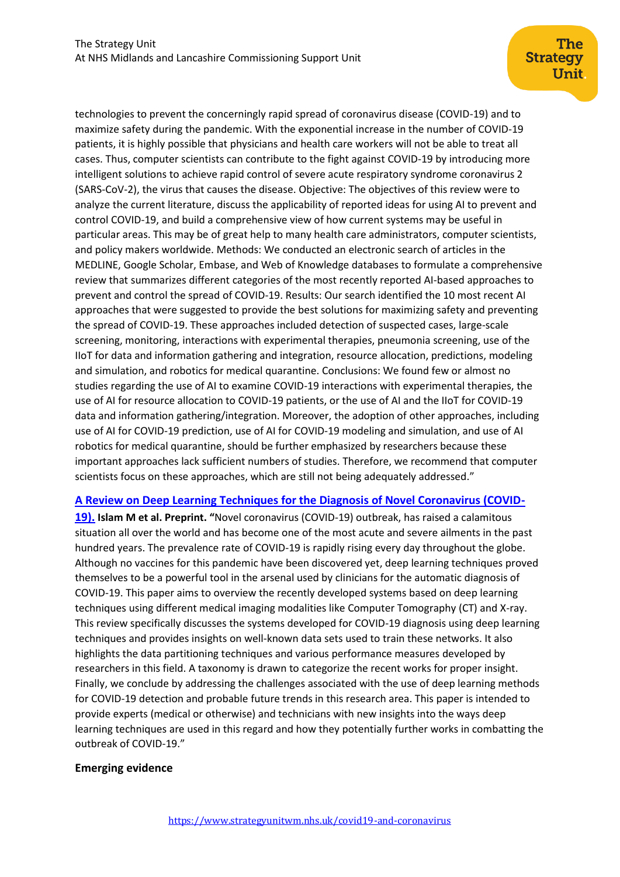technologies to prevent the concerningly rapid spread of coronavirus disease (COVID-19) and to maximize safety during the pandemic. With the exponential increase in the number of COVID-19 patients, it is highly possible that physicians and health care workers will not be able to treat all cases. Thus, computer scientists can contribute to the fight against COVID-19 by introducing more intelligent solutions to achieve rapid control of severe acute respiratory syndrome coronavirus 2 (SARS-CoV-2), the virus that causes the disease. Objective: The objectives of this review were to analyze the current literature, discuss the applicability of reported ideas for using AI to prevent and control COVID-19, and build a comprehensive view of how current systems may be useful in particular areas. This may be of great help to many health care administrators, computer scientists, and policy makers worldwide. Methods: We conducted an electronic search of articles in the MEDLINE, Google Scholar, Embase, and Web of Knowledge databases to formulate a comprehensive review that summarizes different categories of the most recently reported AI-based approaches to prevent and control the spread of COVID-19. Results: Our search identified the 10 most recent AI approaches that were suggested to provide the best solutions for maximizing safety and preventing the spread of COVID-19. These approaches included detection of suspected cases, large-scale screening, monitoring, interactions with experimental therapies, pneumonia screening, use of the IIoT for data and information gathering and integration, resource allocation, predictions, modeling and simulation, and robotics for medical quarantine. Conclusions: We found few or almost no studies regarding the use of AI to examine COVID-19 interactions with experimental therapies, the use of AI for resource allocation to COVID-19 patients, or the use of AI and the IIoT for COVID-19 data and information gathering/integration. Moreover, the adoption of other approaches, including use of AI for COVID-19 prediction, use of AI for COVID-19 modeling and simulation, and use of AI robotics for medical quarantine, should be further emphasized by researchers because these important approaches lack sufficient numbers of studies. Therefore, we recommend that computer scientists focus on these approaches, which are still not being adequately addressed."

**A Review on Deep Learning Techniques for the Diagnosis of Novel Coronavirus (COVID-19).** **Islam M et al. Preprint.** **"**Novel coronavirus (COVID-19) outbreak, has raised a calamitous situation all over the world and has become one of the most acute and severe ailments in the past hundred years. The prevalence rate of COVID-19 is rapidly rising every day throughout the globe. Although no vaccines for this pandemic have been discovered yet, deep learning techniques proved themselves to be a powerful tool in the arsenal used by clinicians for the automatic diagnosis of COVID-19. This paper aims to overview the recently developed systems based on deep learning techniques using different medical imaging modalities like Computer Tomography (CT) and X-ray. This review specifically discusses the systems developed for COVID-19 diagnosis using deep learning techniques and provides insights on well-known data sets used to train these networks. It also highlights the data partitioning techniques and various performance measures developed by researchers in this field. A taxonomy is drawn to categorize the recent works for proper insight. Finally, we conclude by addressing the challenges associated with the use of deep learning methods for COVID-19 detection and probable future trends in this research area. This paper is intended to provide experts (medical or otherwise) and technicians with new insights into the ways deep learning techniques are used in this regard and how they potentially further works in combatting the outbreak of COVID-19."

**Emerging evidence**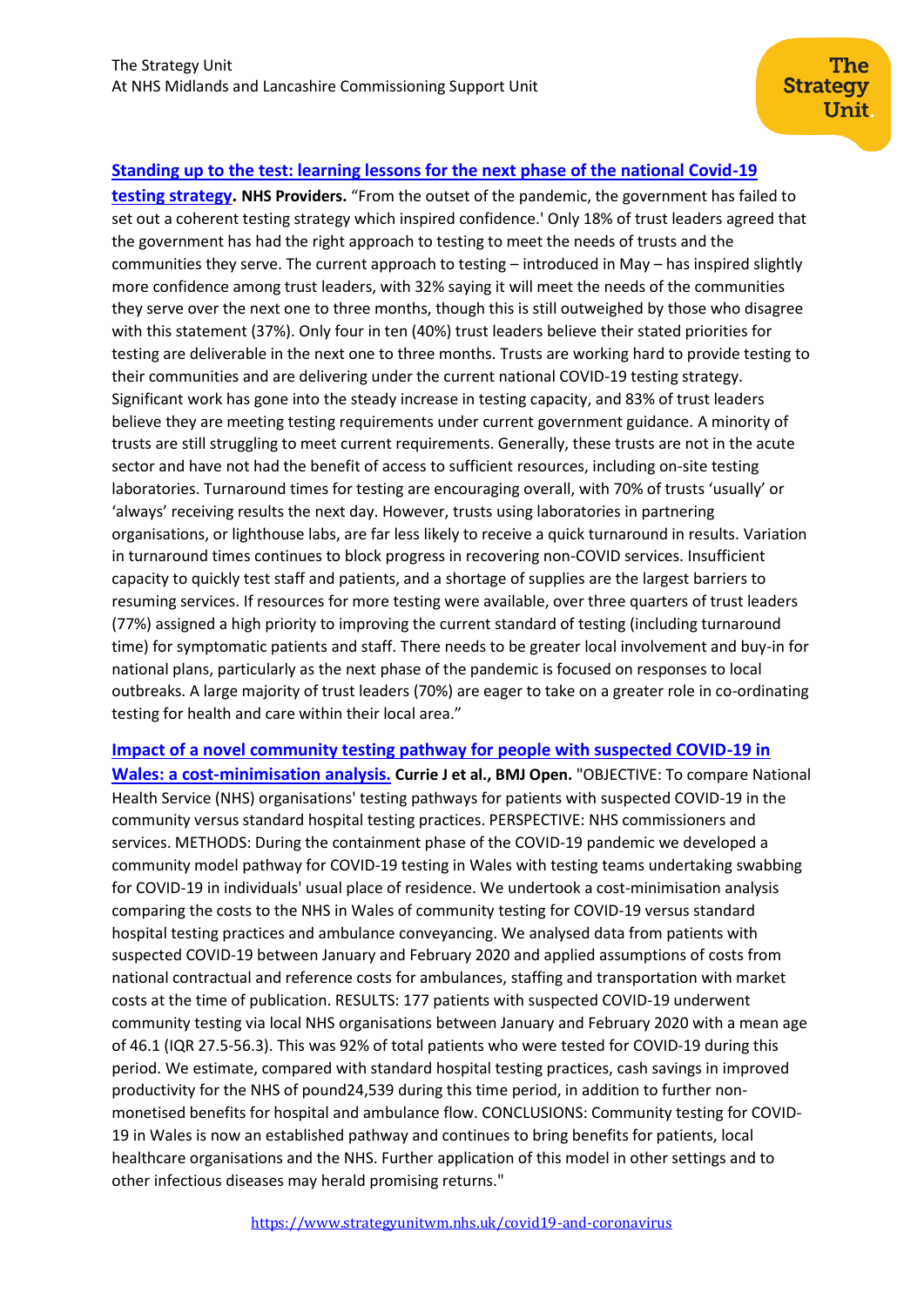**[Standing up to the test: learning lessons for the next phase of the national Covid-19 testing strategy](#). NHS Providers.** "From the outset of the pandemic, the government has failed to set out a coherent testing strategy which inspired confidence.' Only 18% of trust leaders agreed that the government has had the right approach to testing to meet the needs of trusts and the communities they serve. The current approach to testing – introduced in May – has inspired slightly more confidence among trust leaders, with 32% saying it will meet the needs of the communities they serve over the next one to three months, though this is still outweighed by those who disagree with this statement (37%). Only four in ten (40%) trust leaders believe their stated priorities for testing are deliverable in the next one to three months. Trusts are working hard to provide testing to their communities and are delivering under the current national COVID-19 testing strategy. Significant work has gone into the steady increase in testing capacity, and 83% of trust leaders believe they are meeting testing requirements under current government guidance. A minority of trusts are still struggling to meet current requirements. Generally, these trusts are not in the acute sector and have not had the benefit of access to sufficient resources, including on-site testing laboratories. Turnaround times for testing are encouraging overall, with 70% of trusts 'usually' or 'always' receiving results the next day. However, trusts using laboratories in partnering organisations, or lighthouse labs, are far less likely to receive a quick turnaround in results. Variation in turnaround times continues to block progress in recovering non-COVID services. Insufficient capacity to quickly test staff and patients, and a shortage of supplies are the largest barriers to resuming services. If resources for more testing were available, over three quarters of trust leaders (77%) assigned a high priority to improving the current standard of testing (including turnaround time) for symptomatic patients and staff. There needs to be greater local involvement and buy-in for national plans, particularly as the next phase of the pandemic is focused on responses to local outbreaks. A large majority of trust leaders (70%) are eager to take on a greater role in co-ordinating testing for health and care within their local area."

**[Impact of a novel community testing pathway for people with suspected COVID-19 in Wales: a cost-minimisation analysis.](#) Currie J et al., BMJ Open.** "OBJECTIVE: To compare National Health Service (NHS) organisations' testing pathways for patients with suspected COVID-19 in the community versus standard hospital testing practices. PERSPECTIVE: NHS commissioners and services. METHODS: During the containment phase of the COVID-19 pandemic we developed a community model pathway for COVID-19 testing in Wales with testing teams undertaking swabbing for COVID-19 in individuals' usual place of residence. We undertook a cost-minimisation analysis comparing the costs to the NHS in Wales of community testing for COVID-19 versus standard hospital testing practices and ambulance conveyancing. We analysed data from patients with suspected COVID-19 between January and February 2020 and applied assumptions of costs from national contractual and reference costs for ambulances, staffing and transportation with market costs at the time of publication. RESULTS: 177 patients with suspected COVID-19 underwent community testing via local NHS organisations between January and February 2020 with a mean age of 46.1 (IQR 27.5-56.3). This was 92% of total patients who were tested for COVID-19 during this period. We estimate, compared with standard hospital testing practices, cash savings in improved productivity for the NHS of pound24,539 during this time period, in addition to further non-monetised benefits for hospital and ambulance flow. CONCLUSIONS: Community testing for COVID-19 in Wales is now an established pathway and continues to bring benefits for patients, local healthcare organisations and the NHS. Further application of this model in other settings and to other infectious diseases may herald promising returns."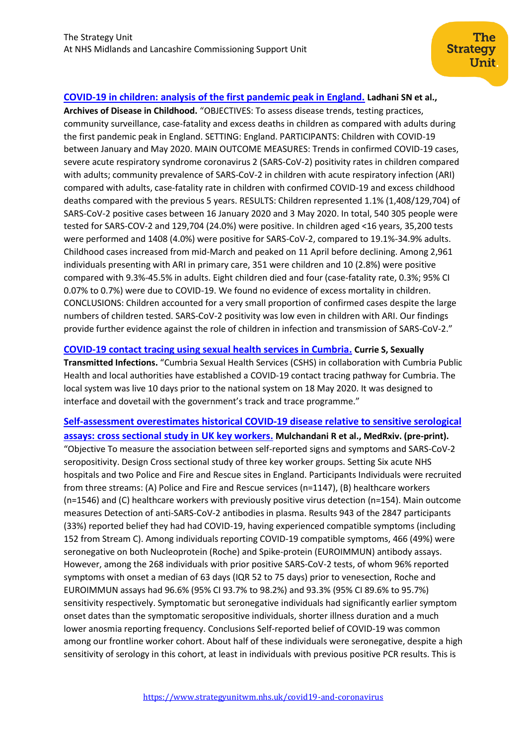**[COVID-19 in children: analysis of the first pandemic peak in England.](#) Ladhani SN et al., Archives of Disease in Childhood.** "OBJECTIVES: To assess disease trends, testing practices, community surveillance, case-fatality and excess deaths in children as compared with adults during the first pandemic peak in England. SETTING: England. PARTICIPANTS: Children with COVID-19 between January and May 2020. MAIN OUTCOME MEASURES: Trends in confirmed COVID-19 cases, severe acute respiratory syndrome coronavirus 2 (SARS-CoV-2) positivity rates in children compared with adults; community prevalence of SARS-CoV-2 in children with acute respiratory infection (ARI) compared with adults, case-fatality rate in children with confirmed COVID-19 and excess childhood deaths compared with the previous 5 years. RESULTS: Children represented 1.1% (1,408/129,704) of SARS-CoV-2 positive cases between 16 January 2020 and 3 May 2020. In total, 540 305 people were tested for SARS-COV-2 and 129,704 (24.0%) were positive. In children aged <16 years, 35,200 tests were performed and 1408 (4.0%) were positive for SARS-CoV-2, compared to 19.1%-34.9% adults. Childhood cases increased from mid-March and peaked on 11 April before declining. Among 2,961 individuals presenting with ARI in primary care, 351 were children and 10 (2.8%) were positive compared with 9.3%-45.5% in adults. Eight children died and four (case-fatality rate, 0.3%; 95% CI 0.07% to 0.7%) were due to COVID-19. We found no evidence of excess mortality in children. CONCLUSIONS: Children accounted for a very small proportion of confirmed cases despite the large numbers of children tested. SARS-CoV-2 positivity was low even in children with ARI. Our findings provide further evidence against the role of children in infection and transmission of SARS-CoV-2."

**[COVID-19 contact tracing using sexual health services in Cumbria.](#) Currie S, Sexually Transmitted Infections.** "Cumbria Sexual Health Services (CSHS) in collaboration with Cumbria Public Health and local authorities have established a COVID-19 contact tracing pathway for Cumbria. The local system was live 10 days prior to the national system on 18 May 2020. It was designed to interface and dovetail with the government's track and trace programme."

**[Self-assessment overestimates historical COVID-19 disease relative to sensitive serological assays: cross sectional study in UK key workers.](#) Mulchandani R et al., MedRxiv. (pre-print).** "Objective To measure the association between self-reported signs and symptoms and SARS-CoV-2 seropositivity. Design Cross sectional study of three key worker groups. Setting Six acute NHS hospitals and two Police and Fire and Rescue sites in England. Participants Individuals were recruited from three streams: (A) Police and Fire and Rescue services (n=1147), (B) healthcare workers (n=1546) and (C) healthcare workers with previously positive virus detection (n=154). Main outcome measures Detection of anti-SARS-CoV-2 antibodies in plasma. Results 943 of the 2847 participants (33%) reported belief they had had COVID-19, having experienced compatible symptoms (including 152 from Stream C). Among individuals reporting COVID-19 compatible symptoms, 466 (49%) were seronegative on both Nucleoprotein (Roche) and Spike-protein (EUROIMMUN) antibody assays. However, among the 268 individuals with prior positive SARS-CoV-2 tests, of whom 96% reported symptoms with onset a median of 63 days (IQR 52 to 75 days) prior to venesection, Roche and EUROIMMUN assays had 96.6% (95% CI 93.7% to 98.2%) and 93.3% (95% CI 89.6% to 95.7%) sensitivity respectively. Symptomatic but seronegative individuals had significantly earlier symptom onset dates than the symptomatic seropositive individuals, shorter illness duration and a much lower anosmia reporting frequency. Conclusions Self-reported belief of COVID-19 was common among our frontline worker cohort. About half of these individuals were seronegative, despite a high sensitivity of serology in this cohort, at least in individuals with previous positive PCR results. This is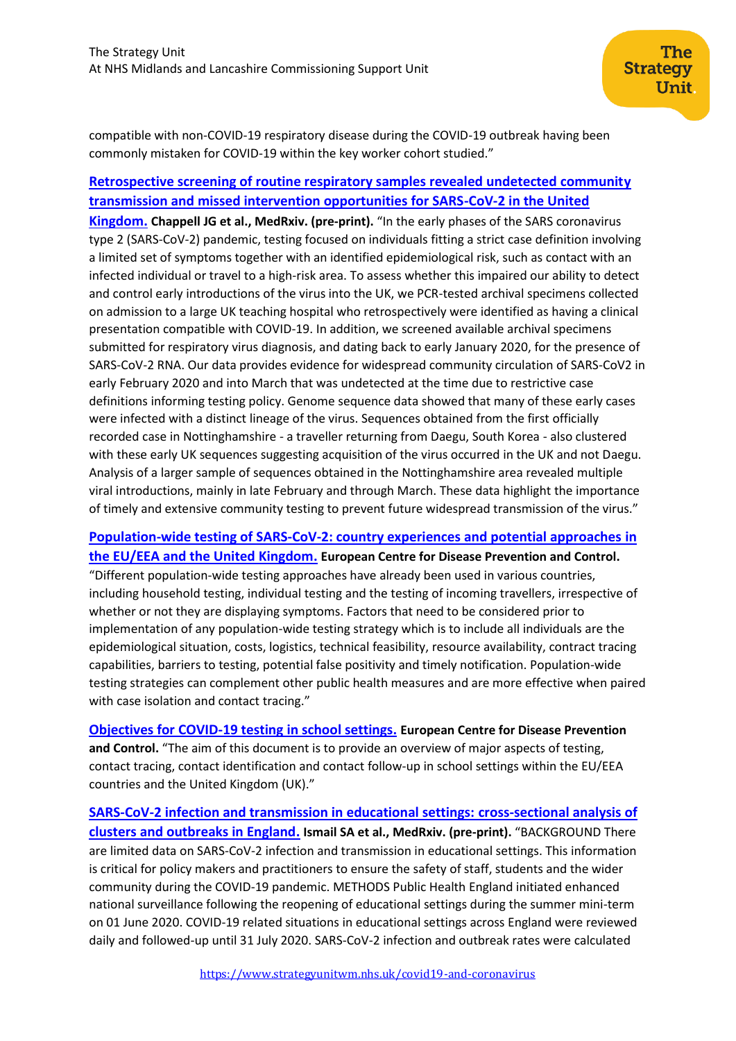compatible with non-COVID-19 respiratory disease during the COVID-19 outbreak having been commonly mistaken for COVID-19 within the key worker cohort studied."

**Retrospective screening of routine respiratory samples revealed undetected community transmission and missed intervention opportunities for SARS-CoV-2 in the United Kingdom.** **Chappell JG et al., MedRxiv. (pre-print).** "In the early phases of the SARS coronavirus type 2 (SARS-CoV-2) pandemic, testing focused on individuals fitting a strict case definition involving a limited set of symptoms together with an identified epidemiological risk, such as contact with an infected individual or travel to a high-risk area. To assess whether this impaired our ability to detect and control early introductions of the virus into the UK, we PCR-tested archival specimens collected on admission to a large UK teaching hospital who retrospectively were identified as having a clinical presentation compatible with COVID-19. In addition, we screened available archival specimens submitted for respiratory virus diagnosis, and dating back to early January 2020, for the presence of SARS-CoV-2 RNA. Our data provides evidence for widespread community circulation of SARS-CoV2 in early February 2020 and into March that was undetected at the time due to restrictive case definitions informing testing policy. Genome sequence data showed that many of these early cases were infected with a distinct lineage of the virus. Sequences obtained from the first officially recorded case in Nottinghamshire - a traveller returning from Daegu, South Korea - also clustered with these early UK sequences suggesting acquisition of the virus occurred in the UK and not Daegu. Analysis of a larger sample of sequences obtained in the Nottinghamshire area revealed multiple viral introductions, mainly in late February and through March. These data highlight the importance of timely and extensive community testing to prevent future widespread transmission of the virus."

**Population-wide testing of SARS-CoV-2: country experiences and potential approaches in the EU/EEA and the United Kingdom.** **European Centre for Disease Prevention and Control.** "Different population-wide testing approaches have already been used in various countries, including household testing, individual testing and the testing of incoming travellers, irrespective of whether or not they are displaying symptoms. Factors that need to be considered prior to implementation of any population-wide testing strategy which is to include all individuals are the epidemiological situation, costs, logistics, technical feasibility, resource availability, contract tracing capabilities, barriers to testing, potential false positivity and timely notification. Population-wide testing strategies can complement other public health measures and are more effective when paired with case isolation and contact tracing."

**Objectives for COVID-19 testing in school settings.** **European Centre for Disease Prevention and Control.** "The aim of this document is to provide an overview of major aspects of testing, contact tracing, contact identification and contact follow-up in school settings within the EU/EEA countries and the United Kingdom (UK)."

**SARS-CoV-2 infection and transmission in educational settings: cross-sectional analysis of clusters and outbreaks in England.** **Ismail SA et al., MedRxiv. (pre-print).** "BACKGROUND There are limited data on SARS-CoV-2 infection and transmission in educational settings. This information is critical for policy makers and practitioners to ensure the safety of staff, students and the wider community during the COVID-19 pandemic. METHODS Public Health England initiated enhanced national surveillance following the reopening of educational settings during the summer mini-term on 01 June 2020. COVID-19 related situations in educational settings across England were reviewed daily and followed-up until 31 July 2020. SARS-CoV-2 infection and outbreak rates were calculated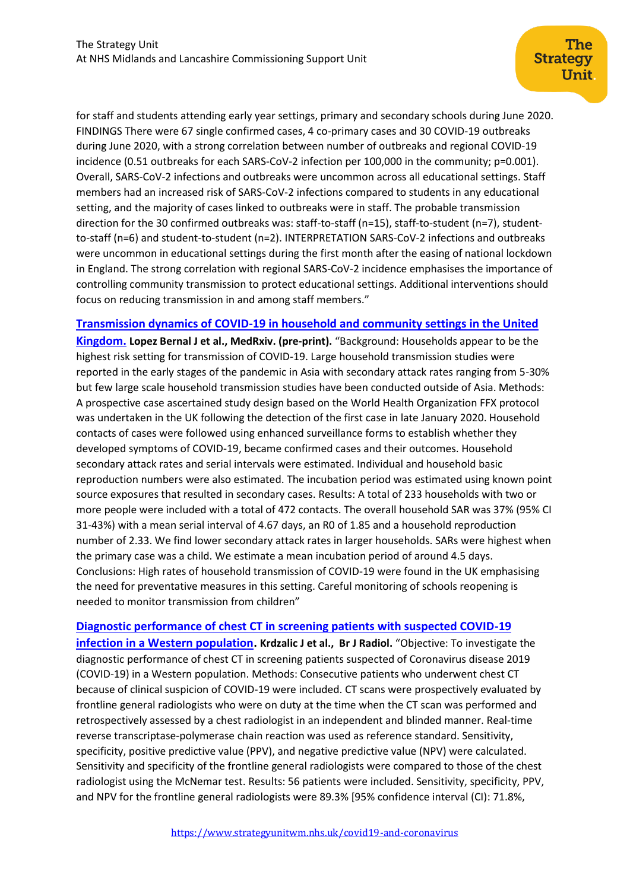for staff and students attending early year settings, primary and secondary schools during June 2020. FINDINGS There were 67 single confirmed cases, 4 co-primary cases and 30 COVID-19 outbreaks during June 2020, with a strong correlation between number of outbreaks and regional COVID-19 incidence (0.51 outbreaks for each SARS-CoV-2 infection per 100,000 in the community; p=0.001). Overall, SARS-CoV-2 infections and outbreaks were uncommon across all educational settings. Staff members had an increased risk of SARS-CoV-2 infections compared to students in any educational setting, and the majority of cases linked to outbreaks were in staff. The probable transmission direction for the 30 confirmed outbreaks was: staff-to-staff (n=15), staff-to-student (n=7), student-to-staff (n=6) and student-to-student (n=2). INTERPRETATION SARS-CoV-2 infections and outbreaks were uncommon in educational settings during the first month after the easing of national lockdown in England. The strong correlation with regional SARS-CoV-2 incidence emphasises the importance of controlling community transmission to protect educational settings. Additional interventions should focus on reducing transmission in and among staff members."

**Transmission dynamics of COVID-19 in household and community settings in the United Kingdom.** **Lopez Bernal J et al., MedRxiv. (pre-print).** "Background: Households appear to be the highest risk setting for transmission of COVID-19. Large household transmission studies were reported in the early stages of the pandemic in Asia with secondary attack rates ranging from 5-30% but few large scale household transmission studies have been conducted outside of Asia. Methods: A prospective case ascertained study design based on the World Health Organization FFX protocol was undertaken in the UK following the detection of the first case in late January 2020. Household contacts of cases were followed using enhanced surveillance forms to establish whether they developed symptoms of COVID-19, became confirmed cases and their outcomes. Household secondary attack rates and serial intervals were estimated. Individual and household basic reproduction numbers were also estimated. The incubation period was estimated using known point source exposures that resulted in secondary cases. Results: A total of 233 households with two or more people were included with a total of 472 contacts. The overall household SAR was 37% (95% CI 31-43%) with a mean serial interval of 4.67 days, an R0 of 1.85 and a household reproduction number of 2.33. We find lower secondary attack rates in larger households. SARs were highest when the primary case was a child. We estimate a mean incubation period of around 4.5 days. Conclusions: High rates of household transmission of COVID-19 were found in the UK emphasising the need for preventative measures in this setting. Careful monitoring of schools reopening is needed to monitor transmission from children"

**Diagnostic performance of chest CT in screening patients with suspected COVID-19 infection in a Western population.** **Krdzalic J et al., Br J Radiol.** "Objective: To investigate the diagnostic performance of chest CT in screening patients suspected of Coronavirus disease 2019 (COVID-19) in a Western population. Methods: Consecutive patients who underwent chest CT because of clinical suspicion of COVID-19 were included. CT scans were prospectively evaluated by frontline general radiologists who were on duty at the time when the CT scan was performed and retrospectively assessed by a chest radiologist in an independent and blinded manner. Real-time reverse transcriptase-polymerase chain reaction was used as reference standard. Sensitivity, specificity, positive predictive value (PPV), and negative predictive value (NPV) were calculated. Sensitivity and specificity of the frontline general radiologists were compared to those of the chest radiologist using the McNemar test. Results: 56 patients were included. Sensitivity, specificity, PPV, and NPV for the frontline general radiologists were 89.3% [95% confidence interval (CI): 71.8%,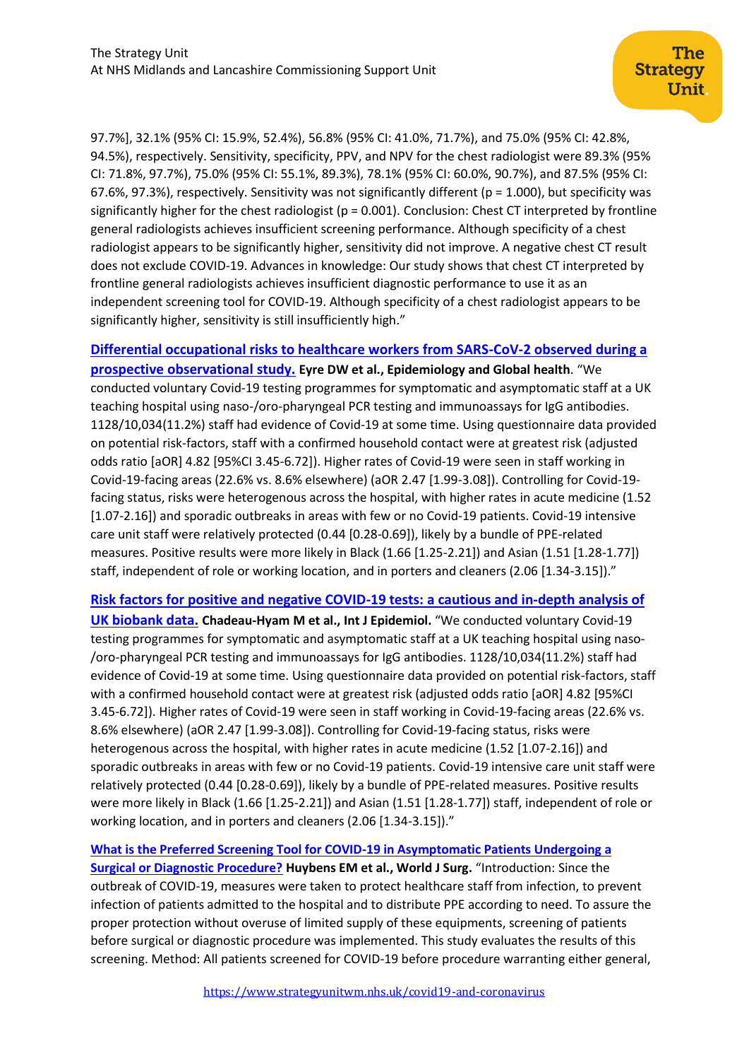97.7%], 32.1% (95% CI: 15.9%, 52.4%), 56.8% (95% CI: 41.0%, 71.7%), and 75.0% (95% CI: 42.8%, 94.5%), respectively. Sensitivity, specificity, PPV, and NPV for the chest radiologist were 89.3% (95% CI: 71.8%, 97.7%), 75.0% (95% CI: 55.1%, 89.3%), 78.1% (95% CI: 60.0%, 90.7%), and 87.5% (95% CI: 67.6%, 97.3%), respectively. Sensitivity was not significantly different (p = 1.000), but specificity was significantly higher for the chest radiologist (p = 0.001). Conclusion: Chest CT interpreted by frontline general radiologists achieves insufficient screening performance. Although specificity of a chest radiologist appears to be significantly higher, sensitivity did not improve. A negative chest CT result does not exclude COVID-19. Advances in knowledge: Our study shows that chest CT interpreted by frontline general radiologists achieves insufficient diagnostic performance to use it as an independent screening tool for COVID-19. Although specificity of a chest radiologist appears to be significantly higher, sensitivity is still insufficiently high."

**Differential occupational risks to healthcare workers from SARS-CoV-2 observed during a prospective observational study.** **Eyre DW et al., Epidemiology and Global health**. "We conducted voluntary Covid-19 testing programmes for symptomatic and asymptomatic staff at a UK teaching hospital using naso-/oro-pharyngeal PCR testing and immunoassays for IgG antibodies. 1128/10,034(11.2%) staff had evidence of Covid-19 at some time. Using questionnaire data provided on potential risk-factors, staff with a confirmed household contact were at greatest risk (adjusted odds ratio [aOR] 4.82 [95%CI 3.45-6.72]). Higher rates of Covid-19 were seen in staff working in Covid-19-facing areas (22.6% vs. 8.6% elsewhere) (aOR 2.47 [1.99-3.08]). Controlling for Covid-19-facing status, risks were heterogenous across the hospital, with higher rates in acute medicine (1.52 [1.07-2.16]) and sporadic outbreaks in areas with few or no Covid-19 patients. Covid-19 intensive care unit staff were relatively protected (0.44 [0.28-0.69]), likely by a bundle of PPE-related measures. Positive results were more likely in Black (1.66 [1.25-2.21]) and Asian (1.51 [1.28-1.77]) staff, independent of role or working location, and in porters and cleaners (2.06 [1.34-3.15])."

**Risk factors for positive and negative COVID-19 tests: a cautious and in-depth analysis of UK biobank data.** **Chadeau-Hyam M et al., Int J Epidemiol.** "We conducted voluntary Covid-19 testing programmes for symptomatic and asymptomatic staff at a UK teaching hospital using naso-/oro-pharyngeal PCR testing and immunoassays for IgG antibodies. 1128/10,034(11.2%) staff had evidence of Covid-19 at some time. Using questionnaire data provided on potential risk-factors, staff with a confirmed household contact were at greatest risk (adjusted odds ratio [aOR] 4.82 [95%CI 3.45-6.72]). Higher rates of Covid-19 were seen in staff working in Covid-19-facing areas (22.6% vs. 8.6% elsewhere) (aOR 2.47 [1.99-3.08]). Controlling for Covid-19-facing status, risks were heterogenous across the hospital, with higher rates in acute medicine (1.52 [1.07-2.16]) and sporadic outbreaks in areas with few or no Covid-19 patients. Covid-19 intensive care unit staff were relatively protected (0.44 [0.28-0.69]), likely by a bundle of PPE-related measures. Positive results were more likely in Black (1.66 [1.25-2.21]) and Asian (1.51 [1.28-1.77]) staff, independent of role or working location, and in porters and cleaners (2.06 [1.34-3.15])."

**What is the Preferred Screening Tool for COVID-19 in Asymptomatic Patients Undergoing a Surgical or Diagnostic Procedure?** **Huybens EM et al., World J Surg.** "Introduction: Since the outbreak of COVID-19, measures were taken to protect healthcare staff from infection, to prevent infection of patients admitted to the hospital and to distribute PPE according to need. To assure the proper protection without overuse of limited supply of these equipments, screening of patients before surgical or diagnostic procedure was implemented. This study evaluates the results of this screening. Method: All patients screened for COVID-19 before procedure warranting either general,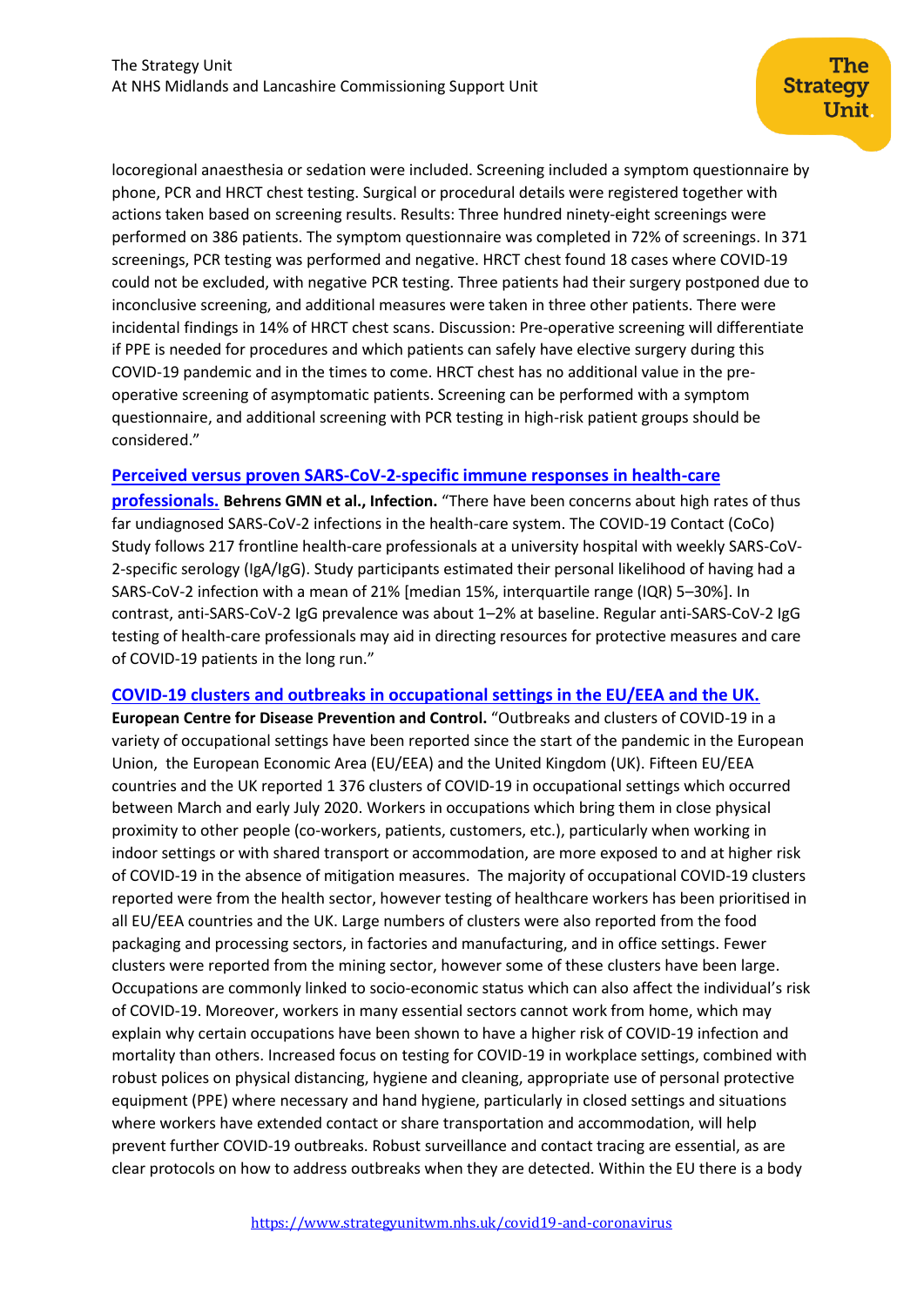locoregional anaesthesia or sedation were included. Screening included a symptom questionnaire by phone, PCR and HRCT chest testing. Surgical or procedural details were registered together with actions taken based on screening results. Results: Three hundred ninety-eight screenings were performed on 386 patients. The symptom questionnaire was completed in 72% of screenings. In 371 screenings, PCR testing was performed and negative. HRCT chest found 18 cases where COVID-19 could not be excluded, with negative PCR testing. Three patients had their surgery postponed due to inconclusive screening, and additional measures were taken in three other patients. There were incidental findings in 14% of HRCT chest scans. Discussion: Pre-operative screening will differentiate if PPE is needed for procedures and which patients can safely have elective surgery during this COVID-19 pandemic and in the times to come. HRCT chest has no additional value in the pre-operative screening of asymptomatic patients. Screening can be performed with a symptom questionnaire, and additional screening with PCR testing in high-risk patient groups should be considered."

**Perceived versus proven SARS-CoV-2-specific immune responses in health-care professionals.** **Behrens GMN et al., Infection.** "There have been concerns about high rates of thus far undiagnosed SARS-CoV-2 infections in the health-care system. The COVID-19 Contact (CoCo) Study follows 217 frontline health-care professionals at a university hospital with weekly SARS-CoV-2-specific serology (IgA/IgG). Study participants estimated their personal likelihood of having had a SARS-CoV-2 infection with a mean of 21% [median 15%, interquartile range (IQR) 5–30%]. In contrast, anti-SARS-CoV-2 IgG prevalence was about 1–2% at baseline. Regular anti-SARS-CoV-2 IgG testing of health-care professionals may aid in directing resources for protective measures and care of COVID-19 patients in the long run."

**COVID-19 clusters and outbreaks in occupational settings in the EU/EEA and the UK.** **European Centre for Disease Prevention and Control.** "Outbreaks and clusters of COVID-19 in a variety of occupational settings have been reported since the start of the pandemic in the European Union, the European Economic Area (EU/EEA) and the United Kingdom (UK). Fifteen EU/EEA countries and the UK reported 1 376 clusters of COVID-19 in occupational settings which occurred between March and early July 2020. Workers in occupations which bring them in close physical proximity to other people (co-workers, patients, customers, etc.), particularly when working in indoor settings or with shared transport or accommodation, are more exposed to and at higher risk of COVID-19 in the absence of mitigation measures. The majority of occupational COVID-19 clusters reported were from the health sector, however testing of healthcare workers has been prioritised in all EU/EEA countries and the UK. Large numbers of clusters were also reported from the food packaging and processing sectors, in factories and manufacturing, and in office settings. Fewer clusters were reported from the mining sector, however some of these clusters have been large. Occupations are commonly linked to socio-economic status which can also affect the individual's risk of COVID-19. Moreover, workers in many essential sectors cannot work from home, which may explain why certain occupations have been shown to have a higher risk of COVID-19 infection and mortality than others. Increased focus on testing for COVID-19 in workplace settings, combined with robust polices on physical distancing, hygiene and cleaning, appropriate use of personal protective equipment (PPE) where necessary and hand hygiene, particularly in closed settings and situations where workers have extended contact or share transportation and accommodation, will help prevent further COVID-19 outbreaks. Robust surveillance and contact tracing are essential, as are clear protocols on how to address outbreaks when they are detected. Within the EU there is a body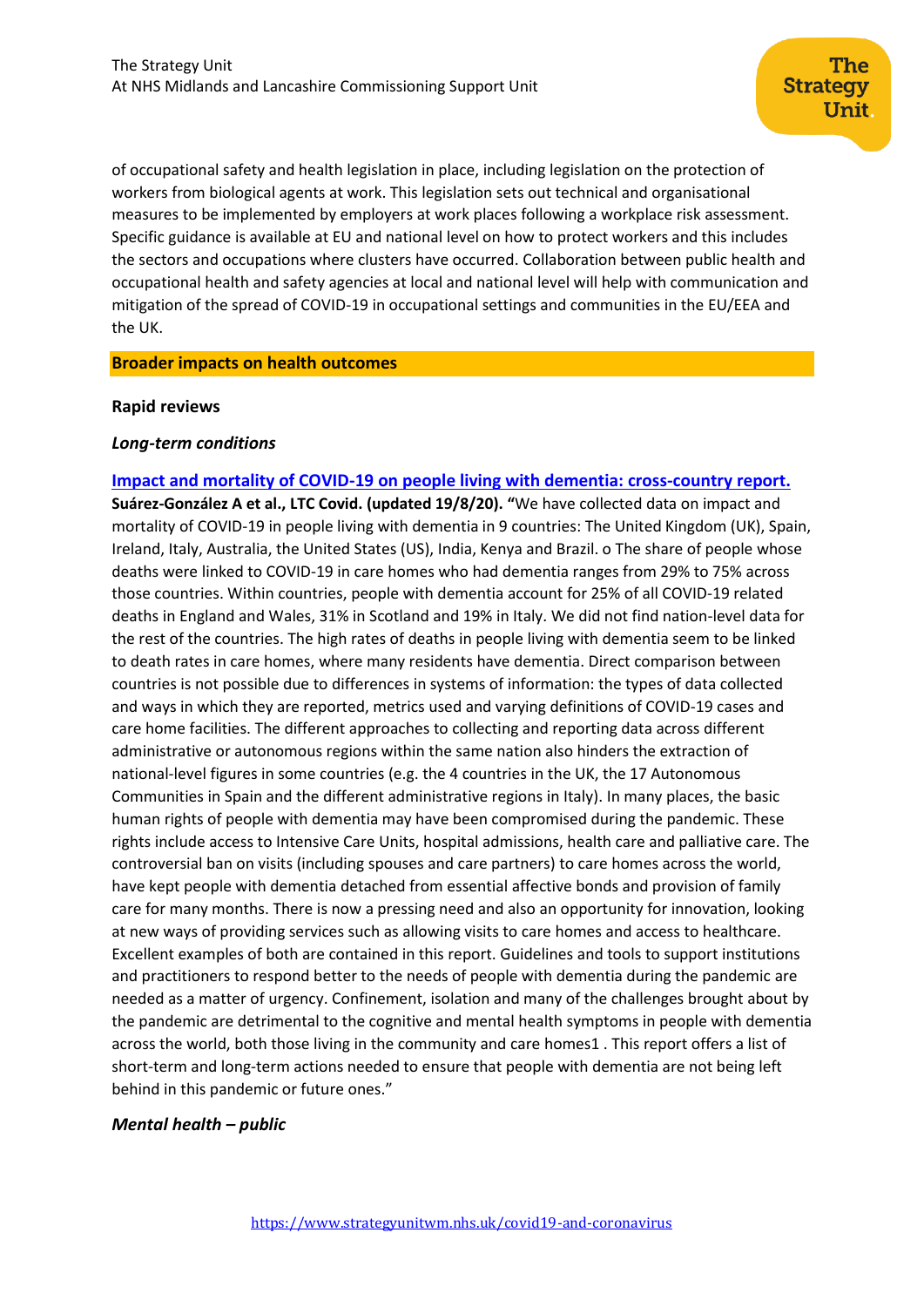of occupational safety and health legislation in place, including legislation on the protection of workers from biological agents at work. This legislation sets out technical and organisational measures to be implemented by employers at work places following a workplace risk assessment. Specific guidance is available at EU and national level on how to protect workers and this includes the sectors and occupations where clusters have occurred. Collaboration between public health and occupational health and safety agencies at local and national level will help with communication and mitigation of the spread of COVID-19 in occupational settings and communities in the EU/EEA and the UK.

## Broader impacts on health outcomes

### Rapid reviews

#### *Long-term conditions*

**Impact and mortality of COVID-19 on people living with dementia: cross-country report.**
**Suárez-González A et al., LTC Covid. (updated 19/8/20).** "We have collected data on impact and mortality of COVID-19 in people living with dementia in 9 countries: The United Kingdom (UK), Spain, Ireland, Italy, Australia, the United States (US), India, Kenya and Brazil. o The share of people whose deaths were linked to COVID-19 in care homes who had dementia ranges from 29% to 75% across those countries. Within countries, people with dementia account for 25% of all COVID-19 related deaths in England and Wales, 31% in Scotland and 19% in Italy. We did not find nation-level data for the rest of the countries. The high rates of deaths in people living with dementia seem to be linked to death rates in care homes, where many residents have dementia. Direct comparison between countries is not possible due to differences in systems of information: the types of data collected and ways in which they are reported, metrics used and varying definitions of COVID-19 cases and care home facilities. The different approaches to collecting and reporting data across different administrative or autonomous regions within the same nation also hinders the extraction of national-level figures in some countries (e.g. the 4 countries in the UK, the 17 Autonomous Communities in Spain and the different administrative regions in Italy). In many places, the basic human rights of people with dementia may have been compromised during the pandemic. These rights include access to Intensive Care Units, hospital admissions, health care and palliative care. The controversial ban on visits (including spouses and care partners) to care homes across the world, have kept people with dementia detached from essential affective bonds and provision of family care for many months. There is now a pressing need and also an opportunity for innovation, looking at new ways of providing services such as allowing visits to care homes and access to healthcare. Excellent examples of both are contained in this report. Guidelines and tools to support institutions and practitioners to respond better to the needs of people with dementia during the pandemic are needed as a matter of urgency. Confinement, isolation and many of the challenges brought about by the pandemic are detrimental to the cognitive and mental health symptoms in people with dementia across the world, both those living in the community and care homes[1]. This report offers a list of short-term and long-term actions needed to ensure that people with dementia are not being left behind in this pandemic or future ones."

#### *Mental health – public*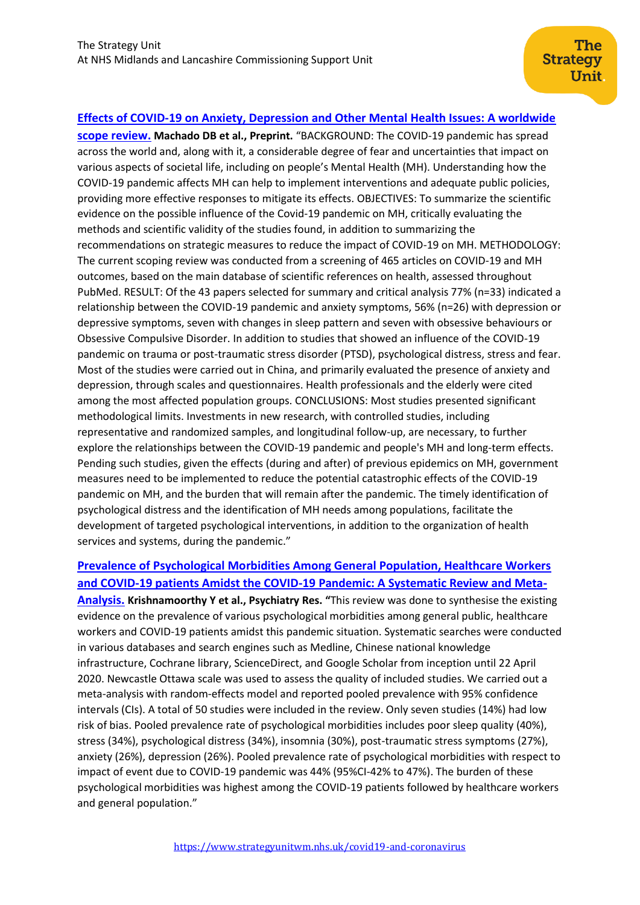**Effects of COVID-19 on Anxiety, Depression and Other Mental Health Issues: A worldwide scope review.** **Machado DB et al., Preprint.** "BACKGROUND: The COVID-19 pandemic has spread across the world and, along with it, a considerable degree of fear and uncertainties that impact on various aspects of societal life, including on people's Mental Health (MH). Understanding how the COVID-19 pandemic affects MH can help to implement interventions and adequate public policies, providing more effective responses to mitigate its effects. OBJECTIVES: To summarize the scientific evidence on the possible influence of the Covid-19 pandemic on MH, critically evaluating the methods and scientific validity of the studies found, in addition to summarizing the recommendations on strategic measures to reduce the impact of COVID-19 on MH. METHODOLOGY: The current scoping review was conducted from a screening of 465 articles on COVID-19 and MH outcomes, based on the main database of scientific references on health, assessed throughout PubMed. RESULT: Of the 43 papers selected for summary and critical analysis 77% (n=33) indicated a relationship between the COVID-19 pandemic and anxiety symptoms, 56% (n=26) with depression or depressive symptoms, seven with changes in sleep pattern and seven with obsessive behaviours or Obsessive Compulsive Disorder. In addition to studies that showed an influence of the COVID-19 pandemic on trauma or post-traumatic stress disorder (PTSD), psychological distress, stress and fear. Most of the studies were carried out in China, and primarily evaluated the presence of anxiety and depression, through scales and questionnaires. Health professionals and the elderly were cited among the most affected population groups. CONCLUSIONS: Most studies presented significant methodological limits. Investments in new research, with controlled studies, including representative and randomized samples, and longitudinal follow-up, are necessary, to further explore the relationships between the COVID-19 pandemic and people's MH and long-term effects. Pending such studies, given the effects (during and after) of previous epidemics on MH, government measures need to be implemented to reduce the potential catastrophic effects of the COVID-19 pandemic on MH, and the burden that will remain after the pandemic. The timely identification of psychological distress and the identification of MH needs among populations, facilitate the development of targeted psychological interventions, in addition to the organization of health services and systems, during the pandemic."

**Prevalence of Psychological Morbidities Among General Population, Healthcare Workers and COVID-19 patients Amidst the COVID-19 Pandemic: A Systematic Review and Meta-Analysis.** **Krishnamoorthy Y et al., Psychiatry Res.** "This review was done to synthesise the existing evidence on the prevalence of various psychological morbidities among general public, healthcare workers and COVID-19 patients amidst this pandemic situation. Systematic searches were conducted in various databases and search engines such as Medline, Chinese national knowledge infrastructure, Cochrane library, ScienceDirect, and Google Scholar from inception until 22 April 2020. Newcastle Ottawa scale was used to assess the quality of included studies. We carried out a meta-analysis with random-effects model and reported pooled prevalence with 95% confidence intervals (CIs). A total of 50 studies were included in the review. Only seven studies (14%) had low risk of bias. Pooled prevalence rate of psychological morbidities includes poor sleep quality (40%), stress (34%), psychological distress (34%), insomnia (30%), post-traumatic stress symptoms (27%), anxiety (26%), depression (26%). Pooled prevalence rate of psychological morbidities with respect to impact of event due to COVID-19 pandemic was 44% (95%CI-42% to 47%). The burden of these psychological morbidities was highest among the COVID-19 patients followed by healthcare workers and general population."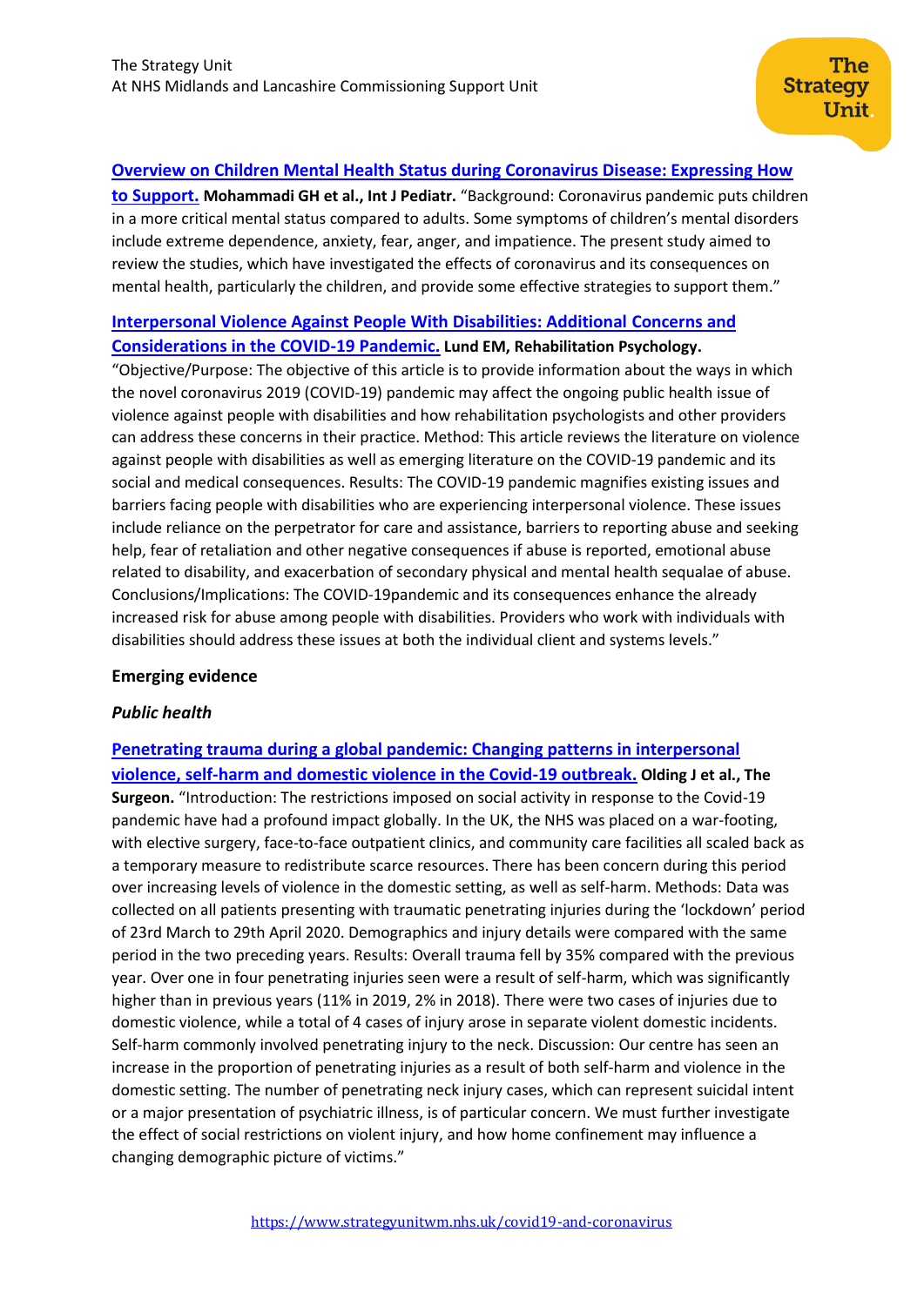[Overview on Children Mental Health Status during Coronavirus Disease: Expressing How to Support.](#) **Mohammadi GH et al., Int J Pediatr.** "Background: Coronavirus pandemic puts children in a more critical mental status compared to adults. Some symptoms of children's mental disorders include extreme dependence, anxiety, fear, anger, and impatience. The present study aimed to review the studies, which have investigated the effects of coronavirus and its consequences on mental health, particularly the children, and provide some effective strategies to support them."

[Interpersonal Violence Against People With Disabilities: Additional Concerns and Considerations in the COVID-19 Pandemic.](#) **Lund EM, Rehabilitation Psychology.** "Objective/Purpose: The objective of this article is to provide information about the ways in which the novel coronavirus 2019 (COVID-19) pandemic may affect the ongoing public health issue of violence against people with disabilities and how rehabilitation psychologists and other providers can address these concerns in their practice. Method: This article reviews the literature on violence against people with disabilities as well as emerging literature on the COVID-19 pandemic and its social and medical consequences. Results: The COVID-19 pandemic magnifies existing issues and barriers facing people with disabilities who are experiencing interpersonal violence. These issues include reliance on the perpetrator for care and assistance, barriers to reporting abuse and seeking help, fear of retaliation and other negative consequences if abuse is reported, emotional abuse related to disability, and exacerbation of secondary physical and mental health sequalae of abuse. Conclusions/Implications: The COVID-19pandemic and its consequences enhance the already increased risk for abuse among people with disabilities. Providers who work with individuals with disabilities should address these issues at both the individual client and systems levels."

### Emerging evidence

#### *Public health*

[Penetrating trauma during a global pandemic: Changing patterns in interpersonal violence, self-harm and domestic violence in the Covid-19 outbreak.](#) **Olding J et al., The Surgeon.** "Introduction: The restrictions imposed on social activity in response to the Covid-19 pandemic have had a profound impact globally. In the UK, the NHS was placed on a war-footing, with elective surgery, face-to-face outpatient clinics, and community care facilities all scaled back as a temporary measure to redistribute scarce resources. There has been concern during this period over increasing levels of violence in the domestic setting, as well as self-harm. Methods: Data was collected on all patients presenting with traumatic penetrating injuries during the 'lockdown' period of 23rd March to 29th April 2020. Demographics and injury details were compared with the same period in the two preceding years. Results: Overall trauma fell by 35% compared with the previous year. Over one in four penetrating injuries seen were a result of self-harm, which was significantly higher than in previous years (11% in 2019, 2% in 2018). There were two cases of injuries due to domestic violence, while a total of 4 cases of injury arose in separate violent domestic incidents. Self-harm commonly involved penetrating injury to the neck. Discussion: Our centre has seen an increase in the proportion of penetrating injuries as a result of both self-harm and violence in the domestic setting. The number of penetrating neck injury cases, which can represent suicidal intent or a major presentation of psychiatric illness, is of particular concern. We must further investigate the effect of social restrictions on violent injury, and how home confinement may influence a changing demographic picture of victims."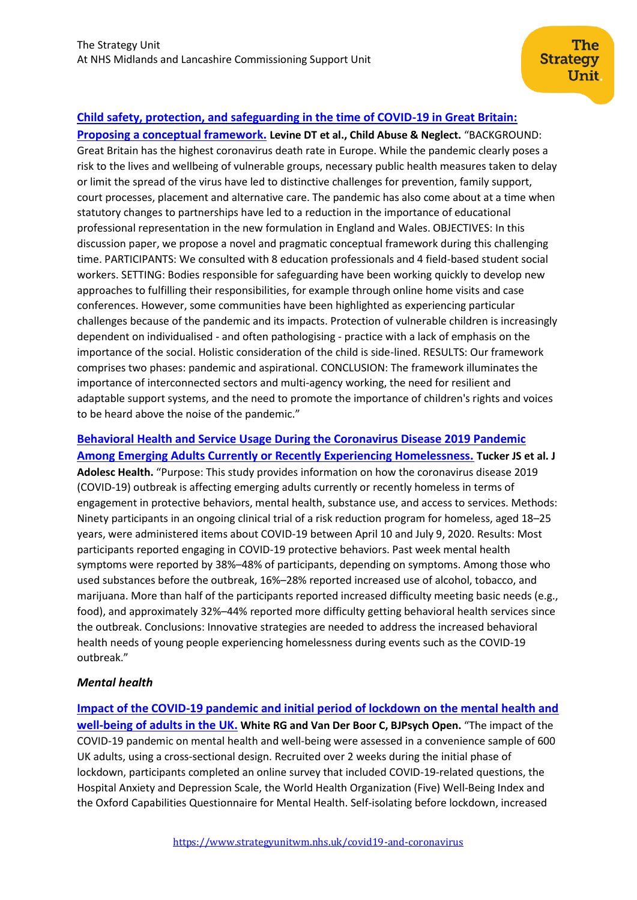**Child safety, protection, and safeguarding in the time of COVID-19 in Great Britain: Proposing a conceptual framework.** **Levine DT et al., Child Abuse & Neglect.** "BACKGROUND: Great Britain has the highest coronavirus death rate in Europe. While the pandemic clearly poses a risk to the lives and wellbeing of vulnerable groups, necessary public health measures taken to delay or limit the spread of the virus have led to distinctive challenges for prevention, family support, court processes, placement and alternative care. The pandemic has also come about at a time when statutory changes to partnerships have led to a reduction in the importance of educational professional representation in the new formulation in England and Wales. OBJECTIVES: In this discussion paper, we propose a novel and pragmatic conceptual framework during this challenging time. PARTICIPANTS: We consulted with 8 education professionals and 4 field-based student social workers. SETTING: Bodies responsible for safeguarding have been working quickly to develop new approaches to fulfilling their responsibilities, for example through online home visits and case conferences. However, some communities have been highlighted as experiencing particular challenges because of the pandemic and its impacts. Protection of vulnerable children is increasingly dependent on individualised - and often pathologising - practice with a lack of emphasis on the importance of the social. Holistic consideration of the child is side-lined. RESULTS: Our framework comprises two phases: pandemic and aspirational. CONCLUSION: The framework illuminates the importance of interconnected sectors and multi-agency working, the need for resilient and adaptable support systems, and the need to promote the importance of children's rights and voices to be heard above the noise of the pandemic."

**Behavioral Health and Service Usage During the Coronavirus Disease 2019 Pandemic Among Emerging Adults Currently or Recently Experiencing Homelessness.** **Tucker JS et al. J Adolesc Health.** "Purpose: This study provides information on how the coronavirus disease 2019 (COVID-19) outbreak is affecting emerging adults currently or recently homeless in terms of engagement in protective behaviors, mental health, substance use, and access to services. Methods: Ninety participants in an ongoing clinical trial of a risk reduction program for homeless, aged 18–25 years, were administered items about COVID-19 between April 10 and July 9, 2020. Results: Most participants reported engaging in COVID-19 protective behaviors. Past week mental health symptoms were reported by 38%–48% of participants, depending on symptoms. Among those who used substances before the outbreak, 16%–28% reported increased use of alcohol, tobacco, and marijuana. More than half of the participants reported increased difficulty meeting basic needs (e.g., food), and approximately 32%–44% reported more difficulty getting behavioral health services since the outbreak. Conclusions: Innovative strategies are needed to address the increased behavioral health needs of young people experiencing homelessness during events such as the COVID-19 outbreak."

### *Mental health*

**Impact of the COVID-19 pandemic and initial period of lockdown on the mental health and well-being of adults in the UK.** **White RG and Van Der Boor C, BJPsych Open.** "The impact of the COVID-19 pandemic on mental health and well-being were assessed in a convenience sample of 600 UK adults, using a cross-sectional design. Recruited over 2 weeks during the initial phase of lockdown, participants completed an online survey that included COVID-19-related questions, the Hospital Anxiety and Depression Scale, the World Health Organization (Five) Well-Being Index and the Oxford Capabilities Questionnaire for Mental Health. Self-isolating before lockdown, increased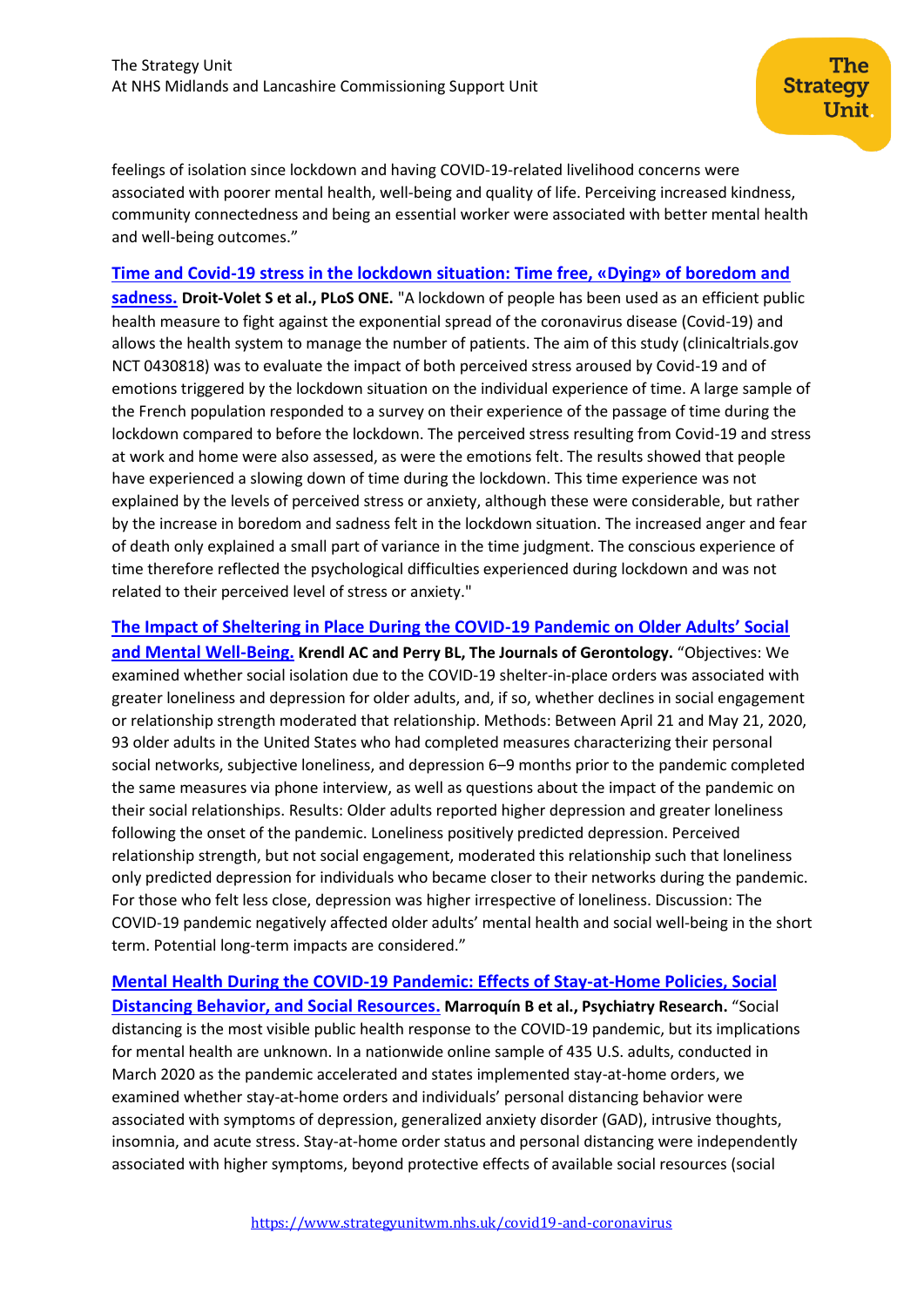feelings of isolation since lockdown and having COVID-19-related livelihood concerns were associated with poorer mental health, well-being and quality of life. Perceiving increased kindness, community connectedness and being an essential worker were associated with better mental health and well-being outcomes."

**Time and Covid-19 stress in the lockdown situation: Time free, «Dying» of boredom and sadness.** **Droit-Volet S et al., PLoS ONE.** "A lockdown of people has been used as an efficient public health measure to fight against the exponential spread of the coronavirus disease (Covid-19) and allows the health system to manage the number of patients. The aim of this study (clinicaltrials.gov NCT 0430818) was to evaluate the impact of both perceived stress aroused by Covid-19 and of emotions triggered by the lockdown situation on the individual experience of time. A large sample of the French population responded to a survey on their experience of the passage of time during the lockdown compared to before the lockdown. The perceived stress resulting from Covid-19 and stress at work and home were also assessed, as were the emotions felt. The results showed that people have experienced a slowing down of time during the lockdown. This time experience was not explained by the levels of perceived stress or anxiety, although these were considerable, but rather by the increase in boredom and sadness felt in the lockdown situation. The increased anger and fear of death only explained a small part of variance in the time judgment. The conscious experience of time therefore reflected the psychological difficulties experienced during lockdown and was not related to their perceived level of stress or anxiety."

**The Impact of Sheltering in Place During the COVID-19 Pandemic on Older Adults' Social and Mental Well-Being.** **Krendl AC and Perry BL, The Journals of Gerontology.** "Objectives: We examined whether social isolation due to the COVID-19 shelter-in-place orders was associated with greater loneliness and depression for older adults, and, if so, whether declines in social engagement or relationship strength moderated that relationship. Methods: Between April 21 and May 21, 2020, 93 older adults in the United States who had completed measures characterizing their personal social networks, subjective loneliness, and depression 6–9 months prior to the pandemic completed the same measures via phone interview, as well as questions about the impact of the pandemic on their social relationships. Results: Older adults reported higher depression and greater loneliness following the onset of the pandemic. Loneliness positively predicted depression. Perceived relationship strength, but not social engagement, moderated this relationship such that loneliness only predicted depression for individuals who became closer to their networks during the pandemic. For those who felt less close, depression was higher irrespective of loneliness. Discussion: The COVID-19 pandemic negatively affected older adults' mental health and social well-being in the short term. Potential long-term impacts are considered."

**Mental Health During the COVID-19 Pandemic: Effects of Stay-at-Home Policies, Social Distancing Behavior, and Social Resources.** **Marroquín B et al., Psychiatry Research.** "Social distancing is the most visible public health response to the COVID-19 pandemic, but its implications for mental health are unknown. In a nationwide online sample of 435 U.S. adults, conducted in March 2020 as the pandemic accelerated and states implemented stay-at-home orders, we examined whether stay-at-home orders and individuals' personal distancing behavior were associated with symptoms of depression, generalized anxiety disorder (GAD), intrusive thoughts, insomnia, and acute stress. Stay-at-home order status and personal distancing were independently associated with higher symptoms, beyond protective effects of available social resources (social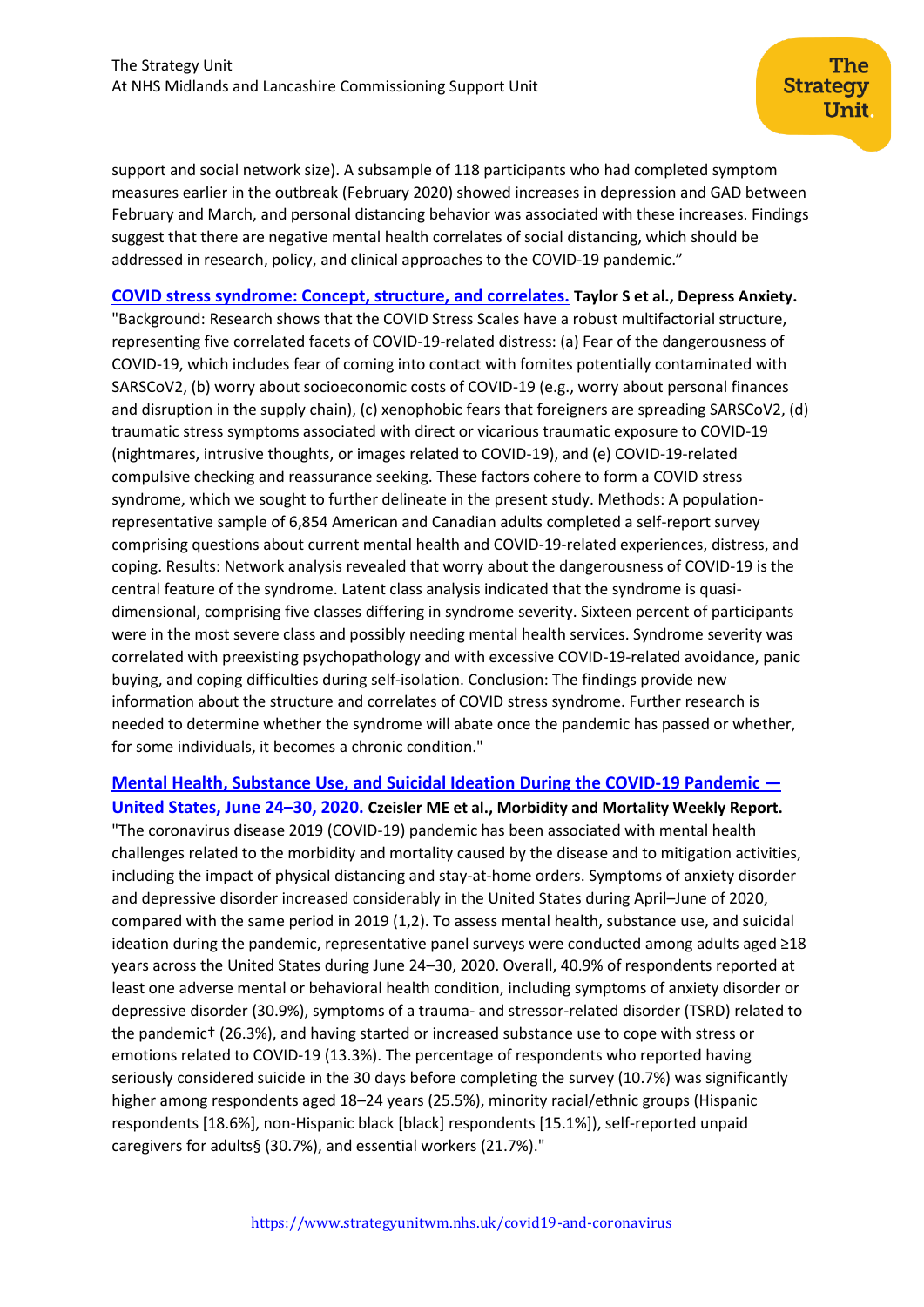support and social network size). A subsample of 118 participants who had completed symptom measures earlier in the outbreak (February 2020) showed increases in depression and GAD between February and March, and personal distancing behavior was associated with these increases. Findings suggest that there are negative mental health correlates of social distancing, which should be addressed in research, policy, and clinical approaches to the COVID-19 pandemic."

**[COVID stress syndrome: Concept, structure, and correlates.](#) Taylor S et al., Depress Anxiety.**
"Background: Research shows that the COVID Stress Scales have a robust multifactorial structure, representing five correlated facets of COVID-19-related distress: (a) Fear of the dangerousness of COVID-19, which includes fear of coming into contact with fomites potentially contaminated with SARSCoV2, (b) worry about socioeconomic costs of COVID-19 (e.g., worry about personal finances and disruption in the supply chain), (c) xenophobic fears that foreigners are spreading SARSCoV2, (d) traumatic stress symptoms associated with direct or vicarious traumatic exposure to COVID-19 (nightmares, intrusive thoughts, or images related to COVID-19), and (e) COVID-19-related compulsive checking and reassurance seeking. These factors cohere to form a COVID stress syndrome, which we sought to further delineate in the present study. Methods: A population-representative sample of 6,854 American and Canadian adults completed a self-report survey comprising questions about current mental health and COVID-19-related experiences, distress, and coping. Results: Network analysis revealed that worry about the dangerousness of COVID-19 is the central feature of the syndrome. Latent class analysis indicated that the syndrome is quasi-dimensional, comprising five classes differing in syndrome severity. Sixteen percent of participants were in the most severe class and possibly needing mental health services. Syndrome severity was correlated with preexisting psychopathology and with excessive COVID-19-related avoidance, panic buying, and coping difficulties during self-isolation. Conclusion: The findings provide new information about the structure and correlates of COVID stress syndrome. Further research is needed to determine whether the syndrome will abate once the pandemic has passed or whether, for some individuals, it becomes a chronic condition."

**[Mental Health, Substance Use, and Suicidal Ideation During the COVID-19 Pandemic — United States, June 24–30, 2020.](#) Czeisler ME et al., Morbidity and Mortality Weekly Report.**
"The coronavirus disease 2019 (COVID-19) pandemic has been associated with mental health challenges related to the morbidity and mortality caused by the disease and to mitigation activities, including the impact of physical distancing and stay-at-home orders. Symptoms of anxiety disorder and depressive disorder increased considerably in the United States during April–June of 2020, compared with the same period in 2019 (1,2). To assess mental health, substance use, and suicidal ideation during the pandemic, representative panel surveys were conducted among adults aged ≥18 years across the United States during June 24–30, 2020. Overall, 40.9% of respondents reported at least one adverse mental or behavioral health condition, including symptoms of anxiety disorder or depressive disorder (30.9%), symptoms of a trauma- and stressor-related disorder (TSRD) related to the pandemic† (26.3%), and having started or increased substance use to cope with stress or emotions related to COVID-19 (13.3%). The percentage of respondents who reported having seriously considered suicide in the 30 days before completing the survey (10.7%) was significantly higher among respondents aged 18–24 years (25.5%), minority racial/ethnic groups (Hispanic respondents [18.6%], non-Hispanic black [black] respondents [15.1%]), self-reported unpaid caregivers for adults§ (30.7%), and essential workers (21.7%)."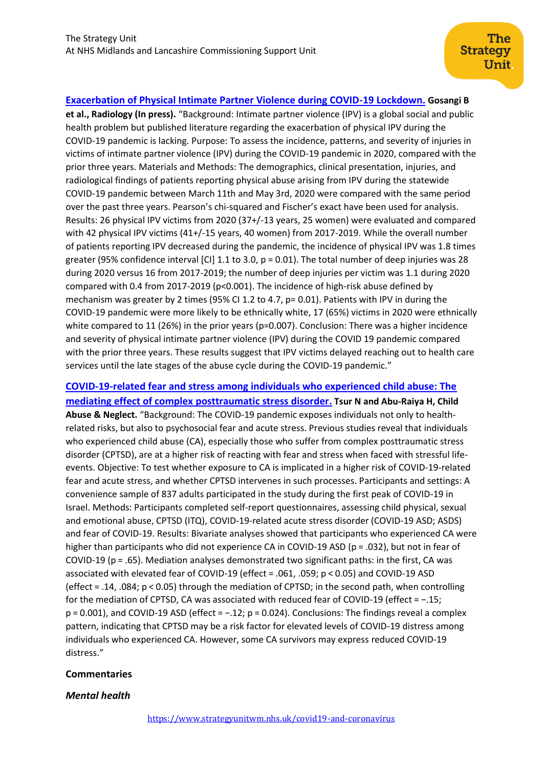**[Exacerbation of Physical Intimate Partner Violence during COVID-19 Lockdown.](#) Gosangi B et al., Radiology (In press).** "Background: Intimate partner violence (IPV) is a global social and public health problem but published literature regarding the exacerbation of physical IPV during the COVID-19 pandemic is lacking. Purpose: To assess the incidence, patterns, and severity of injuries in victims of intimate partner violence (IPV) during the COVID-19 pandemic in 2020, compared with the prior three years. Materials and Methods: The demographics, clinical presentation, injuries, and radiological findings of patients reporting physical abuse arising from IPV during the statewide COVID-19 pandemic between March 11th and May 3rd, 2020 were compared with the same period over the past three years. Pearson's chi-squared and Fischer's exact have been used for analysis. Results: 26 physical IPV victims from 2020 (37+/-13 years, 25 women) were evaluated and compared with 42 physical IPV victims (41+/-15 years, 40 women) from 2017-2019. While the overall number of patients reporting IPV decreased during the pandemic, the incidence of physical IPV was 1.8 times greater (95% confidence interval [CI] 1.1 to 3.0, $p = 0.01$). The total number of deep injuries was 28 during 2020 versus 16 from 2017-2019; the number of deep injuries per victim was 1.1 during 2020 compared with 0.4 from 2017-2019 ($p<0.001$). The incidence of high-risk abuse defined by mechanism was greater by 2 times (95% CI 1.2 to 4.7, $p= 0.01$). Patients with IPV in during the COVID-19 pandemic were more likely to be ethnically white, 17 (65%) victims in 2020 were ethnically white compared to 11 (26%) in the prior years ($p=0.007$). Conclusion: There was a higher incidence and severity of physical intimate partner violence (IPV) during the COVID 19 pandemic compared with the prior three years. These results suggest that IPV victims delayed reaching out to health care services until the late stages of the abuse cycle during the COVID-19 pandemic."

**[COVID-19-related fear and stress among individuals who experienced child abuse: The mediating effect of complex posttraumatic stress disorder.](#) Tsur N and Abu-Raiya H, Child Abuse & Neglect.** "Background: The COVID-19 pandemic exposes individuals not only to health-related risks, but also to psychosocial fear and acute stress. Previous studies reveal that individuals who experienced child abuse (CA), especially those who suffer from complex posttraumatic stress disorder (CPTSD), are at a higher risk of reacting with fear and stress when faced with stressful life-events. Objective: To test whether exposure to CA is implicated in a higher risk of COVID-19-related fear and acute stress, and whether CPTSD intervenes in such processes. Participants and settings: A convenience sample of 837 adults participated in the study during the first peak of COVID-19 in Israel. Methods: Participants completed self-report questionnaires, assessing child physical, sexual and emotional abuse, CPTSD (ITQ), COVID-19-related acute stress disorder (COVID-19 ASD; ASDS) and fear of COVID-19. Results: Bivariate analyses showed that participants who experienced CA were higher than participants who did not experience CA in COVID-19 ASD ($p = .032$), but not in fear of COVID-19 ($p = .65$). Mediation analyses demonstrated two significant paths: in the first, CA was associated with elevated fear of COVID-19 (effect = .061, .059; $p < 0.05$) and COVID-19 ASD (effect = .14, .084; $p < 0.05$) through the mediation of CPTSD; in the second path, when controlling for the mediation of CPTSD, CA was associated with reduced fear of COVID-19 (effect = −.15; $p = 0.001$), and COVID-19 ASD (effect = −.12; $p = 0.024$). Conclusions: The findings reveal a complex pattern, indicating that CPTSD may be a risk factor for elevated levels of COVID-19 distress among individuals who experienced CA. However, some CA survivors may express reduced COVID-19 distress."

## Commentaries

### *Mental health*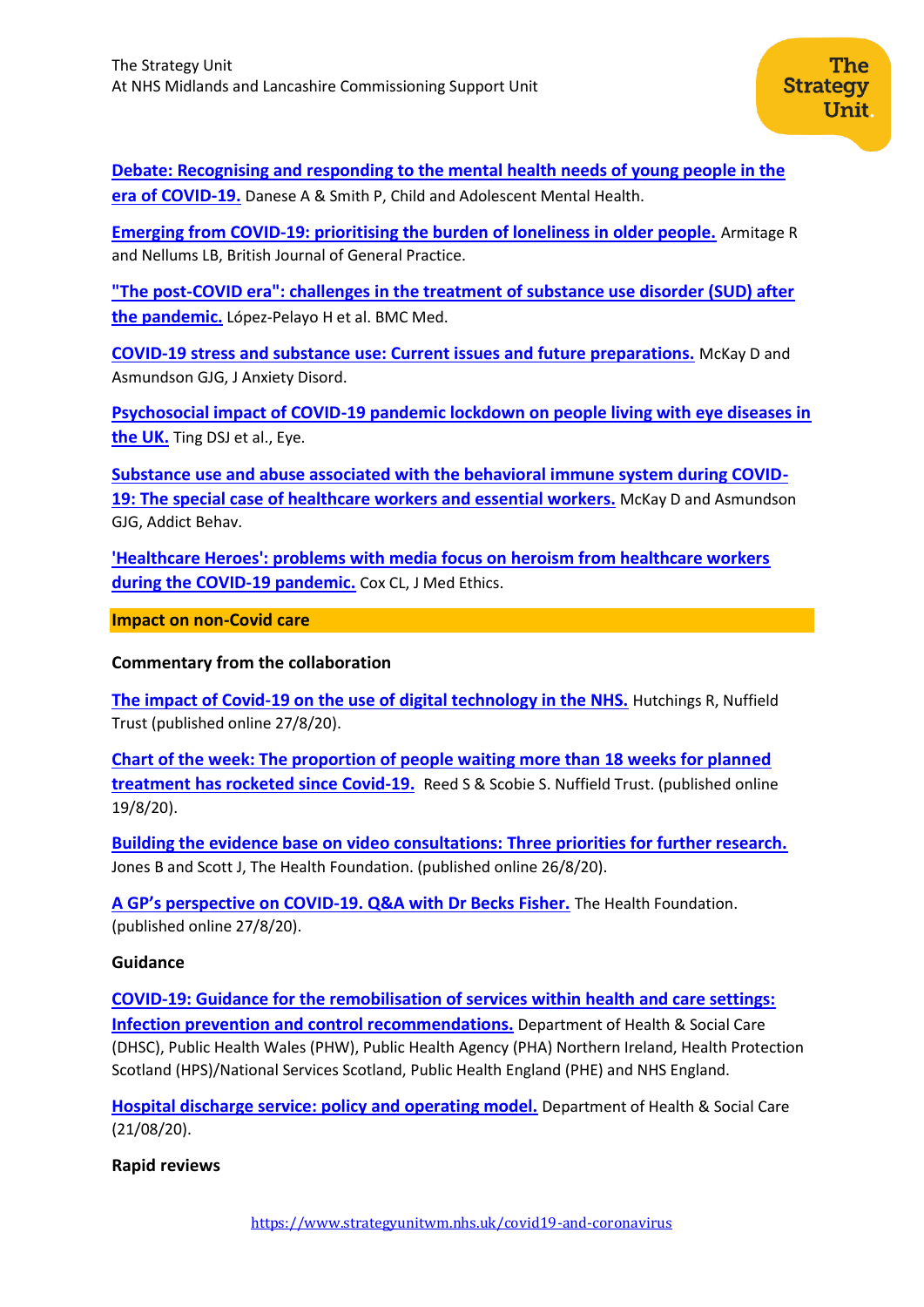**Debate: Recognising and responding to the mental health needs of young people in the era of COVID-19.** Danese A & Smith P, Child and Adolescent Mental Health.

**Emerging from COVID-19: prioritising the burden of loneliness in older people.** Armitage R and Nellums LB, British Journal of General Practice.

**"The post-COVID era": challenges in the treatment of substance use disorder (SUD) after the pandemic.** López-Pelayo H et al. BMC Med.

**COVID-19 stress and substance use: Current issues and future preparations.** McKay D and Asmundson GJG, J Anxiety Disord.

**Psychosocial impact of COVID-19 pandemic lockdown on people living with eye diseases in the UK.** Ting DSJ et al., Eye.

**Substance use and abuse associated with the behavioral immune system during COVID-19: The special case of healthcare workers and essential workers.** McKay D and Asmundson GJG, Addict Behav.

**'Healthcare Heroes': problems with media focus on heroism from healthcare workers during the COVID-19 pandemic.** Cox CL, J Med Ethics.

## Impact on non-Covid care

### Commentary from the collaboration

**The impact of Covid-19 on the use of digital technology in the NHS.** Hutchings R, Nuffield Trust (published online 27/8/20).

**Chart of the week: The proportion of people waiting more than 18 weeks for planned treatment has rocketed since Covid-19.** Reed S & Scobie S. Nuffield Trust. (published online 19/8/20).

**Building the evidence base on video consultations: Three priorities for further research.** Jones B and Scott J, The Health Foundation. (published online 26/8/20).

**A GP's perspective on COVID-19. Q&A with Dr Becks Fisher.** The Health Foundation. (published online 27/8/20).

### Guidance

**COVID-19: Guidance for the remobilisation of services within health and care settings: Infection prevention and control recommendations.** Department of Health & Social Care (DHSC), Public Health Wales (PHW), Public Health Agency (PHA) Northern Ireland, Health Protection Scotland (HPS)/National Services Scotland, Public Health England (PHE) and NHS England.

**Hospital discharge service: policy and operating model.** Department of Health & Social Care (21/08/20).

### Rapid reviews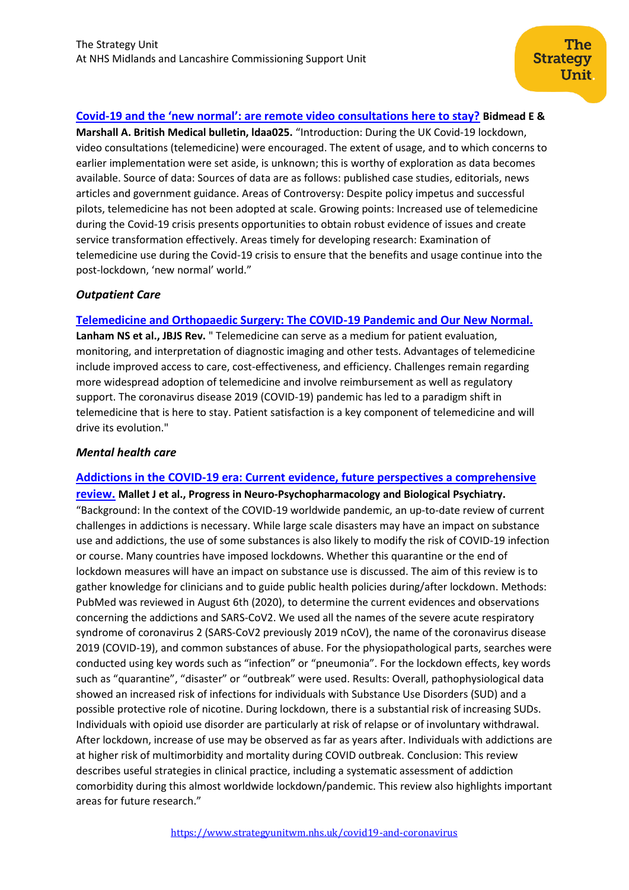**[Covid-19 and the 'new normal': are remote video consultations here to stay?](#) Bidmead E & Marshall A. British Medical bulletin, ldaa025.** "Introduction: During the UK Covid-19 lockdown, video consultations (telemedicine) were encouraged. The extent of usage, and to which concerns to earlier implementation were set aside, is unknown; this is worthy of exploration as data becomes available. Source of data: Sources of data are as follows: published case studies, editorials, news articles and government guidance. Areas of Controversy: Despite policy impetus and successful pilots, telemedicine has not been adopted at scale. Growing points: Increased use of telemedicine during the Covid-19 crisis presents opportunities to obtain robust evidence of issues and create service transformation effectively. Areas timely for developing research: Examination of telemedicine use during the Covid-19 crisis to ensure that the benefits and usage continue into the post-lockdown, 'new normal' world."

### *Outpatient Care*

**[Telemedicine and Orthopaedic Surgery: The COVID-19 Pandemic and Our New Normal.](#) Lanham NS et al., JBJS Rev.** " Telemedicine can serve as a medium for patient evaluation, monitoring, and interpretation of diagnostic imaging and other tests. Advantages of telemedicine include improved access to care, cost-effectiveness, and efficiency. Challenges remain regarding more widespread adoption of telemedicine and involve reimbursement as well as regulatory support. The coronavirus disease 2019 (COVID-19) pandemic has led to a paradigm shift in telemedicine that is here to stay. Patient satisfaction is a key component of telemedicine and will drive its evolution."

### *Mental health care*

**[Addictions in the COVID-19 era: Current evidence, future perspectives a comprehensive review.](#) Mallet J et al., Progress in Neuro-Psychopharmacology and Biological Psychiatry.** "Background: In the context of the COVID-19 worldwide pandemic, an up-to-date review of current challenges in addictions is necessary. While large scale disasters may have an impact on substance use and addictions, the use of some substances is also likely to modify the risk of COVID-19 infection or course. Many countries have imposed lockdowns. Whether this quarantine or the end of lockdown measures will have an impact on substance use is discussed. The aim of this review is to gather knowledge for clinicians and to guide public health policies during/after lockdown. Methods: PubMed was reviewed in August 6th (2020), to determine the current evidences and observations concerning the addictions and SARS-CoV2. We used all the names of the severe acute respiratory syndrome of coronavirus 2 (SARS-CoV2 previously 2019 nCoV), the name of the coronavirus disease 2019 (COVID-19), and common substances of abuse. For the physiopathological parts, searches were conducted using key words such as "infection" or "pneumonia". For the lockdown effects, key words such as "quarantine", "disaster" or "outbreak" were used. Results: Overall, pathophysiological data showed an increased risk of infections for individuals with Substance Use Disorders (SUD) and a possible protective role of nicotine. During lockdown, there is a substantial risk of increasing SUDs. Individuals with opioid use disorder are particularly at risk of relapse or of involuntary withdrawal. After lockdown, increase of use may be observed as far as years after. Individuals with addictions are at higher risk of multimorbidity and mortality during COVID outbreak. Conclusion: This review describes useful strategies in clinical practice, including a systematic assessment of addiction comorbidity during this almost worldwide lockdown/pandemic. This review also highlights important areas for future research."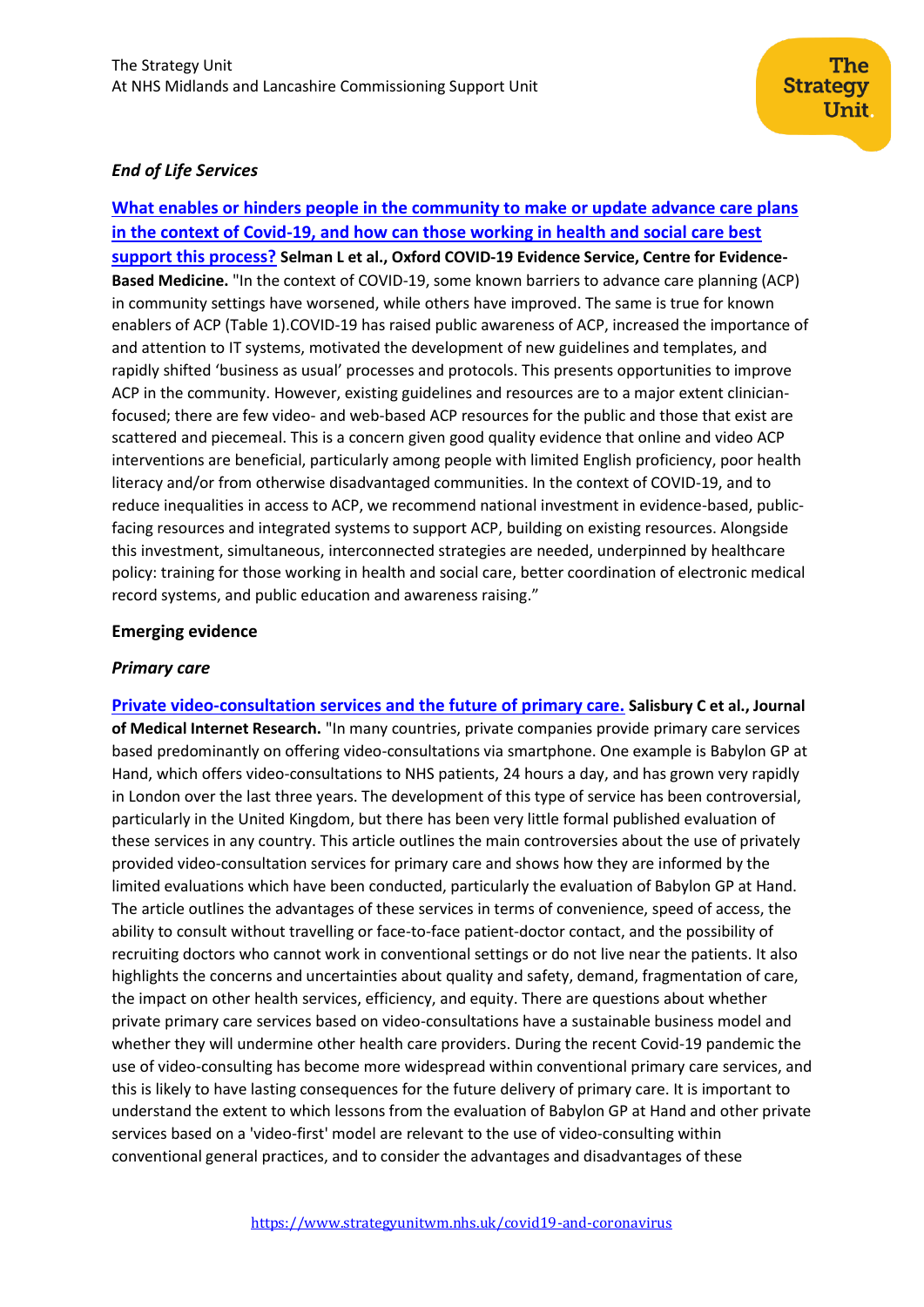*End of Life Services*

**[What enables or hinders people in the community to make or update advance care plans in the context of Covid-19, and how can those working in health and social care best support this process?](#) Selman L et al., Oxford COVID-19 Evidence Service, Centre for Evidence-Based Medicine.** "In the context of COVID-19, some known barriers to advance care planning (ACP) in community settings have worsened, while others have improved. The same is true for known enablers of ACP (Table 1).COVID-19 has raised public awareness of ACP, increased the importance of and attention to IT systems, motivated the development of new guidelines and templates, and rapidly shifted 'business as usual' processes and protocols. This presents opportunities to improve ACP in the community. However, existing guidelines and resources are to a major extent clinician-focused; there are few video- and web-based ACP resources for the public and those that exist are scattered and piecemeal. This is a concern given good quality evidence that online and video ACP interventions are beneficial, particularly among people with limited English proficiency, poor health literacy and/or from otherwise disadvantaged communities. In the context of COVID-19, and to reduce inequalities in access to ACP, we recommend national investment in evidence-based, public-facing resources and integrated systems to support ACP, building on existing resources. Alongside this investment, simultaneous, interconnected strategies are needed, underpinned by healthcare policy: training for those working in health and social care, better coordination of electronic medical record systems, and public education and awareness raising."

**Emerging evidence**

***Primary care***

**[Private video-consultation services and the future of primary care.](#) Salisbury C et al., Journal of Medical Internet Research.** "In many countries, private companies provide primary care services based predominantly on offering video-consultations via smartphone. One example is Babylon GP at Hand, which offers video-consultations to NHS patients, 24 hours a day, and has grown very rapidly in London over the last three years. The development of this type of service has been controversial, particularly in the United Kingdom, but there has been very little formal published evaluation of these services in any country. This article outlines the main controversies about the use of privately provided video-consultation services for primary care and shows how they are informed by the limited evaluations which have been conducted, particularly the evaluation of Babylon GP at Hand. The article outlines the advantages of these services in terms of convenience, speed of access, the ability to consult without travelling or face-to-face patient-doctor contact, and the possibility of recruiting doctors who cannot work in conventional settings or do not live near the patients. It also highlights the concerns and uncertainties about quality and safety, demand, fragmentation of care, the impact on other health services, efficiency, and equity. There are questions about whether private primary care services based on video-consultations have a sustainable business model and whether they will undermine other health care providers. During the recent Covid-19 pandemic the use of video-consulting has become more widespread within conventional primary care services, and this is likely to have lasting consequences for the future delivery of primary care. It is important to understand the extent to which lessons from the evaluation of Babylon GP at Hand and other private services based on a 'video-first' model are relevant to the use of video-consulting within conventional general practices, and to consider the advantages and disadvantages of these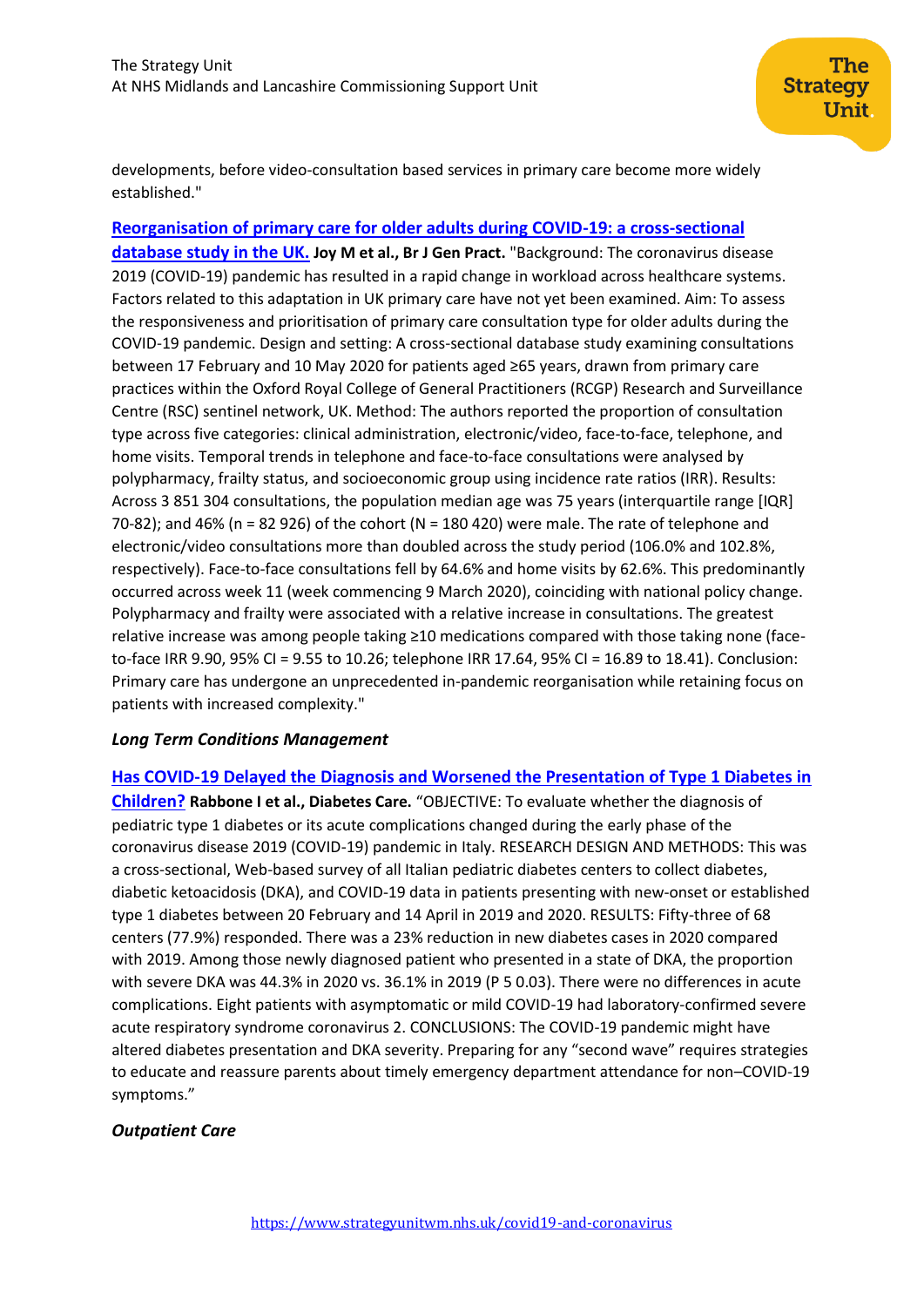developments, before video-consultation based services in primary care become more widely established."

**Reorganisation of primary care for older adults during COVID-19: a cross-sectional database study in the UK. Joy M et al., Br J Gen Pract.** "Background: The coronavirus disease 2019 (COVID-19) pandemic has resulted in a rapid change in workload across healthcare systems. Factors related to this adaptation in UK primary care have not yet been examined. Aim: To assess the responsiveness and prioritisation of primary care consultation type for older adults during the COVID-19 pandemic. Design and setting: A cross-sectional database study examining consultations between 17 February and 10 May 2020 for patients aged ≥65 years, drawn from primary care practices within the Oxford Royal College of General Practitioners (RCGP) Research and Surveillance Centre (RSC) sentinel network, UK. Method: The authors reported the proportion of consultation type across five categories: clinical administration, electronic/video, face-to-face, telephone, and home visits. Temporal trends in telephone and face-to-face consultations were analysed by polypharmacy, frailty status, and socioeconomic group using incidence rate ratios (IRR). Results: Across 3 851 304 consultations, the population median age was 75 years (interquartile range [IQR] 70-82); and 46% (n = 82 926) of the cohort (N = 180 420) were male. The rate of telephone and electronic/video consultations more than doubled across the study period (106.0% and 102.8%, respectively). Face-to-face consultations fell by 64.6% and home visits by 62.6%. This predominantly occurred across week 11 (week commencing 9 March 2020), coinciding with national policy change. Polypharmacy and frailty were associated with a relative increase in consultations. The greatest relative increase was among people taking ≥10 medications compared with those taking none (face-to-face IRR 9.90, 95% CI = 9.55 to 10.26; telephone IRR 17.64, 95% CI = 16.89 to 18.41). Conclusion: Primary care has undergone an unprecedented in-pandemic reorganisation while retaining focus on patients with increased complexity."

***Long Term Conditions Management***

**Has COVID-19 Delayed the Diagnosis and Worsened the Presentation of Type 1 Diabetes in Children? Rabbone I et al., Diabetes Care.** "OBJECTIVE: To evaluate whether the diagnosis of pediatric type 1 diabetes or its acute complications changed during the early phase of the coronavirus disease 2019 (COVID-19) pandemic in Italy. RESEARCH DESIGN AND METHODS: This was a cross-sectional, Web-based survey of all Italian pediatric diabetes centers to collect diabetes, diabetic ketoacidosis (DKA), and COVID-19 data in patients presenting with new-onset or established type 1 diabetes between 20 February and 14 April in 2019 and 2020. RESULTS: Fifty-three of 68 centers (77.9%) responded. There was a 23% reduction in new diabetes cases in 2020 compared with 2019. Among those newly diagnosed patient who presented in a state of DKA, the proportion with severe DKA was 44.3% in 2020 vs. 36.1% in 2019 (P 5 0.03). There were no differences in acute complications. Eight patients with asymptomatic or mild COVID-19 had laboratory-confirmed severe acute respiratory syndrome coronavirus 2. CONCLUSIONS: The COVID-19 pandemic might have altered diabetes presentation and DKA severity. Preparing for any "second wave" requires strategies to educate and reassure parents about timely emergency department attendance for non–COVID-19 symptoms."

***Outpatient Care***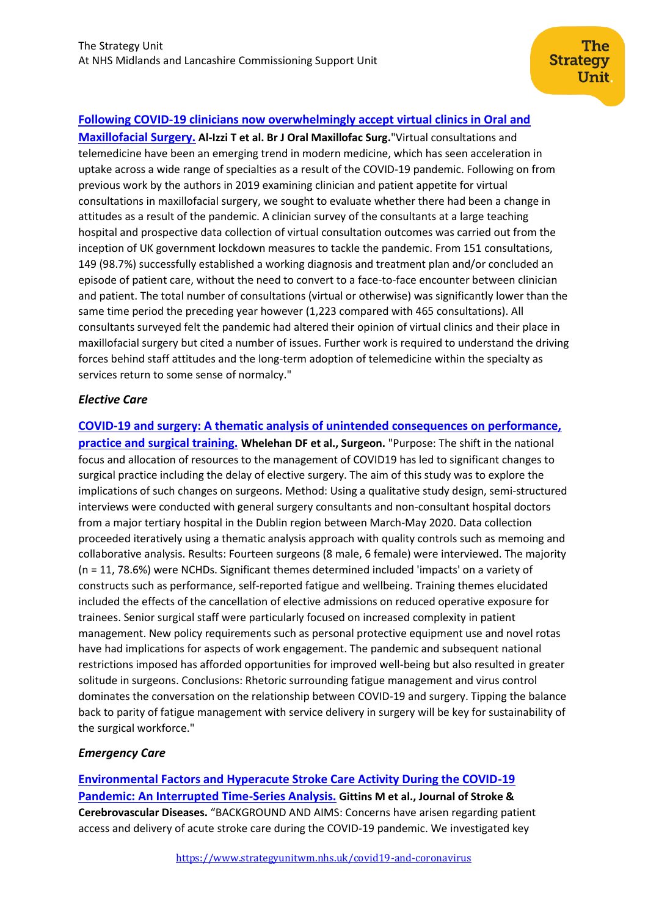**Following COVID-19 clinicians now overwhelmingly accept virtual clinics in Oral and Maxillofacial Surgery.** **Al-Izzi T et al. Br J Oral Maxillofac Surg.** "Virtual consultations and telemedicine have been an emerging trend in modern medicine, which has seen acceleration in uptake across a wide range of specialties as a result of the COVID-19 pandemic. Following on from previous work by the authors in 2019 examining clinician and patient appetite for virtual consultations in maxillofacial surgery, we sought to evaluate whether there had been a change in attitudes as a result of the pandemic. A clinician survey of the consultants at a large teaching hospital and prospective data collection of virtual consultation outcomes was carried out from the inception of UK government lockdown measures to tackle the pandemic. From 151 consultations, 149 (98.7%) successfully established a working diagnosis and treatment plan and/or concluded an episode of patient care, without the need to convert to a face-to-face encounter between clinician and patient. The total number of consultations (virtual or otherwise) was significantly lower than the same time period the preceding year however (1,223 compared with 465 consultations). All consultants surveyed felt the pandemic had altered their opinion of virtual clinics and their place in maxillofacial surgery but cited a number of issues. Further work is required to understand the driving forces behind staff attitudes and the long-term adoption of telemedicine within the specialty as services return to some sense of normalcy."

### *Elective Care*

**COVID-19 and surgery: A thematic analysis of unintended consequences on performance, practice and surgical training.** **Whelehan DF et al., Surgeon.** "Purpose: The shift in the national focus and allocation of resources to the management of COVID19 has led to significant changes to surgical practice including the delay of elective surgery. The aim of this study was to explore the implications of such changes on surgeons. Method: Using a qualitative study design, semi-structured interviews were conducted with general surgery consultants and non-consultant hospital doctors from a major tertiary hospital in the Dublin region between March-May 2020. Data collection proceeded iteratively using a thematic analysis approach with quality controls such as memoing and collaborative analysis. Results: Fourteen surgeons (8 male, 6 female) were interviewed. The majority (n = 11, 78.6%) were NCHDs. Significant themes determined included 'impacts' on a variety of constructs such as performance, self-reported fatigue and wellbeing. Training themes elucidated included the effects of the cancellation of elective admissions on reduced operative exposure for trainees. Senior surgical staff were particularly focused on increased complexity in patient management. New policy requirements such as personal protective equipment use and novel rotas have had implications for aspects of work engagement. The pandemic and subsequent national restrictions imposed has afforded opportunities for improved well-being but also resulted in greater solitude in surgeons. Conclusions: Rhetoric surrounding fatigue management and virus control dominates the conversation on the relationship between COVID-19 and surgery. Tipping the balance back to parity of fatigue management with service delivery in surgery will be key for sustainability of the surgical workforce."

### *Emergency Care*

**Environmental Factors and Hyperacute Stroke Care Activity During the COVID-19 Pandemic: An Interrupted Time-Series Analysis.** **Gittins M et al., Journal of Stroke & Cerebrovascular Diseases.** "BACKGROUND AND AIMS: Concerns have arisen regarding patient access and delivery of acute stroke care during the COVID-19 pandemic. We investigated key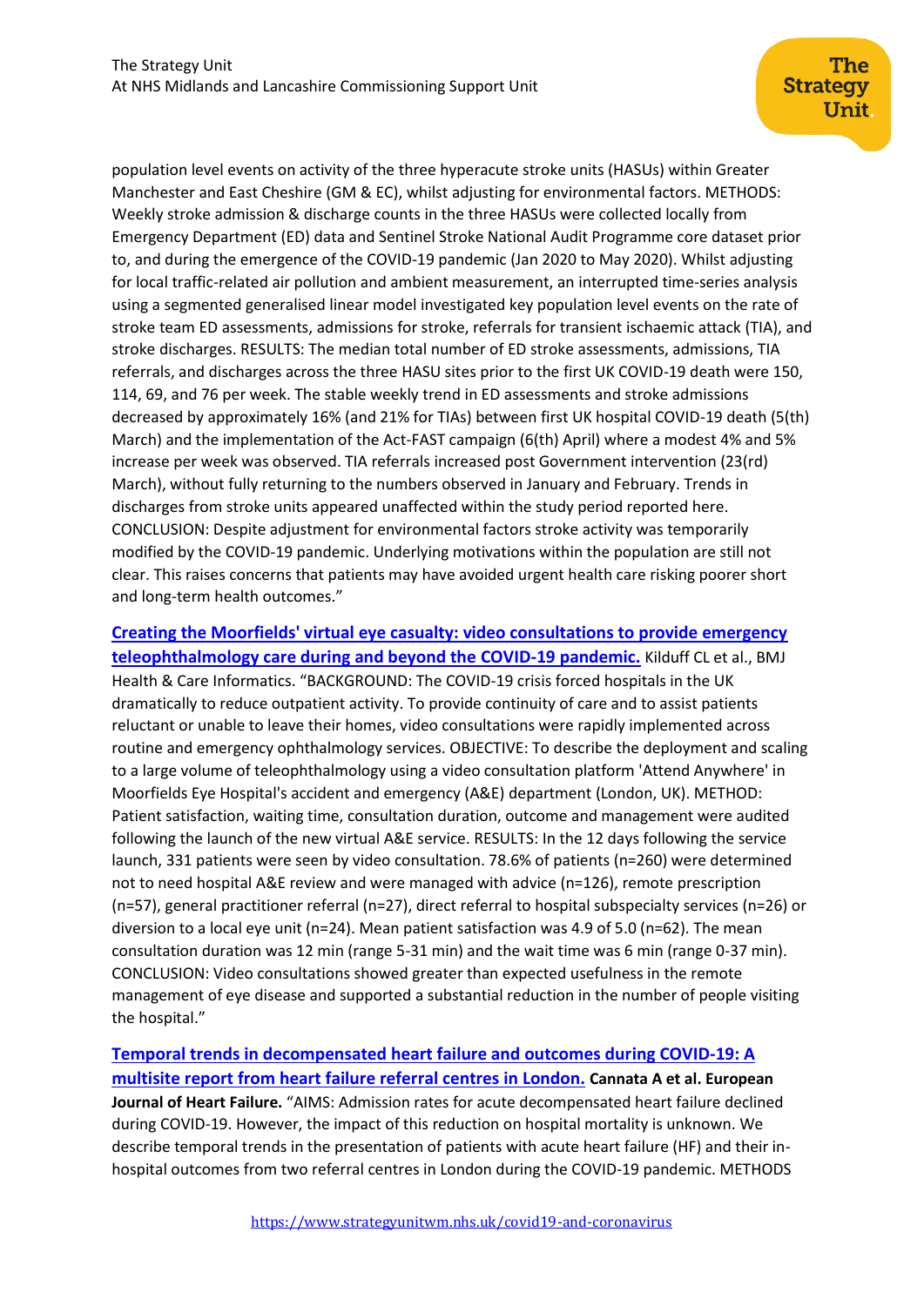population level events on activity of the three hyperacute stroke units (HASUs) within Greater Manchester and East Cheshire (GM & EC), whilst adjusting for environmental factors. METHODS: Weekly stroke admission & discharge counts in the three HASUs were collected locally from Emergency Department (ED) data and Sentinel Stroke National Audit Programme core dataset prior to, and during the emergence of the COVID-19 pandemic (Jan 2020 to May 2020). Whilst adjusting for local traffic-related air pollution and ambient measurement, an interrupted time-series analysis using a segmented generalised linear model investigated key population level events on the rate of stroke team ED assessments, admissions for stroke, referrals for transient ischaemic attack (TIA), and stroke discharges. RESULTS: The median total number of ED stroke assessments, admissions, TIA referrals, and discharges across the three HASU sites prior to the first UK COVID-19 death were 150, 114, 69, and 76 per week. The stable weekly trend in ED assessments and stroke admissions decreased by approximately 16% (and 21% for TIAs) between first UK hospital COVID-19 death (5(th) March) and the implementation of the Act-FAST campaign (6(th) April) where a modest 4% and 5% increase per week was observed. TIA referrals increased post Government intervention (23(rd) March), without fully returning to the numbers observed in January and February. Trends in discharges from stroke units appeared unaffected within the study period reported here. CONCLUSION: Despite adjustment for environmental factors stroke activity was temporarily modified by the COVID-19 pandemic. Underlying motivations within the population are still not clear. This raises concerns that patients may have avoided urgent health care risking poorer short and long-term health outcomes."

**[Creating the Moorfields' virtual eye casualty: video consultations to provide emergency teleophthalmology care during and beyond the COVID-19 pandemic.]()** Kilduff CL et al., BMJ Health & Care Informatics. "BACKGROUND: The COVID-19 crisis forced hospitals in the UK dramatically to reduce outpatient activity. To provide continuity of care and to assist patients reluctant or unable to leave their homes, video consultations were rapidly implemented across routine and emergency ophthalmology services. OBJECTIVE: To describe the deployment and scaling to a large volume of teleophthalmology using a video consultation platform 'Attend Anywhere' in Moorfields Eye Hospital's accident and emergency (A&E) department (London, UK). METHOD: Patient satisfaction, waiting time, consultation duration, outcome and management were audited following the launch of the new virtual A&E service. RESULTS: In the 12 days following the service launch, 331 patients were seen by video consultation. 78.6% of patients (n=260) were determined not to need hospital A&E review and were managed with advice (n=126), remote prescription (n=57), general practitioner referral (n=27), direct referral to hospital subspecialty services (n=26) or diversion to a local eye unit (n=24). Mean patient satisfaction was 4.9 of 5.0 (n=62). The mean consultation duration was 12 min (range 5-31 min) and the wait time was 6 min (range 0-37 min). CONCLUSION: Video consultations showed greater than expected usefulness in the remote management of eye disease and supported a substantial reduction in the number of people visiting the hospital."

**[Temporal trends in decompensated heart failure and outcomes during COVID-19: A multisite report from heart failure referral centres in London.]()** **Cannata A et al. European Journal of Heart Failure.** "AIMS: Admission rates for acute decompensated heart failure declined during COVID-19. However, the impact of this reduction on hospital mortality is unknown. We describe temporal trends in the presentation of patients with acute heart failure (HF) and their in-hospital outcomes from two referral centres in London during the COVID-19 pandemic. METHODS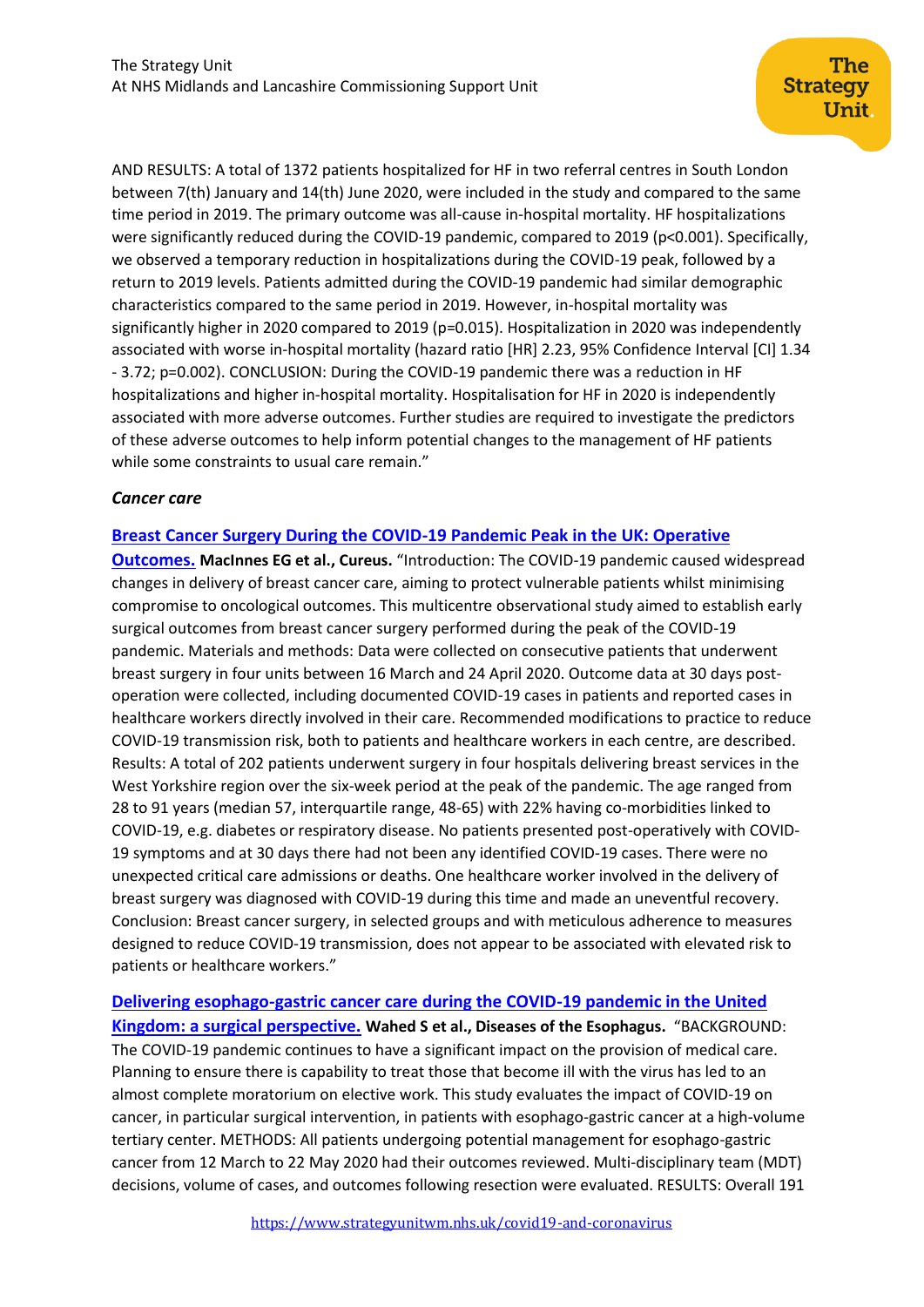AND RESULTS: A total of 1372 patients hospitalized for HF in two referral centres in South London between 7(th) January and 14(th) June 2020, were included in the study and compared to the same time period in 2019. The primary outcome was all-cause in-hospital mortality. HF hospitalizations were significantly reduced during the COVID-19 pandemic, compared to 2019 ($p<0.001$). Specifically, we observed a temporary reduction in hospitalizations during the COVID-19 peak, followed by a return to 2019 levels. Patients admitted during the COVID-19 pandemic had similar demographic characteristics compared to the same period in 2019. However, in-hospital mortality was significantly higher in 2020 compared to 2019 ($p=0.015$). Hospitalization in 2020 was independently associated with worse in-hospital mortality (hazard ratio [HR] 2.23, 95% Confidence Interval [CI] 1.34 - 3.72; $p=0.002$). CONCLUSION: During the COVID-19 pandemic there was a reduction in HF hospitalizations and higher in-hospital mortality. Hospitalisation for HF in 2020 is independently associated with more adverse outcomes. Further studies are required to investigate the predictors of these adverse outcomes to help inform potential changes to the management of HF patients while some constraints to usual care remain."

***Cancer care***

**Breast Cancer Surgery During the COVID-19 Pandemic Peak in the UK: Operative Outcomes. MacInnes EG et al., Cureus.** "Introduction: The COVID-19 pandemic caused widespread changes in delivery of breast cancer care, aiming to protect vulnerable patients whilst minimising compromise to oncological outcomes. This multicentre observational study aimed to establish early surgical outcomes from breast cancer surgery performed during the peak of the COVID-19 pandemic. Materials and methods: Data were collected on consecutive patients that underwent breast surgery in four units between 16 March and 24 April 2020. Outcome data at 30 days post-operation were collected, including documented COVID-19 cases in patients and reported cases in healthcare workers directly involved in their care. Recommended modifications to practice to reduce COVID-19 transmission risk, both to patients and healthcare workers in each centre, are described. Results: A total of 202 patients underwent surgery in four hospitals delivering breast services in the West Yorkshire region over the six-week period at the peak of the pandemic. The age ranged from 28 to 91 years (median 57, interquartile range, 48-65) with 22% having co-morbidities linked to COVID-19, e.g. diabetes or respiratory disease. No patients presented post-operatively with COVID-19 symptoms and at 30 days there had not been any identified COVID-19 cases. There were no unexpected critical care admissions or deaths. One healthcare worker involved in the delivery of breast surgery was diagnosed with COVID-19 during this time and made an uneventful recovery. Conclusion: Breast cancer surgery, in selected groups and with meticulous adherence to measures designed to reduce COVID-19 transmission, does not appear to be associated with elevated risk to patients or healthcare workers."

**Delivering esophago-gastric cancer care during the COVID-19 pandemic in the United Kingdom: a surgical perspective. Wahed S et al., Diseases of the Esophagus.** "BACKGROUND: The COVID-19 pandemic continues to have a significant impact on the provision of medical care. Planning to ensure there is capability to treat those that become ill with the virus has led to an almost complete moratorium on elective work. This study evaluates the impact of COVID-19 on cancer, in particular surgical intervention, in patients with esophago-gastric cancer at a high-volume tertiary center. METHODS: All patients undergoing potential management for esophago-gastric cancer from 12 March to 22 May 2020 had their outcomes reviewed. Multi-disciplinary team (MDT) decisions, volume of cases, and outcomes following resection were evaluated. RESULTS: Overall 191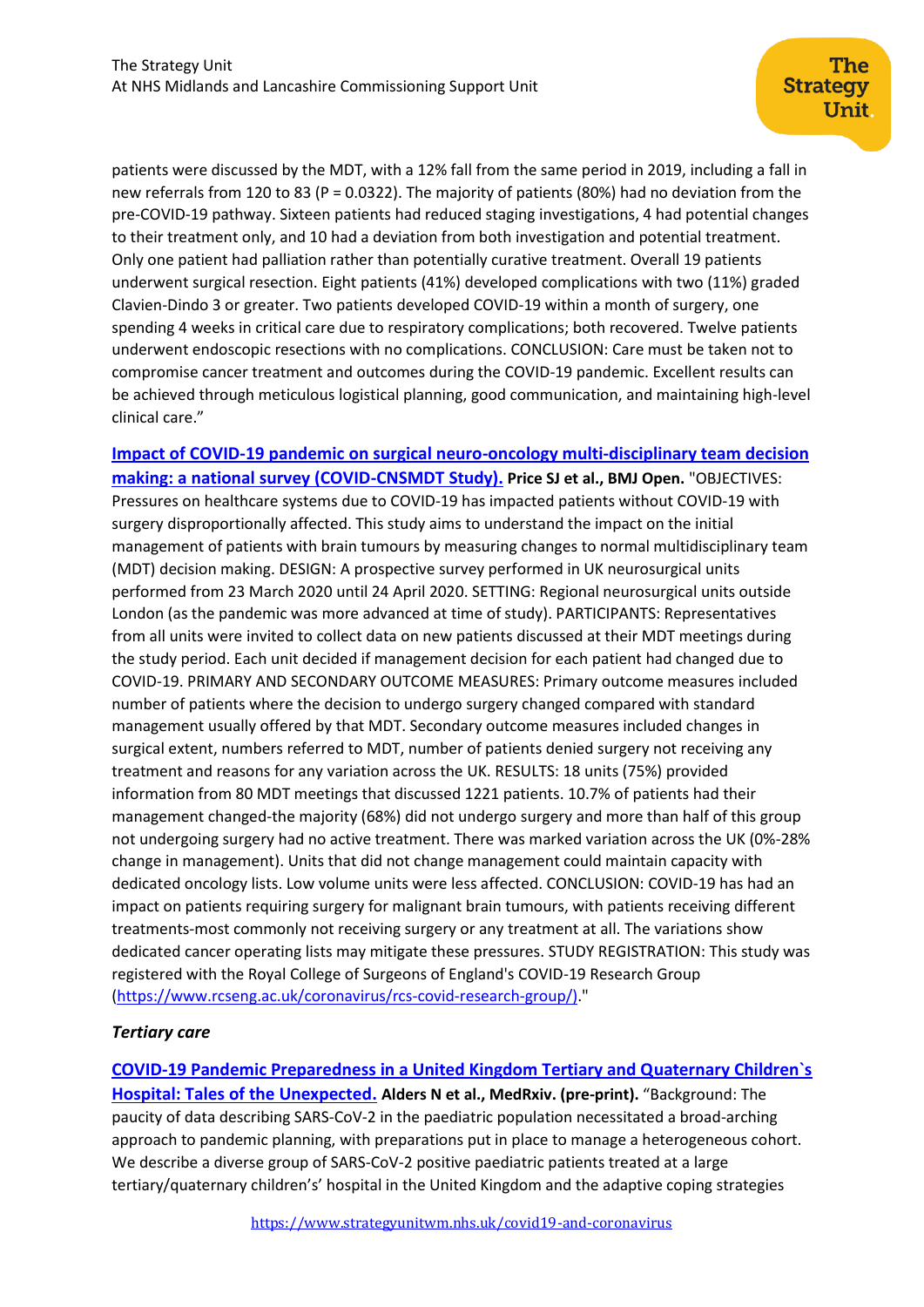patients were discussed by the MDT, with a 12% fall from the same period in 2019, including a fall in new referrals from 120 to 83 (P = 0.0322). The majority of patients (80%) had no deviation from the pre-COVID-19 pathway. Sixteen patients had reduced staging investigations, 4 had potential changes to their treatment only, and 10 had a deviation from both investigation and potential treatment. Only one patient had palliation rather than potentially curative treatment. Overall 19 patients underwent surgical resection. Eight patients (41%) developed complications with two (11%) graded Clavien-Dindo 3 or greater. Two patients developed COVID-19 within a month of surgery, one spending 4 weeks in critical care due to respiratory complications; both recovered. Twelve patients underwent endoscopic resections with no complications. CONCLUSION: Care must be taken not to compromise cancer treatment and outcomes during the COVID-19 pandemic. Excellent results can be achieved through meticulous logistical planning, good communication, and maintaining high-level clinical care."

**Impact of COVID-19 pandemic on surgical neuro-oncology multi-disciplinary team decision making: a national survey (COVID-CNSMDT Study).** **Price SJ et al., BMJ Open.** "OBJECTIVES: Pressures on healthcare systems due to COVID-19 has impacted patients without COVID-19 with surgery disproportionally affected. This study aims to understand the impact on the initial management of patients with brain tumours by measuring changes to normal multidisciplinary team (MDT) decision making. DESIGN: A prospective survey performed in UK neurosurgical units performed from 23 March 2020 until 24 April 2020. SETTING: Regional neurosurgical units outside London (as the pandemic was more advanced at time of study). PARTICIPANTS: Representatives from all units were invited to collect data on new patients discussed at their MDT meetings during the study period. Each unit decided if management decision for each patient had changed due to COVID-19. PRIMARY AND SECONDARY OUTCOME MEASURES: Primary outcome measures included number of patients where the decision to undergo surgery changed compared with standard management usually offered by that MDT. Secondary outcome measures included changes in surgical extent, numbers referred to MDT, number of patients denied surgery not receiving any treatment and reasons for any variation across the UK. RESULTS: 18 units (75%) provided information from 80 MDT meetings that discussed 1221 patients. 10.7% of patients had their management changed-the majority (68%) did not undergo surgery and more than half of this group not undergoing surgery had no active treatment. There was marked variation across the UK (0%-28% change in management). Units that did not change management could maintain capacity with dedicated oncology lists. Low volume units were less affected. CONCLUSION: COVID-19 has had an impact on patients requiring surgery for malignant brain tumours, with patients receiving different treatments-most commonly not receiving surgery or any treatment at all. The variations show dedicated cancer operating lists may mitigate these pressures. STUDY REGISTRATION: This study was registered with the Royal College of Surgeons of England's COVID-19 Research Group (https://www.rcseng.ac.uk/coronavirus/rcs-covid-research-group/)."

### *Tertiary care*

**COVID-19 Pandemic Preparedness in a United Kingdom Tertiary and Quaternary Children`s Hospital: Tales of the Unexpected.** **Alders N et al., MedRxiv. (pre-print).** "Background: The paucity of data describing SARS-CoV-2 in the paediatric population necessitated a broad-arching approach to pandemic planning, with preparations put in place to manage a heterogeneous cohort. We describe a diverse group of SARS-CoV-2 positive paediatric patients treated at a large tertiary/quaternary children's' hospital in the United Kingdom and the adaptive coping strategies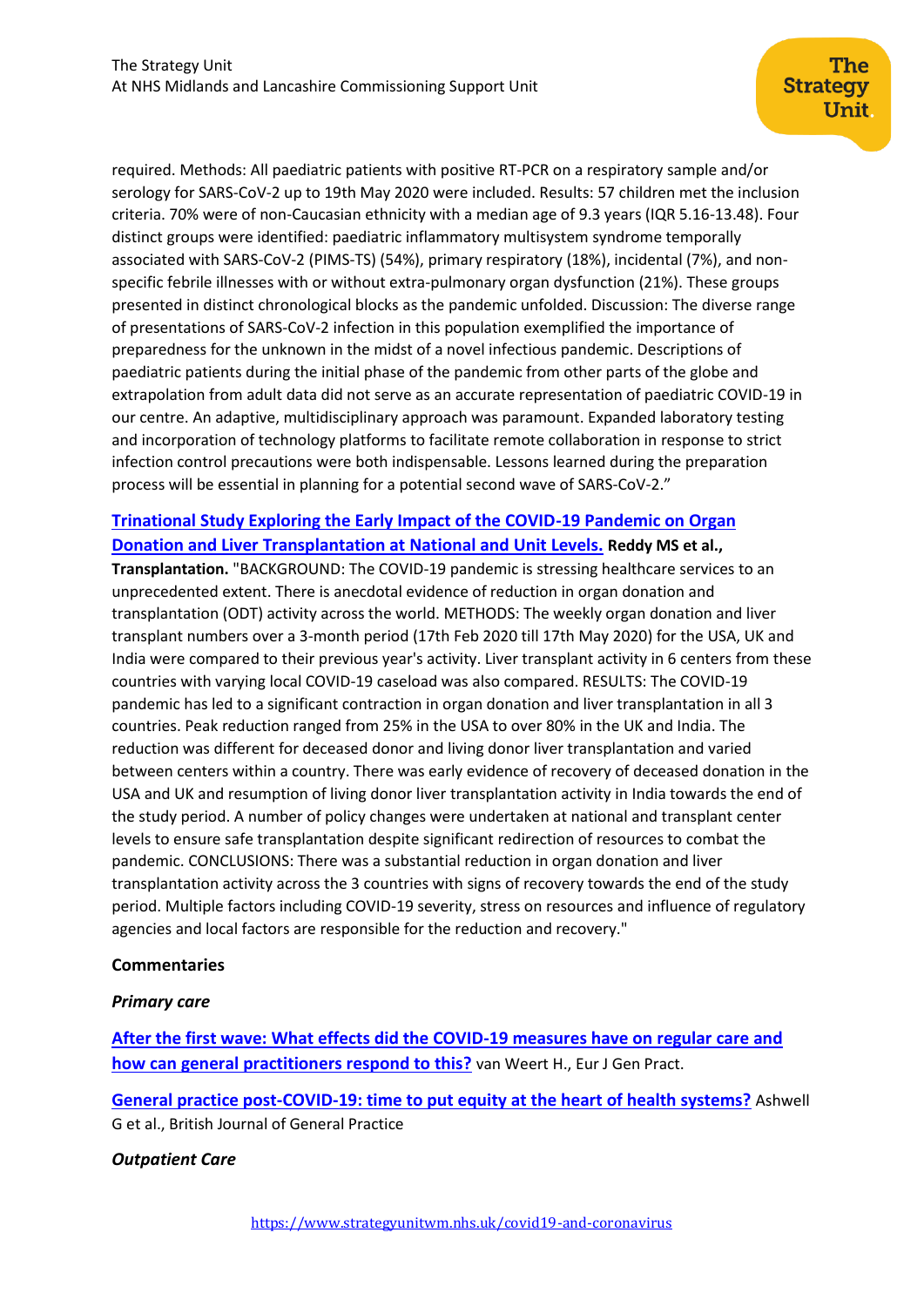required. Methods: All paediatric patients with positive RT-PCR on a respiratory sample and/or serology for SARS-CoV-2 up to 19th May 2020 were included. Results: 57 children met the inclusion criteria. 70% were of non-Caucasian ethnicity with a median age of 9.3 years (IQR 5.16-13.48). Four distinct groups were identified: paediatric inflammatory multisystem syndrome temporally associated with SARS-CoV-2 (PIMS-TS) (54%), primary respiratory (18%), incidental (7%), and non-specific febrile illnesses with or without extra-pulmonary organ dysfunction (21%). These groups presented in distinct chronological blocks as the pandemic unfolded. Discussion: The diverse range of presentations of SARS-CoV-2 infection in this population exemplified the importance of preparedness for the unknown in the midst of a novel infectious pandemic. Descriptions of paediatric patients during the initial phase of the pandemic from other parts of the globe and extrapolation from adult data did not serve as an accurate representation of paediatric COVID-19 in our centre. An adaptive, multidisciplinary approach was paramount. Expanded laboratory testing and incorporation of technology platforms to facilitate remote collaboration in response to strict infection control precautions were both indispensable. Lessons learned during the preparation process will be essential in planning for a potential second wave of SARS-CoV-2."

**Trinational Study Exploring the Early Impact of the COVID-19 Pandemic on Organ Donation and Liver Transplantation at National and Unit Levels.** **Reddy MS et al., Transplantation.** "BACKGROUND: The COVID-19 pandemic is stressing healthcare services to an unprecedented extent. There is anecdotal evidence of reduction in organ donation and transplantation (ODT) activity across the world. METHODS: The weekly organ donation and liver transplant numbers over a 3-month period (17th Feb 2020 till 17th May 2020) for the USA, UK and India were compared to their previous year's activity. Liver transplant activity in 6 centers from these countries with varying local COVID-19 caseload was also compared. RESULTS: The COVID-19 pandemic has led to a significant contraction in organ donation and liver transplantation in all 3 countries. Peak reduction ranged from 25% in the USA to over 80% in the UK and India. The reduction was different for deceased donor and living donor liver transplantation and varied between centers within a country. There was early evidence of recovery of deceased donation in the USA and UK and resumption of living donor liver transplantation activity in India towards the end of the study period. A number of policy changes were undertaken at national and transplant center levels to ensure safe transplantation despite significant redirection of resources to combat the pandemic. CONCLUSIONS: There was a substantial reduction in organ donation and liver transplantation activity across the 3 countries with signs of recovery towards the end of the study period. Multiple factors including COVID-19 severity, stress on resources and influence of regulatory agencies and local factors are responsible for the reduction and recovery."

**Commentaries**

***Primary care***

**After the first wave: What effects did the COVID-19 measures have on regular care and how can general practitioners respond to this?** van Weert H., Eur J Gen Pract.

**General practice post-COVID-19: time to put equity at the heart of health systems?** Ashwell G et al., British Journal of General Practice

***Outpatient Care***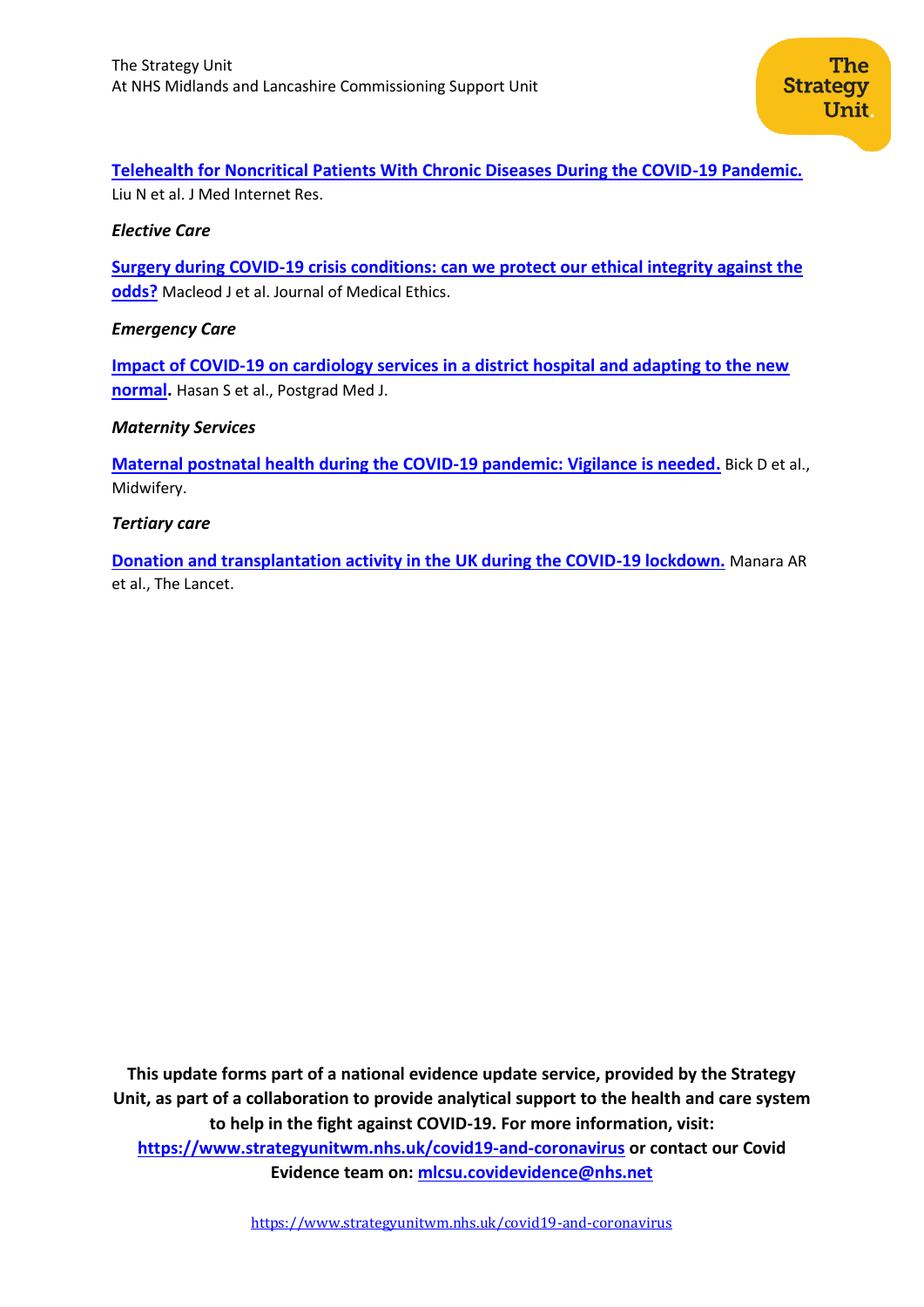**Telehealth for Noncritical Patients With Chronic Diseases During the COVID-19 Pandemic.** Liu N et al. J Med Internet Res.

***Elective Care***

**Surgery during COVID-19 crisis conditions: can we protect our ethical integrity against the odds?** Macleod J et al. Journal of Medical Ethics.

***Emergency Care***

**Impact of COVID-19 on cardiology services in a district hospital and adapting to the new normal.** Hasan S et al., Postgrad Med J.

***Maternity Services***

**Maternal postnatal health during the COVID-19 pandemic: Vigilance is needed.** Bick D et al., Midwifery.

***Tertiary care***

**Donation and transplantation activity in the UK during the COVID-19 lockdown.** Manara AR et al., The Lancet.

**This update forms part of a national evidence update service, provided by the Strategy Unit, as part of a collaboration to provide analytical support to the health and care system to help in the fight against COVID-19. For more information, visit: https://www.strategyunitwm.nhs.uk/covid19-and-coronavirus or contact our Covid Evidence team on: mlcsu.covidevidence@nhs.net**